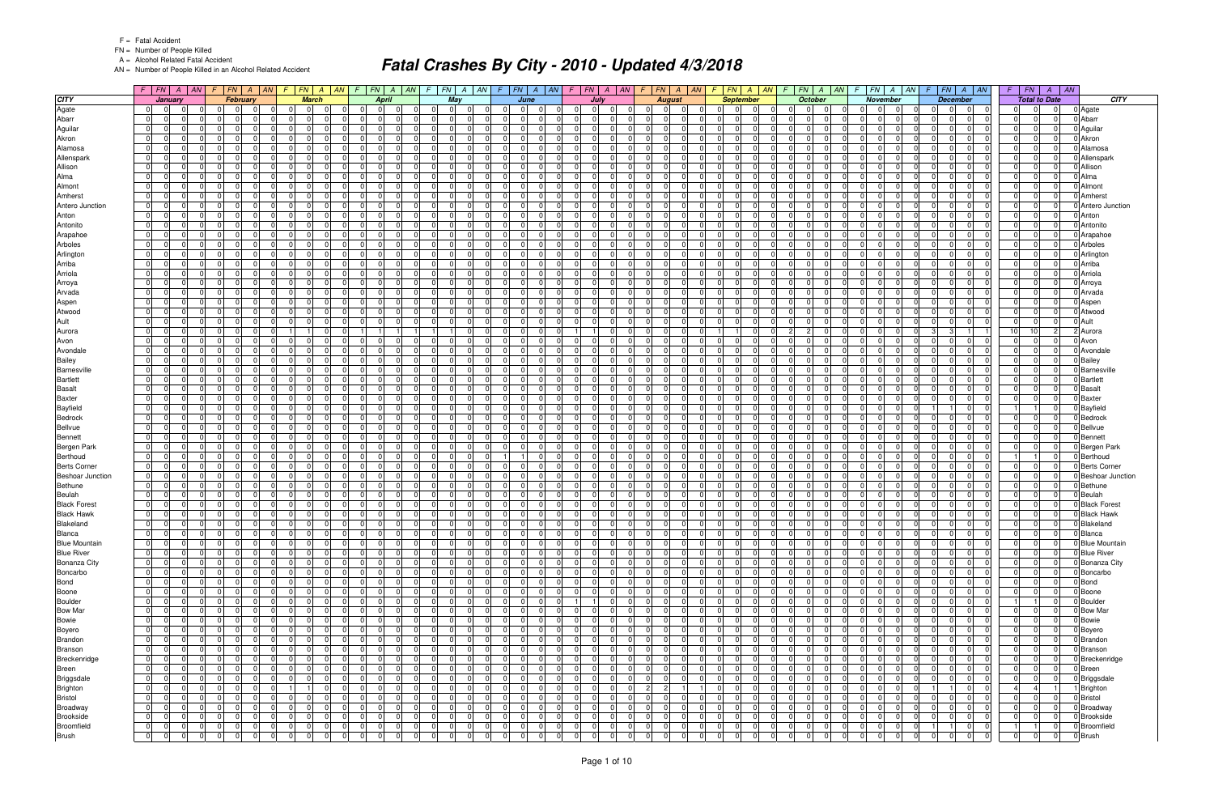F = Fatal Accident

FN = Number of People Killed

A = Alcohol Related Fatal Accident

AN = Number of People Killed in an Alcohol Related Accident

# Fatal Crashes By City - 2010 - Updated 4/3/2018

| CITY | January | | | | February | | | | March | | | | April | | | | May | | | | June | | | | July | | | | August | | | | September | | | | October | | | | November | | | | December | | | | Total to Date | | | | CITY |
|---|---|---|---|---|---|---|---|---|---|---|---|---|---|---|---|---|---|---|---|---|---|---|---|---|---|---|---|---|---|---|---|---|---|---|---|---|---|---|---|---|---|---|---|---|---|---|---|---|---|---|---|---|---|
| | F | FN | A | AN | F | FN | A | AN | F | FN | A | AN | F | FN | A | AN | F | FN | A | AN | F | FN | A | AN | F | FN | A | AN | F | FN | A | AN | F | FN | A | AN | F | FN | A | AN | F | FN | A | AN | F | FN | A | AN | F | FN | A | AN | |
| Agate | 0 | 0 | 0 | 0 | 0 | 0 | 0 | 0 | 0 | 0 | 0 | 0 | 0 | 0 | 0 | 0 | 0 | 0 | 0 | 0 | 0 | 0 | 0 | 0 | 0 | 0 | 0 | 0 | 0 | 0 | 0 | 0 | 0 | 0 | 0 | 0 | 0 | 0 | 0 | 0 | 0 | 0 | 0 | 0 | 0 | 0 | 0 | 0 | 0 | 0 | 0 | 0 | Agate |
| Abarr | 0 | 0 | 0 | 0 | 0 | 0 | 0 | 0 | 0 | 0 | 0 | 0 | 0 | 0 | 0 | 0 | 0 | 0 | 0 | 0 | 0 | 0 | 0 | 0 | 0 | 0 | 0 | 0 | 0 | 0 | 0 | 0 | 0 | 0 | 0 | 0 | 0 | 0 | 0 | 0 | 0 | 0 | 0 | 0 | 0 | 0 | 0 | 0 | 0 | 0 | 0 | 0 | Abarr |
| Aguilar | 0 | 0 | 0 | 0 | 0 | 0 | 0 | 0 | 0 | 0 | 0 | 0 | 0 | 0 | 0 | 0 | 0 | 0 | 0 | 0 | 0 | 0 | 0 | 0 | 0 | 0 | 0 | 0 | 0 | 0 | 0 | 0 | 0 | 0 | 0 | 0 | 0 | 0 | 0 | 0 | 0 | 0 | 0 | 0 | 0 | 0 | 0 | 0 | 0 | 0 | 0 | 0 | Aguilar |
| Akron | 0 | 0 | 0 | 0 | 0 | 0 | 0 | 0 | 0 | 0 | 0 | 0 | 0 | 0 | 0 | 0 | 0 | 0 | 0 | 0 | 0 | 0 | 0 | 0 | 0 | 0 | 0 | 0 | 0 | 0 | 0 | 0 | 0 | 0 | 0 | 0 | 0 | 0 | 0 | 0 | 0 | 0 | 0 | 0 | 0 | 0 | 0 | 0 | 0 | 0 | 0 | 0 | Akron |
| Alamosa | 0 | 0 | 0 | 0 | 0 | 0 | 0 | 0 | 0 | 0 | 0 | 0 | 0 | 0 | 0 | 0 | 0 | 0 | 0 | 0 | 0 | 0 | 0 | 0 | 0 | 0 | 0 | 0 | 0 | 0 | 0 | 0 | 0 | 0 | 0 | 0 | 0 | 0 | 0 | 0 | 0 | 0 | 0 | 0 | 0 | 0 | 0 | 0 | 0 | 0 | 0 | 0 | Alamosa |
| Allenspark | 0 | 0 | 0 | 0 | 0 | 0 | 0 | 0 | 0 | 0 | 0 | 0 | 0 | 0 | 0 | 0 | 0 | 0 | 0 | 0 | 0 | 0 | 0 | 0 | 0 | 0 | 0 | 0 | 0 | 0 | 0 | 0 | 0 | 0 | 0 | 0 | 0 | 0 | 0 | 0 | 0 | 0 | 0 | 0 | 0 | 0 | 0 | 0 | 0 | 0 | 0 | 0 | Allenspark |
| Allison | 0 | 0 | 0 | 0 | 0 | 0 | 0 | 0 | 0 | 0 | 0 | 0 | 0 | 0 | 0 | 0 | 0 | 0 | 0 | 0 | 0 | 0 | 0 | 0 | 0 | 0 | 0 | 0 | 0 | 0 | 0 | 0 | 0 | 0 | 0 | 0 | 0 | 0 | 0 | 0 | 0 | 0 | 0 | 0 | 0 | 0 | 0 | 0 | 0 | 0 | 0 | 0 | Allison |
| Alma | 0 | 0 | 0 | 0 | 0 | 0 | 0 | 0 | 0 | 0 | 0 | 0 | 0 | 0 | 0 | 0 | 0 | 0 | 0 | 0 | 0 | 0 | 0 | 0 | 0 | 0 | 0 | 0 | 0 | 0 | 0 | 0 | 0 | 0 | 0 | 0 | 0 | 0 | 0 | 0 | 0 | 0 | 0 | 0 | 0 | 0 | 0 | 0 | 0 | 0 | 0 | 0 | Alma |
| Almont | 0 | 0 | 0 | 0 | 0 | 0 | 0 | 0 | 0 | 0 | 0 | 0 | 0 | 0 | 0 | 0 | 0 | 0 | 0 | 0 | 0 | 0 | 0 | 0 | 0 | 0 | 0 | 0 | 0 | 0 | 0 | 0 | 0 | 0 | 0 | 0 | 0 | 0 | 0 | 0 | 0 | 0 | 0 | 0 | 0 | 0 | 0 | 0 | 0 | 0 | 0 | 0 | Almont |
| Amherst | 0 | 0 | 0 | 0 | 0 | 0 | 0 | 0 | 0 | 0 | 0 | 0 | 0 | 0 | 0 | 0 | 0 | 0 | 0 | 0 | 0 | 0 | 0 | 0 | 0 | 0 | 0 | 0 | 0 | 0 | 0 | 0 | 0 | 0 | 0 | 0 | 0 | 0 | 0 | 0 | 0 | 0 | 0 | 0 | 0 | 0 | 0 | 0 | 0 | 0 | 0 | 0 | Amherst |
| Antero Junction | 0 | 0 | 0 | 0 | 0 | 0 | 0 | 0 | 0 | 0 | 0 | 0 | 0 | 0 | 0 | 0 | 0 | 0 | 0 | 0 | 0 | 0 | 0 | 0 | 0 | 0 | 0 | 0 | 0 | 0 | 0 | 0 | 0 | 0 | 0 | 0 | 0 | 0 | 0 | 0 | 0 | 0 | 0 | 0 | 0 | 0 | 0 | 0 | 0 | 0 | 0 | 0 | Antero Junction |
| Anton | 0 | 0 | 0 | 0 | 0 | 0 | 0 | 0 | 0 | 0 | 0 | 0 | 0 | 0 | 0 | 0 | 0 | 0 | 0 | 0 | 0 | 0 | 0 | 0 | 0 | 0 | 0 | 0 | 0 | 0 | 0 | 0 | 0 | 0 | 0 | 0 | 0 | 0 | 0 | 0 | 0 | 0 | 0 | 0 | 0 | 0 | 0 | 0 | 0 | 0 | 0 | 0 | Anton |
| Antonito | 0 | 0 | 0 | 0 | 0 | 0 | 0 | 0 | 0 | 0 | 0 | 0 | 0 | 0 | 0 | 0 | 0 | 0 | 0 | 0 | 0 | 0 | 0 | 0 | 0 | 0 | 0 | 0 | 0 | 0 | 0 | 0 | 0 | 0 | 0 | 0 | 0 | 0 | 0 | 0 | 0 | 0 | 0 | 0 | 0 | 0 | 0 | 0 | 0 | 0 | 0 | 0 | Antonito |
| Arapahoe | 0 | 0 | 0 | 0 | 0 | 0 | 0 | 0 | 0 | 0 | 0 | 0 | 0 | 0 | 0 | 0 | 0 | 0 | 0 | 0 | 0 | 0 | 0 | 0 | 0 | 0 | 0 | 0 | 0 | 0 | 0 | 0 | 0 | 0 | 0 | 0 | 0 | 0 | 0 | 0 | 0 | 0 | 0 | 0 | 0 | 0 | 0 | 0 | 0 | 0 | 0 | 0 | Arapahoe |
| Arboles | 0 | 0 | 0 | 0 | 0 | 0 | 0 | 0 | 0 | 0 | 0 | 0 | 0 | 0 | 0 | 0 | 0 | 0 | 0 | 0 | 0 | 0 | 0 | 0 | 0 | 0 | 0 | 0 | 0 | 0 | 0 | 0 | 0 | 0 | 0 | 0 | 0 | 0 | 0 | 0 | 0 | 0 | 0 | 0 | 0 | 0 | 0 | 0 | 0 | 0 | 0 | 0 | Arboles |
| Arlington | 0 | 0 | 0 | 0 | 0 | 0 | 0 | 0 | 0 | 0 | 0 | 0 | 0 | 0 | 0 | 0 | 0 | 0 | 0 | 0 | 0 | 0 | 0 | 0 | 0 | 0 | 0 | 0 | 0 | 0 | 0 | 0 | 0 | 0 | 0 | 0 | 0 | 0 | 0 | 0 | 0 | 0 | 0 | 0 | 0 | 0 | 0 | 0 | 0 | 0 | 0 | 0 | Arlington |
| Arriba | 0 | 0 | 0 | 0 | 0 | 0 | 0 | 0 | 0 | 0 | 0 | 0 | 0 | 0 | 0 | 0 | 0 | 0 | 0 | 0 | 0 | 0 | 0 | 0 | 0 | 0 | 0 | 0 | 0 | 0 | 0 | 0 | 0 | 0 | 0 | 0 | 0 | 0 | 0 | 0 | 0 | 0 | 0 | 0 | 0 | 0 | 0 | 0 | 0 | 0 | 0 | 0 | Arriba |
| Arriola | 0 | 0 | 0 | 0 | 0 | 0 | 0 | 0 | 0 | 0 | 0 | 0 | 0 | 0 | 0 | 0 | 0 | 0 | 0 | 0 | 0 | 0 | 0 | 0 | 0 | 0 | 0 | 0 | 0 | 0 | 0 | 0 | 0 | 0 | 0 | 0 | 0 | 0 | 0 | 0 | 0 | 0 | 0 | 0 | 0 | 0 | 0 | 0 | 0 | 0 | 0 | 0 | Arriola |
| Arroya | 0 | 0 | 0 | 0 | 0 | 0 | 0 | 0 | 0 | 0 | 0 | 0 | 0 | 0 | 0 | 0 | 0 | 0 | 0 | 0 | 0 | 0 | 0 | 0 | 0 | 0 | 0 | 0 | 0 | 0 | 0 | 0 | 0 | 0 | 0 | 0 | 0 | 0 | 0 | 0 | 0 | 0 | 0 | 0 | 0 | 0 | 0 | 0 | 0 | 0 | 0 | 0 | Arroya |
| Arvada | 0 | 0 | 0 | 0 | 0 | 0 | 0 | 0 | 0 | 0 | 0 | 0 | 0 | 0 | 0 | 0 | 0 | 0 | 0 | 0 | 0 | 0 | 0 | 0 | 0 | 0 | 0 | 0 | 0 | 0 | 0 | 0 | 0 | 0 | 0 | 0 | 0 | 0 | 0 | 0 | 0 | 0 | 0 | 0 | 0 | 0 | 0 | 0 | 0 | 0 | 0 | 0 | Arvada |
| Aspen | 0 | 0 | 0 | 0 | 0 | 0 | 0 | 0 | 0 | 0 | 0 | 0 | 0 | 0 | 0 | 0 | 0 | 0 | 0 | 0 | 0 | 0 | 0 | 0 | 0 | 0 | 0 | 0 | 0 | 0 | 0 | 0 | 0 | 0 | 0 | 0 | 0 | 0 | 0 | 0 | 0 | 0 | 0 | 0 | 0 | 0 | 0 | 0 | 0 | 0 | 0 | 0 | Aspen |
| Atwood | 0 | 0 | 0 | 0 | 0 | 0 | 0 | 0 | 0 | 0 | 0 | 0 | 0 | 0 | 0 | 0 | 0 | 0 | 0 | 0 | 0 | 0 | 0 | 0 | 0 | 0 | 0 | 0 | 0 | 0 | 0 | 0 | 0 | 0 | 0 | 0 | 0 | 0 | 0 | 0 | 0 | 0 | 0 | 0 | 0 | 0 | 0 | 0 | 0 | 0 | 0 | 0 | Atwood |
| Ault | 0 | 0 | 0 | 0 | 0 | 0 | 0 | 0 | 0 | 0 | 0 | 0 | 0 | 0 | 0 | 0 | 0 | 0 | 0 | 0 | 0 | 0 | 0 | 0 | 0 | 0 | 0 | 0 | 0 | 0 | 0 | 0 | 0 | 0 | 0 | 0 | 0 | 0 | 0 | 0 | 0 | 0 | 0 | 0 | 0 | 0 | 0 | 0 | 0 | 0 | 0 | 0 | Ault |
| Aurora | 0 | 0 | 0 | 0 | 0 | 0 | 0 | 0 | 1 | 1 | 0 | 0 | 1 | 1 | 1 | 1 | 1 | 1 | 0 | 0 | 0 | 0 | 0 | 0 | 1 | 1 | 0 | 0 | 0 | 0 | 0 | 0 | 1 | 1 | 0 | 0 | 2 | 2 | 0 | 0 | 0 | 0 | 0 | 0 | 3 | 3 | 1 | 1 | 10 | 10 | 2 | 2 | Aurora |
| Avon | 0 | 0 | 0 | 0 | 0 | 0 | 0 | 0 | 0 | 0 | 0 | 0 | 0 | 0 | 0 | 0 | 0 | 0 | 0 | 0 | 0 | 0 | 0 | 0 | 0 | 0 | 0 | 0 | 0 | 0 | 0 | 0 | 0 | 0 | 0 | 0 | 0 | 0 | 0 | 0 | 0 | 0 | 0 | 0 | 0 | 0 | 0 | 0 | 0 | 0 | 0 | 0 | Avon |
| Avondale | 0 | 0 | 0 | 0 | 0 | 0 | 0 | 0 | 0 | 0 | 0 | 0 | 0 | 0 | 0 | 0 | 0 | 0 | 0 | 0 | 0 | 0 | 0 | 0 | 0 | 0 | 0 | 0 | 0 | 0 | 0 | 0 | 0 | 0 | 0 | 0 | 0 | 0 | 0 | 0 | 0 | 0 | 0 | 0 | 0 | 0 | 0 | 0 | 0 | 0 | 0 | 0 | Avondale |
| Bailey | 0 | 0 | 0 | 0 | 0 | 0 | 0 | 0 | 0 | 0 | 0 | 0 | 0 | 0 | 0 | 0 | 0 | 0 | 0 | 0 | 0 | 0 | 0 | 0 | 0 | 0 | 0 | 0 | 0 | 0 | 0 | 0 | 0 | 0 | 0 | 0 | 0 | 0 | 0 | 0 | 0 | 0 | 0 | 0 | 0 | 0 | 0 | 0 | 0 | 0 | 0 | 0 | Bailey |
| Barnesville | 0 | 0 | 0 | 0 | 0 | 0 | 0 | 0 | 0 | 0 | 0 | 0 | 0 | 0 | 0 | 0 | 0 | 0 | 0 | 0 | 0 | 0 | 0 | 0 | 0 | 0 | 0 | 0 | 0 | 0 | 0 | 0 | 0 | 0 | 0 | 0 | 0 | 0 | 0 | 0 | 0 | 0 | 0 | 0 | 0 | 0 | 0 | 0 | 0 | 0 | 0 | 0 | Barnesville |
| Bartlett | 0 | 0 | 0 | 0 | 0 | 0 | 0 | 0 | 0 | 0 | 0 | 0 | 0 | 0 | 0 | 0 | 0 | 0 | 0 | 0 | 0 | 0 | 0 | 0 | 0 | 0 | 0 | 0 | 0 | 0 | 0 | 0 | 0 | 0 | 0 | 0 | 0 | 0 | 0 | 0 | 0 | 0 | 0 | 0 | 0 | 0 | 0 | 0 | 0 | 0 | 0 | 0 | Bartlett |
| Basalt | 0 | 0 | 0 | 0 | 0 | 0 | 0 | 0 | 0 | 0 | 0 | 0 | 0 | 0 | 0 | 0 | 0 | 0 | 0 | 0 | 0 | 0 | 0 | 0 | 0 | 0 | 0 | 0 | 0 | 0 | 0 | 0 | 0 | 0 | 0 | 0 | 0 | 0 | 0 | 0 | 0 | 0 | 0 | 0 | 0 | 0 | 0 | 0 | 0 | 0 | 0 | 0 | Basalt |
| Baxter | 0 | 0 | 0 | 0 | 0 | 0 | 0 | 0 | 0 | 0 | 0 | 0 | 0 | 0 | 0 | 0 | 0 | 0 | 0 | 0 | 0 | 0 | 0 | 0 | 0 | 0 | 0 | 0 | 0 | 0 | 0 | 0 | 0 | 0 | 0 | 0 | 0 | 0 | 0 | 0 | 0 | 0 | 0 | 0 | 0 | 0 | 0 | 0 | 0 | 0 | 0 | 0 | Baxter |
| Bayfield | 0 | 0 | 0 | 0 | 0 | 0 | 0 | 0 | 0 | 0 | 0 | 0 | 0 | 0 | 0 | 0 | 0 | 0 | 0 | 0 | 0 | 0 | 0 | 0 | 0 | 0 | 0 | 0 | 0 | 0 | 0 | 0 | 0 | 0 | 0 | 0 | 0 | 0 | 0 | 0 | 0 | 0 | 0 | 0 | 1 | 1 | 0 | 0 | 1 | 1 | 0 | 0 | Bayfield |
| Bedrock | 0 | 0 | 0 | 0 | 0 | 0 | 0 | 0 | 0 | 0 | 0 | 0 | 0 | 0 | 0 | 0 | 0 | 0 | 0 | 0 | 0 | 0 | 0 | 0 | 0 | 0 | 0 | 0 | 0 | 0 | 0 | 0 | 0 | 0 | 0 | 0 | 0 | 0 | 0 | 0 | 0 | 0 | 0 | 0 | 0 | 0 | 0 | 0 | 0 | 0 | 0 | 0 | Bedrock |
| Bellvue | 0 | 0 | 0 | 0 | 0 | 0 | 0 | 0 | 0 | 0 | 0 | 0 | 0 | 0 | 0 | 0 | 0 | 0 | 0 | 0 | 0 | 0 | 0 | 0 | 0 | 0 | 0 | 0 | 0 | 0 | 0 | 0 | 0 | 0 | 0 | 0 | 0 | 0 | 0 | 0 | 0 | 0 | 0 | 0 | 0 | 0 | 0 | 0 | 0 | 0 | 0 | 0 | Bellvue |
| Bennett | 0 | 0 | 0 | 0 | 0 | 0 | 0 | 0 | 0 | 0 | 0 | 0 | 0 | 0 | 0 | 0 | 0 | 0 | 0 | 0 | 0 | 0 | 0 | 0 | 0 | 0 | 0 | 0 | 0 | 0 | 0 | 0 | 0 | 0 | 0 | 0 | 0 | 0 | 0 | 0 | 0 | 0 | 0 | 0 | 0 | 0 | 0 | 0 | 0 | 0 | 0 | 0 | Bennett |
| Bergen Park | 0 | 0 | 0 | 0 | 0 | 0 | 0 | 0 | 0 | 0 | 0 | 0 | 0 | 0 | 0 | 0 | 0 | 0 | 0 | 0 | 0 | 0 | 0 | 0 | 0 | 0 | 0 | 0 | 0 | 0 | 0 | 0 | 0 | 0 | 0 | 0 | 0 | 0 | 0 | 0 | 0 | 0 | 0 | 0 | 0 | 0 | 0 | 0 | 0 | 0 | 0 | 0 | Bergen Park |
| Berthoud | 0 | 0 | 0 | 0 | 0 | 0 | 0 | 0 | 0 | 0 | 0 | 0 | 0 | 0 | 0 | 0 | 0 | 0 | 0 | 0 | 1 | 1 | 0 | 0 | 0 | 0 | 0 | 0 | 0 | 0 | 0 | 0 | 0 | 0 | 0 | 0 | 0 | 0 | 0 | 0 | 0 | 0 | 0 | 0 | 0 | 0 | 0 | 0 | 1 | 1 | 0 | 0 | Berthoud |
| Berts Corner | 0 | 0 | 0 | 0 | 0 | 0 | 0 | 0 | 0 | 0 | 0 | 0 | 0 | 0 | 0 | 0 | 0 | 0 | 0 | 0 | 0 | 0 | 0 | 0 | 0 | 0 | 0 | 0 | 0 | 0 | 0 | 0 | 0 | 0 | 0 | 0 | 0 | 0 | 0 | 0 | 0 | 0 | 0 | 0 | 0 | 0 | 0 | 0 | 0 | 0 | 0 | 0 | Berts Corner |
| Beshoar Junction | 0 | 0 | 0 | 0 | 0 | 0 | 0 | 0 | 0 | 0 | 0 | 0 | 0 | 0 | 0 | 0 | 0 | 0 | 0 | 0 | 0 | 0 | 0 | 0 | 0 | 0 | 0 | 0 | 0 | 0 | 0 | 0 | 0 | 0 | 0 | 0 | 0 | 0 | 0 | 0 | 0 | 0 | 0 | 0 | 0 | 0 | 0 | 0 | 0 | 0 | 0 | 0 | Beshoar Junction |
| Bethune | 0 | 0 | 0 | 0 | 0 | 0 | 0 | 0 | 0 | 0 | 0 | 0 | 0 | 0 | 0 | 0 | 0 | 0 | 0 | 0 | 0 | 0 | 0 | 0 | 0 | 0 | 0 | 0 | 0 | 0 | 0 | 0 | 0 | 0 | 0 | 0 | 0 | 0 | 0 | 0 | 0 | 0 | 0 | 0 | 0 | 0 | 0 | 0 | 0 | 0 | 0 | 0 | Bethune |
| Beulah | 0 | 0 | 0 | 0 | 0 | 0 | 0 | 0 | 0 | 0 | 0 | 0 | 0 | 0 | 0 | 0 | 0 | 0 | 0 | 0 | 0 | 0 | 0 | 0 | 0 | 0 | 0 | 0 | 0 | 0 | 0 | 0 | 0 | 0 | 0 | 0 | 0 | 0 | 0 | 0 | 0 | 0 | 0 | 0 | 0 | 0 | 0 | 0 | 0 | 0 | 0 | 0 | Beulah |
| Black Forest | 0 | 0 | 0 | 0 | 0 | 0 | 0 | 0 | 0 | 0 | 0 | 0 | 0 | 0 | 0 | 0 | 0 | 0 | 0 | 0 | 0 | 0 | 0 | 0 | 0 | 0 | 0 | 0 | 0 | 0 | 0 | 0 | 0 | 0 | 0 | 0 | 0 | 0 | 0 | 0 | 0 | 0 | 0 | 0 | 0 | 0 | 0 | 0 | 0 | 0 | 0 | 0 | Black Forest |
| Black Hawk | 0 | 0 | 0 | 0 | 0 | 0 | 0 | 0 | 0 | 0 | 0 | 0 | 0 | 0 | 0 | 0 | 0 | 0 | 0 | 0 | 0 | 0 | 0 | 0 | 0 | 0 | 0 | 0 | 0 | 0 | 0 | 0 | 0 | 0 | 0 | 0 | 0 | 0 | 0 | 0 | 0 | 0 | 0 | 0 | 0 | 0 | 0 | 0 | 0 | 0 | 0 | 0 | Black Hawk |
| Blakeland | 0 | 0 | 0 | 0 | 0 | 0 | 0 | 0 | 0 | 0 | 0 | 0 | 0 | 0 | 0 | 0 | 0 | 0 | 0 | 0 | 0 | 0 | 0 | 0 | 0 | 0 | 0 | 0 | 0 | 0 | 0 | 0 | 0 | 0 | 0 | 0 | 0 | 0 | 0 | 0 | 0 | 0 | 0 | 0 | 0 | 0 | 0 | 0 | 0 | 0 | 0 | 0 | Blakeland |
| Blanca | 0 | 0 | 0 | 0 | 0 | 0 | 0 | 0 | 0 | 0 | 0 | 0 | 0 | 0 | 0 | 0 | 0 | 0 | 0 | 0 | 0 | 0 | 0 | 0 | 0 | 0 | 0 | 0 | 0 | 0 | 0 | 0 | 0 | 0 | 0 | 0 | 0 | 0 | 0 | 0 | 0 | 0 | 0 | 0 | 0 | 0 | 0 | 0 | 0 | 0 | 0 | 0 | Blanca |
| Blue Mountain | 0 | 0 | 0 | 0 | 0 | 0 | 0 | 0 | 0 | 0 | 0 | 0 | 0 | 0 | 0 | 0 | 0 | 0 | 0 | 0 | 0 | 0 | 0 | 0 | 0 | 0 | 0 | 0 | 0 | 0 | 0 | 0 | 0 | 0 | 0 | 0 | 0 | 0 | 0 | 0 | 0 | 0 | 0 | 0 | 0 | 0 | 0 | 0 | 0 | 0 | 0 | 0 | Blue Mountain |
| Blue River | 0 | 0 | 0 | 0 | 0 | 0 | 0 | 0 | 0 | 0 | 0 | 0 | 0 | 0 | 0 | 0 | 0 | 0 | 0 | 0 | 0 | 0 | 0 | 0 | 0 | 0 | 0 | 0 | 0 | 0 | 0 | 0 | 0 | 0 | 0 | 0 | 0 | 0 | 0 | 0 | 0 | 0 | 0 | 0 | 0 | 0 | 0 | 0 | 0 | 0 | 0 | 0 | Blue River |
| Bonanza City | 0 | 0 | 0 | 0 | 0 | 0 | 0 | 0 | 0 | 0 | 0 | 0 | 0 | 0 | 0 | 0 | 0 | 0 | 0 | 0 | 0 | 0 | 0 | 0 | 0 | 0 | 0 | 0 | 0 | 0 | 0 | 0 | 0 | 0 | 0 | 0 | 0 | 0 | 0 | 0 | 0 | 0 | 0 | 0 | 0 | 0 | 0 | 0 | 0 | 0 | 0 | 0 | Bonanza City |
| Boncarbo | 0 | 0 | 0 | 0 | 0 | 0 | 0 | 0 | 0 | 0 | 0 | 0 | 0 | 0 | 0 | 0 | 0 | 0 | 0 | 0 | 0 | 0 | 0 | 0 | 0 | 0 | 0 | 0 | 0 | 0 | 0 | 0 | 0 | 0 | 0 | 0 | 0 | 0 | 0 | 0 | 0 | 0 | 0 | 0 | 0 | 0 | 0 | 0 | 0 | 0 | 0 | 0 | Boncarbo |
| Bond | 0 | 0 | 0 | 0 | 0 | 0 | 0 | 0 | 0 | 0 | 0 | 0 | 0 | 0 | 0 | 0 | 0 | 0 | 0 | 0 | 0 | 0 | 0 | 0 | 0 | 0 | 0 | 0 | 0 | 0 | 0 | 0 | 0 | 0 | 0 | 0 | 0 | 0 | 0 | 0 | 0 | 0 | 0 | 0 | 0 | 0 | 0 | 0 | 0 | 0 | 0 | 0 | Bond |
| Boone | 0 | 0 | 0 | 0 | 0 | 0 | 0 | 0 | 0 | 0 | 0 | 0 | 0 | 0 | 0 | 0 | 0 | 0 | 0 | 0 | 0 | 0 | 0 | 0 | 0 | 0 | 0 | 0 | 0 | 0 | 0 | 0 | 0 | 0 | 0 | 0 | 0 | 0 | 0 | 0 | 0 | 0 | 0 | 0 | 0 | 0 | 0 | 0 | 0 | 0 | 0 | 0 | Boone |
| Boulder | 0 | 0 | 0 | 0 | 0 | 0 | 0 | 0 | 0 | 0 | 0 | 0 | 0 | 0 | 0 | 0 | 0 | 0 | 0 | 0 | 0 | 0 | 0 | 0 | 1 | 1 | 0 | 0 | 0 | 0 | 0 | 0 | 0 | 0 | 0 | 0 | 0 | 0 | 0 | 0 | 0 | 0 | 0 | 0 | 0 | 0 | 0 | 0 | 1 | 1 | 0 | 0 | Boulder |
| Bow Mar | 0 | 0 | 0 | 0 | 0 | 0 | 0 | 0 | 0 | 0 | 0 | 0 | 0 | 0 | 0 | 0 | 0 | 0 | 0 | 0 | 0 | 0 | 0 | 0 | 0 | 0 | 0 | 0 | 0 | 0 | 0 | 0 | 0 | 0 | 0 | 0 | 0 | 0 | 0 | 0 | 0 | 0 | 0 | 0 | 0 | 0 | 0 | 0 | 0 | 0 | 0 | 0 | Bow Mar |
| Bowie | 0 | 0 | 0 | 0 | 0 | 0 | 0 | 0 | 0 | 0 | 0 | 0 | 0 | 0 | 0 | 0 | 0 | 0 | 0 | 0 | 0 | 0 | 0 | 0 | 0 | 0 | 0 | 0 | 0 | 0 | 0 | 0 | 0 | 0 | 0 | 0 | 0 | 0 | 0 | 0 | 0 | 0 | 0 | 0 | 0 | 0 | 0 | 0 | 0 | 0 | 0 | 0 | Bowie |
| Boyero | 0 | 0 | 0 | 0 | 0 | 0 | 0 | 0 | 0 | 0 | 0 | 0 | 0 | 0 | 0 | 0 | 0 | 0 | 0 | 0 | 0 | 0 | 0 | 0 | 0 | 0 | 0 | 0 | 0 | 0 | 0 | 0 | 0 | 0 | 0 | 0 | 0 | 0 | 0 | 0 | 0 | 0 | 0 | 0 | 0 | 0 | 0 | 0 | 0 | 0 | 0 | 0 | Boyero |
| Brandon | 0 | 0 | 0 | 0 | 0 | 0 | 0 | 0 | 0 | 0 | 0 | 0 | 0 | 0 | 0 | 0 | 0 | 0 | 0 | 0 | 0 | 0 | 0 | 0 | 0 | 0 | 0 | 0 | 0 | 0 | 0 | 0 | 0 | 0 | 0 | 0 | 0 | 0 | 0 | 0 | 0 | 0 | 0 | 0 | 0 | 0 | 0 | 0 | 0 | 0 | 0 | 0 | Brandon |
| Branson | 0 | 0 | 0 | 0 | 0 | 0 | 0 | 0 | 0 | 0 | 0 | 0 | 0 | 0 | 0 | 0 | 0 | 0 | 0 | 0 | 0 | 0 | 0 | 0 | 0 | 0 | 0 | 0 | 0 | 0 | 0 | 0 | 0 | 0 | 0 | 0 | 0 | 0 | 0 | 0 | 0 | 0 | 0 | 0 | 0 | 0 | 0 | 0 | 0 | 0 | 0 | 0 | Branson |
| Breckenridge | 0 | 0 | 0 | 0 | 0 | 0 | 0 | 0 | 0 | 0 | 0 | 0 | 0 | 0 | 0 | 0 | 0 | 0 | 0 | 0 | 0 | 0 | 0 | 0 | 0 | 0 | 0 | 0 | 0 | 0 | 0 | 0 | 0 | 0 | 0 | 0 | 0 | 0 | 0 | 0 | 0 | 0 | 0 | 0 | 0 | 0 | 0 | 0 | 0 | 0 | 0 | 0 | Breckenridge |
| Breen | 0 | 0 | 0 | 0 | 0 | 0 | 0 | 0 | 0 | 0 | 0 | 0 | 0 | 0 | 0 | 0 | 0 | 0 | 0 | 0 | 0 | 0 | 0 | 0 | 0 | 0 | 0 | 0 | 0 | 0 | 0 | 0 | 0 | 0 | 0 | 0 | 0 | 0 | 0 | 0 | 0 | 0 | 0 | 0 | 0 | 0 | 0 | 0 | 0 | 0 | 0 | 0 | Breen |
| Briggsdale | 0 | 0 | 0 | 0 | 0 | 0 | 0 | 0 | 0 | 0 | 0 | 0 | 0 | 0 | 0 | 0 | 0 | 0 | 0 | 0 | 0 | 0 | 0 | 0 | 0 | 0 | 0 | 0 | 0 | 0 | 0 | 0 | 0 | 0 | 0 | 0 | 0 | 0 | 0 | 0 | 0 | 0 | 0 | 0 | 0 | 0 | 0 | 0 | 0 | 0 | 0 | 0 | Briggsdale |
| Brighton | 0 | 0 | 0 | 0 | 0 | 0 | 0 | 0 | 1 | 1 | 0 | 0 | 0 | 0 | 0 | 0 | 0 | 0 | 0 | 0 | 0 | 0 | 0 | 0 | 0 | 0 | 0 | 0 | 2 | 2 | 1 | 1 | 0 | 0 | 0 | 0 | 0 | 0 | 0 | 0 | 0 | 0 | 0 | 0 | 1 | 1 | 0 | 0 | 4 | 4 | 1 | 1 | Brighton |
| Bristol | 0 | 0 | 0 | 0 | 0 | 0 | 0 | 0 | 0 | 0 | 0 | 0 | 0 | 0 | 0 | 0 | 0 | 0 | 0 | 0 | 0 | 0 | 0 | 0 | 0 | 0 | 0 | 0 | 0 | 0 | 0 | 0 | 0 | 0 | 0 | 0 | 0 | 0 | 0 | 0 | 0 | 0 | 0 | 0 | 0 | 0 | 0 | 0 | 0 | 0 | 0 | 0 | Bristol |
| Broadway | 0 | 0 | 0 | 0 | 0 | 0 | 0 | 0 | 0 | 0 | 0 | 0 | 0 | 0 | 0 | 0 | 0 | 0 | 0 | 0 | 0 | 0 | 0 | 0 | 0 | 0 | 0 | 0 | 0 | 0 | 0 | 0 | 0 | 0 | 0 | 0 | 0 | 0 | 0 | 0 | 0 | 0 | 0 | 0 | 0 | 0 | 0 | 0 | 0 | 0 | 0 | 0 | Broadway |
| Brookside | 0 | 0 | 0 | 0 | 0 | 0 | 0 | 0 | 0 | 0 | 0 | 0 | 0 | 0 | 0 | 0 | 0 | 0 | 0 | 0 | 0 | 0 | 0 | 0 | 0 | 0 | 0 | 0 | 0 | 0 | 0 | 0 | 0 | 0 | 0 | 0 | 0 | 0 | 0 | 0 | 0 | 0 | 0 | 0 | 0 | 0 | 0 | 0 | 0 | 0 | 0 | 0 | Brookside |
| Broomfield | 0 | 0 | 0 | 0 | 0 | 0 | 0 | 0 | 0 | 0 | 0 | 0 | 0 | 0 | 0 | 0 | 0 | 0 | 0 | 0 | 0 | 0 | 0 | 0 | 0 | 0 | 0 | 0 | 0 | 0 | 0 | 0 | 0 | 0 | 0 | 0 | 0 | 0 | 0 | 0 | 0 | 0 | 0 | 0 | 1 | 1 | 0 | 0 | 1 | 1 | 0 | 0 | Broomfield |
| Brush | 0 | 0 | 0 | 0 | 0 | 0 | 0 | 0 | 0 | 0 | 0 | 0 | 0 | 0 | 0 | 0 | 0 | 0 | 0 | 0 | 0 | 0 | 0 | 0 | 0 | 0 | 0 | 0 | 0 | 0 | 0 | 0 | 0 | 0 | 0 | 0 | 0 | 0 | 0 | 0 | 0 | 0 | 0 | 0 | 0 | 0 | 0 | 0 | 0 | 0 | 0 | 0 | Brush |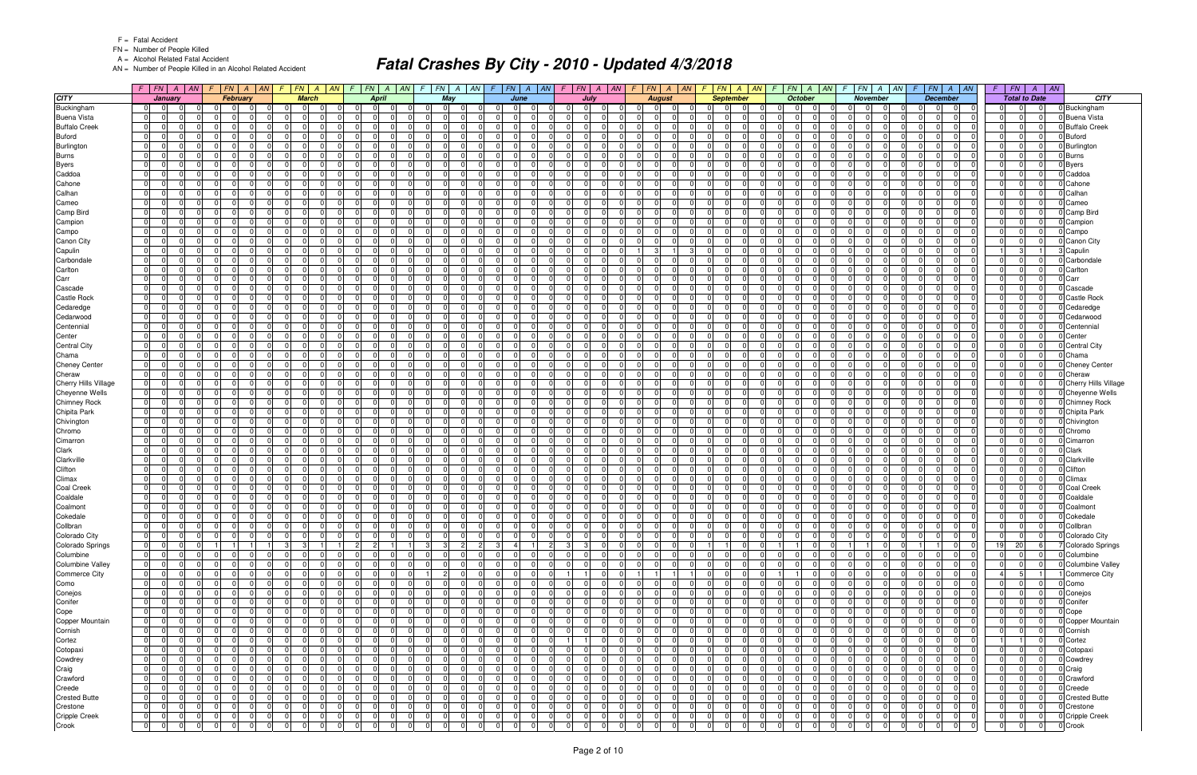F = Fatal Accident
FN = Number of People Killed
A = Alcohol Related Fatal Accident
AN = Number of People Killed in an Alcohol Related Accident

# Fatal Crashes By City - 2010 - Updated 4/3/2018

| CITY | January | | | | February | | | | March | | | | April | | | | May | | | | June | | | | July | | | | August | | | | September | | | | October | | | | November | | | | December | | | | Total to Date | | | | CITY |
|---|---|---|---|---|---|---|---|---|---|---|---|---|---|---|---|---|---|---|---|---|---|---|---|---|---|---|---|---|---|---|---|---|---|---|---|---|---|---|---|---|---|---|---|---|---|---|---|---|---|---|---|---|---|
| | F | FN | A | AN | F | FN | A | AN | F | FN | A | AN | F | FN | A | AN | F | FN | A | AN | F | FN | A | AN | F | FN | A | AN | F | FN | A | AN | F | FN | A | AN | F | FN | A | AN | F | FN | A | AN | F | FN | A | AN | F | FN | A | AN | |
| Buckingham | 0 | 0 | 0 | 0 | 0 | 0 | 0 | 0 | 0 | 0 | 0 | 0 | 0 | 0 | 0 | 0 | 0 | 0 | 0 | 0 | 0 | 0 | 0 | 0 | 0 | 0 | 0 | 0 | 0 | 0 | 0 | 0 | 0 | 0 | 0 | 0 | 0 | 0 | 0 | 0 | 0 | 0 | 0 | 0 | 0 | 0 | 0 | 0 | 0 | 0 | 0 | 0 | Buckingham |
| Buena Vista | 0 | 0 | 0 | 0 | 0 | 0 | 0 | 0 | 0 | 0 | 0 | 0 | 0 | 0 | 0 | 0 | 0 | 0 | 0 | 0 | 0 | 0 | 0 | 0 | 0 | 0 | 0 | 0 | 0 | 0 | 0 | 0 | 0 | 0 | 0 | 0 | 0 | 0 | 0 | 0 | 0 | 0 | 0 | 0 | 0 | 0 | 0 | 0 | 0 | 0 | 0 | 0 | Buena Vista |
| Buffalo Creek | 0 | 0 | 0 | 0 | 0 | 0 | 0 | 0 | 0 | 0 | 0 | 0 | 0 | 0 | 0 | 0 | 0 | 0 | 0 | 0 | 0 | 0 | 0 | 0 | 0 | 0 | 0 | 0 | 0 | 0 | 0 | 0 | 0 | 0 | 0 | 0 | 0 | 0 | 0 | 0 | 0 | 0 | 0 | 0 | 0 | 0 | 0 | 0 | 0 | 0 | 0 | 0 | Buffalo Creek |
| Buford | 0 | 0 | 0 | 0 | 0 | 0 | 0 | 0 | 0 | 0 | 0 | 0 | 0 | 0 | 0 | 0 | 0 | 0 | 0 | 0 | 0 | 0 | 0 | 0 | 0 | 0 | 0 | 0 | 0 | 0 | 0 | 0 | 0 | 0 | 0 | 0 | 0 | 0 | 0 | 0 | 0 | 0 | 0 | 0 | 0 | 0 | 0 | 0 | 0 | 0 | 0 | 0 | Buford |
| Burlington | 0 | 0 | 0 | 0 | 0 | 0 | 0 | 0 | 0 | 0 | 0 | 0 | 0 | 0 | 0 | 0 | 0 | 0 | 0 | 0 | 0 | 0 | 0 | 0 | 0 | 0 | 0 | 0 | 0 | 0 | 0 | 0 | 0 | 0 | 0 | 0 | 0 | 0 | 0 | 0 | 0 | 0 | 0 | 0 | 0 | 0 | 0 | 0 | 0 | 0 | 0 | 0 | Burlington |
| Burns | 0 | 0 | 0 | 0 | 0 | 0 | 0 | 0 | 0 | 0 | 0 | 0 | 0 | 0 | 0 | 0 | 0 | 0 | 0 | 0 | 0 | 0 | 0 | 0 | 0 | 0 | 0 | 0 | 0 | 0 | 0 | 0 | 0 | 0 | 0 | 0 | 0 | 0 | 0 | 0 | 0 | 0 | 0 | 0 | 0 | 0 | 0 | 0 | 0 | 0 | 0 | 0 | Burns |
| Byers | 0 | 0 | 0 | 0 | 0 | 0 | 0 | 0 | 0 | 0 | 0 | 0 | 0 | 0 | 0 | 0 | 0 | 0 | 0 | 0 | 0 | 0 | 0 | 0 | 0 | 0 | 0 | 0 | 0 | 0 | 0 | 0 | 0 | 0 | 0 | 0 | 0 | 0 | 0 | 0 | 0 | 0 | 0 | 0 | 0 | 0 | 0 | 0 | 0 | 0 | 0 | 0 | Byers |
| Caddoa | 0 | 0 | 0 | 0 | 0 | 0 | 0 | 0 | 0 | 0 | 0 | 0 | 0 | 0 | 0 | 0 | 0 | 0 | 0 | 0 | 0 | 0 | 0 | 0 | 0 | 0 | 0 | 0 | 0 | 0 | 0 | 0 | 0 | 0 | 0 | 0 | 0 | 0 | 0 | 0 | 0 | 0 | 0 | 0 | 0 | 0 | 0 | 0 | 0 | 0 | 0 | 0 | Caddoa |
| Cahone | 0 | 0 | 0 | 0 | 0 | 0 | 0 | 0 | 0 | 0 | 0 | 0 | 0 | 0 | 0 | 0 | 0 | 0 | 0 | 0 | 0 | 0 | 0 | 0 | 0 | 0 | 0 | 0 | 0 | 0 | 0 | 0 | 0 | 0 | 0 | 0 | 0 | 0 | 0 | 0 | 0 | 0 | 0 | 0 | 0 | 0 | 0 | 0 | 0 | 0 | 0 | 0 | Cahone |
| Calhan | 0 | 0 | 0 | 0 | 0 | 0 | 0 | 0 | 0 | 0 | 0 | 0 | 0 | 0 | 0 | 0 | 0 | 0 | 0 | 0 | 0 | 0 | 0 | 0 | 0 | 0 | 0 | 0 | 0 | 0 | 0 | 0 | 0 | 0 | 0 | 0 | 0 | 0 | 0 | 0 | 0 | 0 | 0 | 0 | 0 | 0 | 0 | 0 | 0 | 0 | 0 | 0 | Calhan |
| Cameo | 0 | 0 | 0 | 0 | 0 | 0 | 0 | 0 | 0 | 0 | 0 | 0 | 0 | 0 | 0 | 0 | 0 | 0 | 0 | 0 | 0 | 0 | 0 | 0 | 0 | 0 | 0 | 0 | 0 | 0 | 0 | 0 | 0 | 0 | 0 | 0 | 0 | 0 | 0 | 0 | 0 | 0 | 0 | 0 | 0 | 0 | 0 | 0 | 0 | 0 | 0 | 0 | Cameo |
| Camp Bird | 0 | 0 | 0 | 0 | 0 | 0 | 0 | 0 | 0 | 0 | 0 | 0 | 0 | 0 | 0 | 0 | 0 | 0 | 0 | 0 | 0 | 0 | 0 | 0 | 0 | 0 | 0 | 0 | 0 | 0 | 0 | 0 | 0 | 0 | 0 | 0 | 0 | 0 | 0 | 0 | 0 | 0 | 0 | 0 | 0 | 0 | 0 | 0 | 0 | 0 | 0 | 0 | Camp Bird |
| Campion | 0 | 0 | 0 | 0 | 0 | 0 | 0 | 0 | 0 | 0 | 0 | 0 | 0 | 0 | 0 | 0 | 0 | 0 | 0 | 0 | 0 | 0 | 0 | 0 | 0 | 0 | 0 | 0 | 0 | 0 | 0 | 0 | 0 | 0 | 0 | 0 | 0 | 0 | 0 | 0 | 0 | 0 | 0 | 0 | 0 | 0 | 0 | 0 | 0 | 0 | 0 | 0 | Campion |
| Campo | 0 | 0 | 0 | 0 | 0 | 0 | 0 | 0 | 0 | 0 | 0 | 0 | 0 | 0 | 0 | 0 | 0 | 0 | 0 | 0 | 0 | 0 | 0 | 0 | 0 | 0 | 0 | 0 | 0 | 0 | 0 | 0 | 0 | 0 | 0 | 0 | 0 | 0 | 0 | 0 | 0 | 0 | 0 | 0 | 0 | 0 | 0 | 0 | 0 | 0 | 0 | 0 | Campo |
| Canon City | 0 | 0 | 0 | 0 | 0 | 0 | 0 | 0 | 0 | 0 | 0 | 0 | 0 | 0 | 0 | 0 | 0 | 0 | 0 | 0 | 0 | 0 | 0 | 0 | 0 | 0 | 0 | 0 | 0 | 0 | 0 | 0 | 0 | 0 | 0 | 0 | 0 | 0 | 0 | 0 | 0 | 0 | 0 | 0 | 0 | 0 | 0 | 0 | 0 | 0 | 0 | 0 | Canon City |
| Capulin | 0 | 0 | 0 | 0 | 0 | 0 | 0 | 0 | 0 | 0 | 0 | 0 | 0 | 0 | 0 | 0 | 0 | 0 | 0 | 0 | 0 | 0 | 0 | 0 | 0 | 0 | 0 | 0 | 1 | 3 | 1 | 3 | 0 | 0 | 0 | 0 | 0 | 0 | 0 | 0 | 0 | 0 | 0 | 0 | 0 | 0 | 0 | 0 | 1 | 3 | 1 | 3 | Capulin |
| Carbondale | 0 | 0 | 0 | 0 | 0 | 0 | 0 | 0 | 0 | 0 | 0 | 0 | 0 | 0 | 0 | 0 | 0 | 0 | 0 | 0 | 0 | 0 | 0 | 0 | 0 | 0 | 0 | 0 | 0 | 0 | 0 | 0 | 0 | 0 | 0 | 0 | 0 | 0 | 0 | 0 | 0 | 0 | 0 | 0 | 0 | 0 | 0 | 0 | 0 | 0 | 0 | 0 | Carbondale |
| Carlton | 0 | 0 | 0 | 0 | 0 | 0 | 0 | 0 | 0 | 0 | 0 | 0 | 0 | 0 | 0 | 0 | 0 | 0 | 0 | 0 | 0 | 0 | 0 | 0 | 0 | 0 | 0 | 0 | 0 | 0 | 0 | 0 | 0 | 0 | 0 | 0 | 0 | 0 | 0 | 0 | 0 | 0 | 0 | 0 | 0 | 0 | 0 | 0 | 0 | 0 | 0 | 0 | Carlton |
| Carr | 0 | 0 | 0 | 0 | 0 | 0 | 0 | 0 | 0 | 0 | 0 | 0 | 0 | 0 | 0 | 0 | 0 | 0 | 0 | 0 | 0 | 0 | 0 | 0 | 0 | 0 | 0 | 0 | 0 | 0 | 0 | 0 | 0 | 0 | 0 | 0 | 0 | 0 | 0 | 0 | 0 | 0 | 0 | 0 | 0 | 0 | 0 | 0 | 0 | 0 | 0 | 0 | Carr |
| Cascade | 0 | 0 | 0 | 0 | 0 | 0 | 0 | 0 | 0 | 0 | 0 | 0 | 0 | 0 | 0 | 0 | 0 | 0 | 0 | 0 | 0 | 0 | 0 | 0 | 0 | 0 | 0 | 0 | 0 | 0 | 0 | 0 | 0 | 0 | 0 | 0 | 0 | 0 | 0 | 0 | 0 | 0 | 0 | 0 | 0 | 0 | 0 | 0 | 0 | 0 | 0 | 0 | Cascade |
| Castle Rock | 0 | 0 | 0 | 0 | 0 | 0 | 0 | 0 | 0 | 0 | 0 | 0 | 0 | 0 | 0 | 0 | 0 | 0 | 0 | 0 | 0 | 0 | 0 | 0 | 0 | 0 | 0 | 0 | 0 | 0 | 0 | 0 | 0 | 0 | 0 | 0 | 0 | 0 | 0 | 0 | 0 | 0 | 0 | 0 | 0 | 0 | 0 | 0 | 0 | 0 | 0 | 0 | Castle Rock |
| Cedaredge | 0 | 0 | 0 | 0 | 0 | 0 | 0 | 0 | 0 | 0 | 0 | 0 | 0 | 0 | 0 | 0 | 0 | 0 | 0 | 0 | 0 | 0 | 0 | 0 | 0 | 0 | 0 | 0 | 0 | 0 | 0 | 0 | 0 | 0 | 0 | 0 | 0 | 0 | 0 | 0 | 0 | 0 | 0 | 0 | 0 | 0 | 0 | 0 | 0 | 0 | 0 | 0 | Cedaredge |
| Cedarwood | 0 | 0 | 0 | 0 | 0 | 0 | 0 | 0 | 0 | 0 | 0 | 0 | 0 | 0 | 0 | 0 | 0 | 0 | 0 | 0 | 0 | 0 | 0 | 0 | 0 | 0 | 0 | 0 | 0 | 0 | 0 | 0 | 0 | 0 | 0 | 0 | 0 | 0 | 0 | 0 | 0 | 0 | 0 | 0 | 0 | 0 | 0 | 0 | 0 | 0 | 0 | 0 | Cedarwood |
| Centennial | 0 | 0 | 0 | 0 | 0 | 0 | 0 | 0 | 0 | 0 | 0 | 0 | 0 | 0 | 0 | 0 | 0 | 0 | 0 | 0 | 0 | 0 | 0 | 0 | 0 | 0 | 0 | 0 | 0 | 0 | 0 | 0 | 0 | 0 | 0 | 0 | 0 | 0 | 0 | 0 | 0 | 0 | 0 | 0 | 0 | 0 | 0 | 0 | 0 | 0 | 0 | 0 | Centennial |
| Center | 0 | 0 | 0 | 0 | 0 | 0 | 0 | 0 | 0 | 0 | 0 | 0 | 0 | 0 | 0 | 0 | 0 | 0 | 0 | 0 | 0 | 0 | 0 | 0 | 0 | 0 | 0 | 0 | 0 | 0 | 0 | 0 | 0 | 0 | 0 | 0 | 0 | 0 | 0 | 0 | 0 | 0 | 0 | 0 | 0 | 0 | 0 | 0 | 0 | 0 | 0 | 0 | Center |
| Central City | 0 | 0 | 0 | 0 | 0 | 0 | 0 | 0 | 0 | 0 | 0 | 0 | 0 | 0 | 0 | 0 | 0 | 0 | 0 | 0 | 0 | 0 | 0 | 0 | 0 | 0 | 0 | 0 | 0 | 0 | 0 | 0 | 0 | 0 | 0 | 0 | 0 | 0 | 0 | 0 | 0 | 0 | 0 | 0 | 0 | 0 | 0 | 0 | 0 | 0 | 0 | 0 | Central City |
| Chama | 0 | 0 | 0 | 0 | 0 | 0 | 0 | 0 | 0 | 0 | 0 | 0 | 0 | 0 | 0 | 0 | 0 | 0 | 0 | 0 | 0 | 0 | 0 | 0 | 0 | 0 | 0 | 0 | 0 | 0 | 0 | 0 | 0 | 0 | 0 | 0 | 0 | 0 | 0 | 0 | 0 | 0 | 0 | 0 | 0 | 0 | 0 | 0 | 0 | 0 | 0 | 0 | Chama |
| Cheney Center | 0 | 0 | 0 | 0 | 0 | 0 | 0 | 0 | 0 | 0 | 0 | 0 | 0 | 0 | 0 | 0 | 0 | 0 | 0 | 0 | 0 | 0 | 0 | 0 | 0 | 0 | 0 | 0 | 0 | 0 | 0 | 0 | 0 | 0 | 0 | 0 | 0 | 0 | 0 | 0 | 0 | 0 | 0 | 0 | 0 | 0 | 0 | 0 | 0 | 0 | 0 | 0 | Cheney Center |
| Cheraw | 0 | 0 | 0 | 0 | 0 | 0 | 0 | 0 | 0 | 0 | 0 | 0 | 0 | 0 | 0 | 0 | 0 | 0 | 0 | 0 | 0 | 0 | 0 | 0 | 0 | 0 | 0 | 0 | 0 | 0 | 0 | 0 | 0 | 0 | 0 | 0 | 0 | 0 | 0 | 0 | 0 | 0 | 0 | 0 | 0 | 0 | 0 | 0 | 0 | 0 | 0 | 0 | Cheraw |
| Cherry Hills Village | 0 | 0 | 0 | 0 | 0 | 0 | 0 | 0 | 0 | 0 | 0 | 0 | 0 | 0 | 0 | 0 | 0 | 0 | 0 | 0 | 0 | 0 | 0 | 0 | 0 | 0 | 0 | 0 | 0 | 0 | 0 | 0 | 0 | 0 | 0 | 0 | 0 | 0 | 0 | 0 | 0 | 0 | 0 | 0 | 0 | 0 | 0 | 0 | 0 | 0 | 0 | 0 | Cherry Hills Village |
| Cheyenne Wells | 0 | 0 | 0 | 0 | 0 | 0 | 0 | 0 | 0 | 0 | 0 | 0 | 0 | 0 | 0 | 0 | 0 | 0 | 0 | 0 | 0 | 0 | 0 | 0 | 0 | 0 | 0 | 0 | 0 | 0 | 0 | 0 | 0 | 0 | 0 | 0 | 0 | 0 | 0 | 0 | 0 | 0 | 0 | 0 | 0 | 0 | 0 | 0 | 0 | 0 | 0 | 0 | Cheyenne Wells |
| Chimney Rock | 0 | 0 | 0 | 0 | 0 | 0 | 0 | 0 | 0 | 0 | 0 | 0 | 0 | 0 | 0 | 0 | 0 | 0 | 0 | 0 | 0 | 0 | 0 | 0 | 0 | 0 | 0 | 0 | 0 | 0 | 0 | 0 | 0 | 0 | 0 | 0 | 0 | 0 | 0 | 0 | 0 | 0 | 0 | 0 | 0 | 0 | 0 | 0 | 0 | 0 | 0 | 0 | Chimney Rock |
| Chipita Park | 0 | 0 | 0 | 0 | 0 | 0 | 0 | 0 | 0 | 0 | 0 | 0 | 0 | 0 | 0 | 0 | 0 | 0 | 0 | 0 | 0 | 0 | 0 | 0 | 0 | 0 | 0 | 0 | 0 | 0 | 0 | 0 | 0 | 0 | 0 | 0 | 0 | 0 | 0 | 0 | 0 | 0 | 0 | 0 | 0 | 0 | 0 | 0 | 0 | 0 | 0 | 0 | Chipita Park |
| Chivington | 0 | 0 | 0 | 0 | 0 | 0 | 0 | 0 | 0 | 0 | 0 | 0 | 0 | 0 | 0 | 0 | 0 | 0 | 0 | 0 | 0 | 0 | 0 | 0 | 0 | 0 | 0 | 0 | 0 | 0 | 0 | 0 | 0 | 0 | 0 | 0 | 0 | 0 | 0 | 0 | 0 | 0 | 0 | 0 | 0 | 0 | 0 | 0 | 0 | 0 | 0 | 0 | Chivington |
| Chromo | 0 | 0 | 0 | 0 | 0 | 0 | 0 | 0 | 0 | 0 | 0 | 0 | 0 | 0 | 0 | 0 | 0 | 0 | 0 | 0 | 0 | 0 | 0 | 0 | 0 | 0 | 0 | 0 | 0 | 0 | 0 | 0 | 0 | 0 | 0 | 0 | 0 | 0 | 0 | 0 | 0 | 0 | 0 | 0 | 0 | 0 | 0 | 0 | 0 | 0 | 0 | 0 | Chromo |
| Cimarron | 0 | 0 | 0 | 0 | 0 | 0 | 0 | 0 | 0 | 0 | 0 | 0 | 0 | 0 | 0 | 0 | 0 | 0 | 0 | 0 | 0 | 0 | 0 | 0 | 0 | 0 | 0 | 0 | 0 | 0 | 0 | 0 | 0 | 0 | 0 | 0 | 0 | 0 | 0 | 0 | 0 | 0 | 0 | 0 | 0 | 0 | 0 | 0 | 0 | 0 | 0 | 0 | Cimarron |
| Clark | 0 | 0 | 0 | 0 | 0 | 0 | 0 | 0 | 0 | 0 | 0 | 0 | 0 | 0 | 0 | 0 | 0 | 0 | 0 | 0 | 0 | 0 | 0 | 0 | 0 | 0 | 0 | 0 | 0 | 0 | 0 | 0 | 0 | 0 | 0 | 0 | 0 | 0 | 0 | 0 | 0 | 0 | 0 | 0 | 0 | 0 | 0 | 0 | 0 | 0 | 0 | 0 | Clark |
| Clarkville | 0 | 0 | 0 | 0 | 0 | 0 | 0 | 0 | 0 | 0 | 0 | 0 | 0 | 0 | 0 | 0 | 0 | 0 | 0 | 0 | 0 | 0 | 0 | 0 | 0 | 0 | 0 | 0 | 0 | 0 | 0 | 0 | 0 | 0 | 0 | 0 | 0 | 0 | 0 | 0 | 0 | 0 | 0 | 0 | 0 | 0 | 0 | 0 | 0 | 0 | 0 | 0 | Clarkville |
| Clifton | 0 | 0 | 0 | 0 | 0 | 0 | 0 | 0 | 0 | 0 | 0 | 0 | 0 | 0 | 0 | 0 | 0 | 0 | 0 | 0 | 0 | 0 | 0 | 0 | 0 | 0 | 0 | 0 | 0 | 0 | 0 | 0 | 0 | 0 | 0 | 0 | 0 | 0 | 0 | 0 | 0 | 0 | 0 | 0 | 0 | 0 | 0 | 0 | 0 | 0 | 0 | 0 | Clifton |
| Climax | 0 | 0 | 0 | 0 | 0 | 0 | 0 | 0 | 0 | 0 | 0 | 0 | 0 | 0 | 0 | 0 | 0 | 0 | 0 | 0 | 0 | 0 | 0 | 0 | 0 | 0 | 0 | 0 | 0 | 0 | 0 | 0 | 0 | 0 | 0 | 0 | 0 | 0 | 0 | 0 | 0 | 0 | 0 | 0 | 0 | 0 | 0 | 0 | 0 | 0 | 0 | 0 | Climax |
| Coal Creek | 0 | 0 | 0 | 0 | 0 | 0 | 0 | 0 | 0 | 0 | 0 | 0 | 0 | 0 | 0 | 0 | 0 | 0 | 0 | 0 | 0 | 0 | 0 | 0 | 0 | 0 | 0 | 0 | 0 | 0 | 0 | 0 | 0 | 0 | 0 | 0 | 0 | 0 | 0 | 0 | 0 | 0 | 0 | 0 | 0 | 0 | 0 | 0 | 0 | 0 | 0 | 0 | Coal Creek |
| Coaldale | 0 | 0 | 0 | 0 | 0 | 0 | 0 | 0 | 0 | 0 | 0 | 0 | 0 | 0 | 0 | 0 | 0 | 0 | 0 | 0 | 0 | 0 | 0 | 0 | 0 | 0 | 0 | 0 | 0 | 0 | 0 | 0 | 0 | 0 | 0 | 0 | 0 | 0 | 0 | 0 | 0 | 0 | 0 | 0 | 0 | 0 | 0 | 0 | 0 | 0 | 0 | 0 | Coaldale |
| Coalmont | 0 | 0 | 0 | 0 | 0 | 0 | 0 | 0 | 0 | 0 | 0 | 0 | 0 | 0 | 0 | 0 | 0 | 0 | 0 | 0 | 0 | 0 | 0 | 0 | 0 | 0 | 0 | 0 | 0 | 0 | 0 | 0 | 0 | 0 | 0 | 0 | 0 | 0 | 0 | 0 | 0 | 0 | 0 | 0 | 0 | 0 | 0 | 0 | 0 | 0 | 0 | 0 | Coalmont |
| Cokedale | 0 | 0 | 0 | 0 | 0 | 0 | 0 | 0 | 0 | 0 | 0 | 0 | 0 | 0 | 0 | 0 | 0 | 0 | 0 | 0 | 0 | 0 | 0 | 0 | 0 | 0 | 0 | 0 | 0 | 0 | 0 | 0 | 0 | 0 | 0 | 0 | 0 | 0 | 0 | 0 | 0 | 0 | 0 | 0 | 0 | 0 | 0 | 0 | 0 | 0 | 0 | 0 | Cokedale |
| Collbran | 0 | 0 | 0 | 0 | 0 | 0 | 0 | 0 | 0 | 0 | 0 | 0 | 0 | 0 | 0 | 0 | 0 | 0 | 0 | 0 | 0 | 0 | 0 | 0 | 0 | 0 | 0 | 0 | 0 | 0 | 0 | 0 | 0 | 0 | 0 | 0 | 0 | 0 | 0 | 0 | 0 | 0 | 0 | 0 | 0 | 0 | 0 | 0 | 0 | 0 | 0 | 0 | Collbran |
| Colorado City | 0 | 0 | 0 | 0 | 0 | 0 | 0 | 0 | 0 | 0 | 0 | 0 | 0 | 0 | 0 | 0 | 0 | 0 | 0 | 0 | 0 | 0 | 0 | 0 | 0 | 0 | 0 | 0 | 0 | 0 | 0 | 0 | 0 | 0 | 0 | 0 | 0 | 0 | 0 | 0 | 0 | 0 | 0 | 0 | 0 | 0 | 0 | 0 | 0 | 0 | 0 | 0 | Colorado City |
| Colorado Springs | 0 | 0 | 0 | 0 | 1 | 1 | 1 | 1 | 3 | 3 | 1 | 1 | 2 | 2 | 1 | 1 | 3 | 3 | 2 | 2 | 3 | 4 | 1 | 2 | 3 | 3 | 0 | 0 | 0 | 0 | 0 | 0 | 1 | 1 | 0 | 0 | 1 | 1 | 0 | 0 | 1 | 1 | 0 | 0 | 1 | 1 | 0 | 0 | 19 | 20 | 6 | 7 | Colorado Springs |
| Columbine | 0 | 0 | 0 | 0 | 0 | 0 | 0 | 0 | 0 | 0 | 0 | 0 | 0 | 0 | 0 | 0 | 0 | 0 | 0 | 0 | 0 | 0 | 0 | 0 | 0 | 0 | 0 | 0 | 0 | 0 | 0 | 0 | 0 | 0 | 0 | 0 | 0 | 0 | 0 | 0 | 0 | 0 | 0 | 0 | 0 | 0 | 0 | 0 | 0 | 0 | 0 | 0 | Columbine |
| Columbine Valley | 0 | 0 | 0 | 0 | 0 | 0 | 0 | 0 | 0 | 0 | 0 | 0 | 0 | 0 | 0 | 0 | 0 | 0 | 0 | 0 | 0 | 0 | 0 | 0 | 0 | 0 | 0 | 0 | 0 | 0 | 0 | 0 | 0 | 0 | 0 | 0 | 0 | 0 | 0 | 0 | 0 | 0 | 0 | 0 | 0 | 0 | 0 | 0 | 0 | 0 | 0 | 0 | Columbine Valley |
| Commerce City | 0 | 0 | 0 | 0 | 0 | 0 | 0 | 0 | 0 | 0 | 0 | 0 | 0 | 0 | 0 | 0 | 1 | 2 | 0 | 0 | 0 | 0 | 0 | 0 | 1 | 1 | 0 | 0 | 1 | 1 | 1 | 1 | 0 | 0 | 0 | 0 | 1 | 1 | 0 | 0 | 0 | 0 | 0 | 0 | 0 | 0 | 0 | 0 | 4 | 5 | 1 | 1 | Commerce City |
| Como | 0 | 0 | 0 | 0 | 0 | 0 | 0 | 0 | 0 | 0 | 0 | 0 | 0 | 0 | 0 | 0 | 0 | 0 | 0 | 0 | 0 | 0 | 0 | 0 | 0 | 0 | 0 | 0 | 0 | 0 | 0 | 0 | 0 | 0 | 0 | 0 | 0 | 0 | 0 | 0 | 0 | 0 | 0 | 0 | 0 | 0 | 0 | 0 | 0 | 0 | 0 | 0 | Como |
| Conejos | 0 | 0 | 0 | 0 | 0 | 0 | 0 | 0 | 0 | 0 | 0 | 0 | 0 | 0 | 0 | 0 | 0 | 0 | 0 | 0 | 0 | 0 | 0 | 0 | 0 | 0 | 0 | 0 | 0 | 0 | 0 | 0 | 0 | 0 | 0 | 0 | 0 | 0 | 0 | 0 | 0 | 0 | 0 | 0 | 0 | 0 | 0 | 0 | 0 | 0 | 0 | 0 | Conejos |
| Conifer | 0 | 0 | 0 | 0 | 0 | 0 | 0 | 0 | 0 | 0 | 0 | 0 | 0 | 0 | 0 | 0 | 0 | 0 | 0 | 0 | 0 | 0 | 0 | 0 | 0 | 0 | 0 | 0 | 0 | 0 | 0 | 0 | 0 | 0 | 0 | 0 | 0 | 0 | 0 | 0 | 0 | 0 | 0 | 0 | 0 | 0 | 0 | 0 | 0 | 0 | 0 | 0 | Conifer |
| Cope | 0 | 0 | 0 | 0 | 0 | 0 | 0 | 0 | 0 | 0 | 0 | 0 | 0 | 0 | 0 | 0 | 0 | 0 | 0 | 0 | 0 | 0 | 0 | 0 | 0 | 0 | 0 | 0 | 0 | 0 | 0 | 0 | 0 | 0 | 0 | 0 | 0 | 0 | 0 | 0 | 0 | 0 | 0 | 0 | 0 | 0 | 0 | 0 | 0 | 0 | 0 | 0 | Cope |
| Copper Mountain | 0 | 0 | 0 | 0 | 0 | 0 | 0 | 0 | 0 | 0 | 0 | 0 | 0 | 0 | 0 | 0 | 0 | 0 | 0 | 0 | 0 | 0 | 0 | 0 | 0 | 0 | 0 | 0 | 0 | 0 | 0 | 0 | 0 | 0 | 0 | 0 | 0 | 0 | 0 | 0 | 0 | 0 | 0 | 0 | 0 | 0 | 0 | 0 | 0 | 0 | 0 | 0 | Copper Mountain |
| Cornish | 0 | 0 | 0 | 0 | 0 | 0 | 0 | 0 | 0 | 0 | 0 | 0 | 0 | 0 | 0 | 0 | 0 | 0 | 0 | 0 | 0 | 0 | 0 | 0 | 0 | 0 | 0 | 0 | 0 | 0 | 0 | 0 | 0 | 0 | 0 | 0 | 0 | 0 | 0 | 0 | 0 | 0 | 0 | 0 | 0 | 0 | 0 | 0 | 0 | 0 | 0 | 0 | Cornish |
| Cortez | 0 | 0 | 0 | 0 | 0 | 0 | 0 | 0 | 0 | 0 | 0 | 0 | 0 | 0 | 0 | 0 | 0 | 0 | 0 | 0 | 0 | 0 | 0 | 0 | 1 | 1 | 0 | 0 | 0 | 0 | 0 | 0 | 0 | 0 | 0 | 0 | 0 | 0 | 0 | 0 | 0 | 0 | 0 | 0 | 0 | 0 | 0 | 0 | 1 | 1 | 0 | 0 | Cortez |
| Cotopaxi | 0 | 0 | 0 | 0 | 0 | 0 | 0 | 0 | 0 | 0 | 0 | 0 | 0 | 0 | 0 | 0 | 0 | 0 | 0 | 0 | 0 | 0 | 0 | 0 | 0 | 0 | 0 | 0 | 0 | 0 | 0 | 0 | 0 | 0 | 0 | 0 | 0 | 0 | 0 | 0 | 0 | 0 | 0 | 0 | 0 | 0 | 0 | 0 | 0 | 0 | 0 | 0 | Cotopaxi |
| Cowdrey | 0 | 0 | 0 | 0 | 0 | 0 | 0 | 0 | 0 | 0 | 0 | 0 | 0 | 0 | 0 | 0 | 0 | 0 | 0 | 0 | 0 | 0 | 0 | 0 | 0 | 0 | 0 | 0 | 0 | 0 | 0 | 0 | 0 | 0 | 0 | 0 | 0 | 0 | 0 | 0 | 0 | 0 | 0 | 0 | 0 | 0 | 0 | 0 | 0 | 0 | 0 | 0 | Cowdrey |
| Craig | 0 | 0 | 0 | 0 | 0 | 0 | 0 | 0 | 0 | 0 | 0 | 0 | 0 | 0 | 0 | 0 | 0 | 0 | 0 | 0 | 0 | 0 | 0 | 0 | 0 | 0 | 0 | 0 | 0 | 0 | 0 | 0 | 0 | 0 | 0 | 0 | 0 | 0 | 0 | 0 | 0 | 0 | 0 | 0 | 0 | 0 | 0 | 0 | 0 | 0 | 0 | 0 | Craig |
| Crawford | 0 | 0 | 0 | 0 | 0 | 0 | 0 | 0 | 0 | 0 | 0 | 0 | 0 | 0 | 0 | 0 | 0 | 0 | 0 | 0 | 0 | 0 | 0 | 0 | 0 | 0 | 0 | 0 | 0 | 0 | 0 | 0 | 0 | 0 | 0 | 0 | 0 | 0 | 0 | 0 | 0 | 0 | 0 | 0 | 0 | 0 | 0 | 0 | 0 | 0 | 0 | 0 | Crawford |
| Creede | 0 | 0 | 0 | 0 | 0 | 0 | 0 | 0 | 0 | 0 | 0 | 0 | 0 | 0 | 0 | 0 | 0 | 0 | 0 | 0 | 0 | 0 | 0 | 0 | 0 | 0 | 0 | 0 | 0 | 0 | 0 | 0 | 0 | 0 | 0 | 0 | 0 | 0 | 0 | 0 | 0 | 0 | 0 | 0 | 0 | 0 | 0 | 0 | 0 | 0 | 0 | 0 | Creede |
| Crested Butte | 0 | 0 | 0 | 0 | 0 | 0 | 0 | 0 | 0 | 0 | 0 | 0 | 0 | 0 | 0 | 0 | 0 | 0 | 0 | 0 | 0 | 0 | 0 | 0 | 0 | 0 | 0 | 0 | 0 | 0 | 0 | 0 | 0 | 0 | 0 | 0 | 0 | 0 | 0 | 0 | 0 | 0 | 0 | 0 | 0 | 0 | 0 | 0 | 0 | 0 | 0 | 0 | Crested Butte |
| Crestone | 0 | 0 | 0 | 0 | 0 | 0 | 0 | 0 | 0 | 0 | 0 | 0 | 0 | 0 | 0 | 0 | 0 | 0 | 0 | 0 | 0 | 0 | 0 | 0 | 0 | 0 | 0 | 0 | 0 | 0 | 0 | 0 | 0 | 0 | 0 | 0 | 0 | 0 | 0 | 0 | 0 | 0 | 0 | 0 | 0 | 0 | 0 | 0 | 0 | 0 | 0 | 0 | Crestone |
| Cripple Creek | 0 | 0 | 0 | 0 | 0 | 0 | 0 | 0 | 0 | 0 | 0 | 0 | 0 | 0 | 0 | 0 | 0 | 0 | 0 | 0 | 0 | 0 | 0 | 0 | 0 | 0 | 0 | 0 | 0 | 0 | 0 | 0 | 0 | 0 | 0 | 0 | 0 | 0 | 0 | 0 | 0 | 0 | 0 | 0 | 0 | 0 | 0 | 0 | 0 | 0 | 0 | 0 | Cripple Creek |
| Crook | 0 | 0 | 0 | 0 | 0 | 0 | 0 | 0 | 0 | 0 | 0 | 0 | 0 | 0 | 0 | 0 | 0 | 0 | 0 | 0 | 0 | 0 | 0 | 0 | 0 | 0 | 0 | 0 | 0 | 0 | 0 | 0 | 0 | 0 | 0 | 0 | 0 | 0 | 0 | 0 | 0 | 0 | 0 | 0 | 0 | 0 | 0 | 0 | 0 | 0 | 0 | 0 | Crook |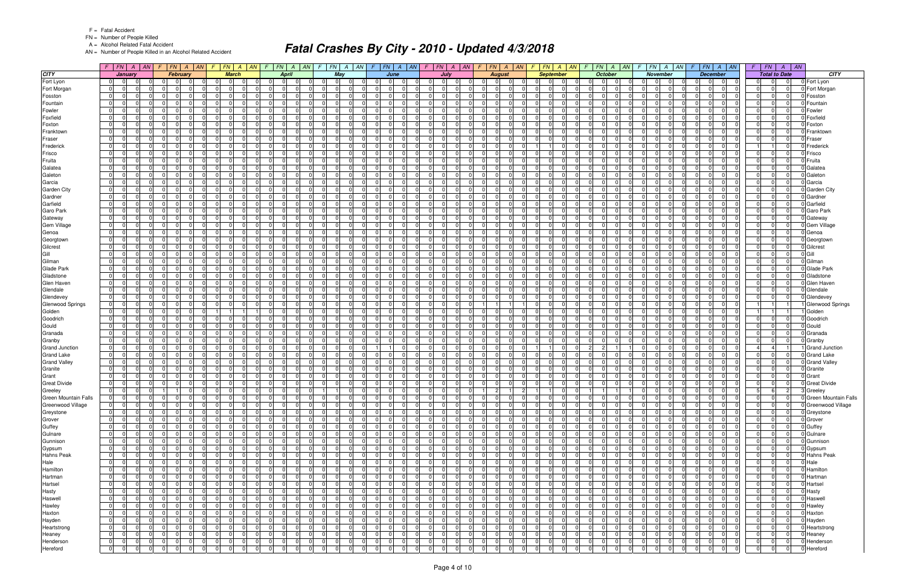F = Fatal Accident
FN = Number of People Killed
A = Alcohol Related Fatal Accident
AN = Number of People Killed in an Alcohol Related Accident

# Fatal Crashes By City - 2010 - Updated 4/3/2018

| CITY | January | | | | February | | | | March | | | | April | | | | May | | | | June | | | | July | | | | August | | | | September | | | | October | | | | November | | | | December | | | | Total to Date | | | | CITY |
|---|---|---|---|---|---|---|---|---|---|---|---|---|---|---|---|---|---|---|---|---|---|---|---|---|---|---|---|---|---|---|---|---|---|---|---|---|---|---|---|---|---|---|---|---|---|---|---|---|---|---|---|---|---|
| | F | FN | A | AN | F | FN | A | AN | F | FN | A | AN | F | FN | A | AN | F | FN | A | AN | F | FN | A | AN | F | FN | A | AN | F | FN | A | AN | F | FN | A | AN | F | FN | A | AN | F | FN | A | AN | F | FN | A | AN | F | FN | A | AN | |
| Fort Lyon | 0 | 0 | 0 | 0 | 0 | 0 | 0 | 0 | 0 | 0 | 0 | 0 | 0 | 0 | 0 | 0 | 0 | 0 | 0 | 0 | 0 | 0 | 0 | 0 | 0 | 0 | 0 | 0 | 0 | 0 | 0 | 0 | 0 | 0 | 0 | 0 | 0 | 0 | 0 | 0 | 0 | 0 | 0 | 0 | 0 | 0 | 0 | 0 | 0 | 0 | 0 | 0 | Fort Lyon |
| Fort Morgan | 0 | 0 | 0 | 0 | 0 | 0 | 0 | 0 | 0 | 0 | 0 | 0 | 0 | 0 | 0 | 0 | 0 | 0 | 0 | 0 | 0 | 0 | 0 | 0 | 0 | 0 | 0 | 0 | 0 | 0 | 0 | 0 | 0 | 0 | 0 | 0 | 0 | 0 | 0 | 0 | 0 | 0 | 0 | 0 | 0 | 0 | 0 | 0 | 0 | 0 | 0 | 0 | Fort Morgan |
| Fosston | 0 | 0 | 0 | 0 | 0 | 0 | 0 | 0 | 0 | 0 | 0 | 0 | 0 | 0 | 0 | 0 | 0 | 0 | 0 | 0 | 0 | 0 | 0 | 0 | 0 | 0 | 0 | 0 | 0 | 0 | 0 | 0 | 0 | 0 | 0 | 0 | 0 | 0 | 0 | 0 | 0 | 0 | 0 | 0 | 0 | 0 | 0 | 0 | 0 | 0 | 0 | 0 | Fosston |
| Fountain | 0 | 0 | 0 | 0 | 0 | 0 | 0 | 0 | 0 | 0 | 0 | 0 | 0 | 0 | 0 | 0 | 0 | 0 | 0 | 0 | 0 | 0 | 0 | 0 | 0 | 0 | 0 | 0 | 0 | 0 | 0 | 0 | 0 | 0 | 0 | 0 | 0 | 0 | 0 | 0 | 0 | 0 | 0 | 0 | 0 | 0 | 0 | 0 | 0 | 0 | 0 | 0 | Fountain |
| Fowler | 0 | 0 | 0 | 0 | 0 | 0 | 0 | 0 | 0 | 0 | 0 | 0 | 0 | 0 | 0 | 0 | 0 | 0 | 0 | 0 | 0 | 0 | 0 | 0 | 0 | 0 | 0 | 0 | 0 | 0 | 0 | 0 | 0 | 0 | 0 | 0 | 0 | 0 | 0 | 0 | 0 | 0 | 0 | 0 | 0 | 0 | 0 | 0 | 0 | 0 | 0 | 0 | Fowler |
| Foxfield | 0 | 0 | 0 | 0 | 0 | 0 | 0 | 0 | 0 | 0 | 0 | 0 | 0 | 0 | 0 | 0 | 0 | 0 | 0 | 0 | 0 | 0 | 0 | 0 | 0 | 0 | 0 | 0 | 0 | 0 | 0 | 0 | 0 | 0 | 0 | 0 | 0 | 0 | 0 | 0 | 0 | 0 | 0 | 0 | 0 | 0 | 0 | 0 | 0 | 0 | 0 | 0 | Foxfield |
| Foxton | 0 | 0 | 0 | 0 | 0 | 0 | 0 | 0 | 0 | 0 | 0 | 0 | 0 | 0 | 0 | 0 | 0 | 0 | 0 | 0 | 0 | 0 | 0 | 0 | 0 | 0 | 0 | 0 | 0 | 0 | 0 | 0 | 0 | 0 | 0 | 0 | 0 | 0 | 0 | 0 | 0 | 0 | 0 | 0 | 0 | 0 | 0 | 0 | 0 | 0 | 0 | 0 | Foxton |
| Franktown | 0 | 0 | 0 | 0 | 0 | 0 | 0 | 0 | 0 | 0 | 0 | 0 | 0 | 0 | 0 | 0 | 0 | 0 | 0 | 0 | 0 | 0 | 0 | 0 | 0 | 0 | 0 | 0 | 0 | 0 | 0 | 0 | 0 | 0 | 0 | 0 | 0 | 0 | 0 | 0 | 0 | 0 | 0 | 0 | 0 | 0 | 0 | 0 | 0 | 0 | 0 | 0 | Franktown |
| Fraser | 0 | 0 | 0 | 0 | 0 | 0 | 0 | 0 | 0 | 0 | 0 | 0 | 0 | 0 | 0 | 0 | 0 | 0 | 0 | 0 | 0 | 0 | 0 | 0 | 0 | 0 | 0 | 0 | 0 | 0 | 0 | 0 | 0 | 0 | 0 | 0 | 0 | 0 | 0 | 0 | 0 | 0 | 0 | 0 | 0 | 0 | 0 | 0 | 0 | 0 | 0 | 0 | Fraser |
| Frederick | 0 | 0 | 0 | 0 | 0 | 0 | 0 | 0 | 0 | 0 | 0 | 0 | 0 | 0 | 0 | 0 | 0 | 0 | 0 | 0 | 0 | 0 | 0 | 0 | 0 | 0 | 0 | 0 | 0 | 0 | 0 | 0 | 1 | 1 | 0 | 0 | 0 | 0 | 0 | 0 | 0 | 0 | 0 | 0 | 0 | 0 | 0 | 0 | 1 | 1 | 0 | 0 | Frederick |
| Frisco | 0 | 0 | 0 | 0 | 0 | 0 | 0 | 0 | 0 | 0 | 0 | 0 | 0 | 0 | 0 | 0 | 0 | 0 | 0 | 0 | 0 | 0 | 0 | 0 | 0 | 0 | 0 | 0 | 0 | 0 | 0 | 0 | 0 | 0 | 0 | 0 | 0 | 0 | 0 | 0 | 0 | 0 | 0 | 0 | 0 | 0 | 0 | 0 | 0 | 0 | 0 | 0 | Frisco |
| Fruita | 0 | 0 | 0 | 0 | 0 | 0 | 0 | 0 | 0 | 0 | 0 | 0 | 0 | 0 | 0 | 0 | 0 | 0 | 0 | 0 | 0 | 0 | 0 | 0 | 0 | 0 | 0 | 0 | 0 | 0 | 0 | 0 | 0 | 0 | 0 | 0 | 0 | 0 | 0 | 0 | 0 | 0 | 0 | 0 | 0 | 0 | 0 | 0 | 0 | 0 | 0 | 0 | Fruita |
| Galatea | 0 | 0 | 0 | 0 | 0 | 0 | 0 | 0 | 0 | 0 | 0 | 0 | 0 | 0 | 0 | 0 | 0 | 0 | 0 | 0 | 0 | 0 | 0 | 0 | 0 | 0 | 0 | 0 | 0 | 0 | 0 | 0 | 0 | 0 | 0 | 0 | 0 | 0 | 0 | 0 | 0 | 0 | 0 | 0 | 0 | 0 | 0 | 0 | 0 | 0 | 0 | 0 | Galatea |
| Galeton | 0 | 0 | 0 | 0 | 0 | 0 | 0 | 0 | 0 | 0 | 0 | 0 | 0 | 0 | 0 | 0 | 0 | 0 | 0 | 0 | 0 | 0 | 0 | 0 | 0 | 0 | 0 | 0 | 0 | 0 | 0 | 0 | 0 | 0 | 0 | 0 | 0 | 0 | 0 | 0 | 0 | 0 | 0 | 0 | 0 | 0 | 0 | 0 | 0 | 0 | 0 | 0 | Galeton |
| Garcia | 0 | 0 | 0 | 0 | 0 | 0 | 0 | 0 | 0 | 0 | 0 | 0 | 0 | 0 | 0 | 0 | 0 | 0 | 0 | 0 | 0 | 0 | 0 | 0 | 0 | 0 | 0 | 0 | 0 | 0 | 0 | 0 | 0 | 0 | 0 | 0 | 0 | 0 | 0 | 0 | 0 | 0 | 0 | 0 | 0 | 0 | 0 | 0 | 0 | 0 | 0 | 0 | Garcia |
| Garden City | 0 | 0 | 0 | 0 | 0 | 0 | 0 | 0 | 0 | 0 | 0 | 0 | 0 | 0 | 0 | 0 | 0 | 0 | 0 | 0 | 0 | 0 | 0 | 0 | 0 | 0 | 0 | 0 | 0 | 0 | 0 | 0 | 0 | 0 | 0 | 0 | 0 | 0 | 0 | 0 | 0 | 0 | 0 | 0 | 0 | 0 | 0 | 0 | 0 | 0 | 0 | 0 | Garden City |
| Gardner | 0 | 0 | 0 | 0 | 0 | 0 | 0 | 0 | 0 | 0 | 0 | 0 | 0 | 0 | 0 | 0 | 0 | 0 | 0 | 0 | 0 | 0 | 0 | 0 | 0 | 0 | 0 | 0 | 0 | 0 | 0 | 0 | 0 | 0 | 0 | 0 | 0 | 0 | 0 | 0 | 0 | 0 | 0 | 0 | 0 | 0 | 0 | 0 | 0 | 0 | 0 | 0 | Gardner |
| Garfield | 0 | 0 | 0 | 0 | 0 | 0 | 0 | 0 | 0 | 0 | 0 | 0 | 0 | 0 | 0 | 0 | 0 | 0 | 0 | 0 | 0 | 0 | 0 | 0 | 0 | 0 | 0 | 0 | 0 | 0 | 0 | 0 | 0 | 0 | 0 | 0 | 0 | 0 | 0 | 0 | 0 | 0 | 0 | 0 | 0 | 0 | 0 | 0 | 0 | 0 | 0 | 0 | Garfield |
| Garo Park | 0 | 0 | 0 | 0 | 0 | 0 | 0 | 0 | 0 | 0 | 0 | 0 | 0 | 0 | 0 | 0 | 0 | 0 | 0 | 0 | 0 | 0 | 0 | 0 | 0 | 0 | 0 | 0 | 0 | 0 | 0 | 0 | 0 | 0 | 0 | 0 | 0 | 0 | 0 | 0 | 0 | 0 | 0 | 0 | 0 | 0 | 0 | 0 | 0 | 0 | 0 | 0 | Garo Park |
| Gateway | 0 | 0 | 0 | 0 | 0 | 0 | 0 | 0 | 0 | 0 | 0 | 0 | 0 | 0 | 0 | 0 | 0 | 0 | 0 | 0 | 0 | 0 | 0 | 0 | 0 | 0 | 0 | 0 | 0 | 0 | 0 | 0 | 0 | 0 | 0 | 0 | 0 | 0 | 0 | 0 | 0 | 0 | 0 | 0 | 0 | 0 | 0 | 0 | 0 | 0 | 0 | 0 | Gateway |
| Gem Village | 0 | 0 | 0 | 0 | 0 | 0 | 0 | 0 | 0 | 0 | 0 | 0 | 0 | 0 | 0 | 0 | 0 | 0 | 0 | 0 | 0 | 0 | 0 | 0 | 0 | 0 | 0 | 0 | 0 | 0 | 0 | 0 | 0 | 0 | 0 | 0 | 0 | 0 | 0 | 0 | 0 | 0 | 0 | 0 | 0 | 0 | 0 | 0 | 0 | 0 | 0 | 0 | Gem Village |
| Genoa | 0 | 0 | 0 | 0 | 0 | 0 | 0 | 0 | 0 | 0 | 0 | 0 | 0 | 0 | 0 | 0 | 0 | 0 | 0 | 0 | 0 | 0 | 0 | 0 | 0 | 0 | 0 | 0 | 0 | 0 | 0 | 0 | 0 | 0 | 0 | 0 | 0 | 0 | 0 | 0 | 0 | 0 | 0 | 0 | 0 | 0 | 0 | 0 | 0 | 0 | 0 | 0 | Genoa |
| Georgtown | 0 | 0 | 0 | 0 | 0 | 0 | 0 | 0 | 0 | 0 | 0 | 0 | 0 | 0 | 0 | 0 | 0 | 0 | 0 | 0 | 0 | 0 | 0 | 0 | 0 | 0 | 0 | 0 | 0 | 0 | 0 | 0 | 0 | 0 | 0 | 0 | 0 | 0 | 0 | 0 | 0 | 0 | 0 | 0 | 0 | 0 | 0 | 0 | 0 | 0 | 0 | 0 | Georgtown |
| Gilcrest | 0 | 0 | 0 | 0 | 0 | 0 | 0 | 0 | 0 | 0 | 0 | 0 | 0 | 0 | 0 | 0 | 0 | 0 | 0 | 0 | 0 | 0 | 0 | 0 | 0 | 0 | 0 | 0 | 0 | 0 | 0 | 0 | 0 | 0 | 0 | 0 | 0 | 0 | 0 | 0 | 0 | 0 | 0 | 0 | 0 | 0 | 0 | 0 | 0 | 0 | 0 | 0 | Gilcrest |
| Gill | 0 | 0 | 0 | 0 | 0 | 0 | 0 | 0 | 0 | 0 | 0 | 0 | 0 | 0 | 0 | 0 | 0 | 0 | 0 | 0 | 0 | 0 | 0 | 0 | 0 | 0 | 0 | 0 | 0 | 0 | 0 | 0 | 0 | 0 | 0 | 0 | 0 | 0 | 0 | 0 | 0 | 0 | 0 | 0 | 0 | 0 | 0 | 0 | 0 | 0 | 0 | 0 | Gill |
| Gilman | 0 | 0 | 0 | 0 | 0 | 0 | 0 | 0 | 0 | 0 | 0 | 0 | 0 | 0 | 0 | 0 | 0 | 0 | 0 | 0 | 0 | 0 | 0 | 0 | 0 | 0 | 0 | 0 | 0 | 0 | 0 | 0 | 0 | 0 | 0 | 0 | 0 | 0 | 0 | 0 | 0 | 0 | 0 | 0 | 0 | 0 | 0 | 0 | 0 | 0 | 0 | 0 | Gilman |
| Glade Park | 0 | 0 | 0 | 0 | 0 | 0 | 0 | 0 | 0 | 0 | 0 | 0 | 0 | 0 | 0 | 0 | 0 | 0 | 0 | 0 | 0 | 0 | 0 | 0 | 0 | 0 | 0 | 0 | 0 | 0 | 0 | 0 | 0 | 0 | 0 | 0 | 0 | 0 | 0 | 0 | 0 | 0 | 0 | 0 | 0 | 0 | 0 | 0 | 0 | 0 | 0 | 0 | Glade Park |
| Gladstone | 0 | 0 | 0 | 0 | 0 | 0 | 0 | 0 | 0 | 0 | 0 | 0 | 0 | 0 | 0 | 0 | 0 | 0 | 0 | 0 | 0 | 0 | 0 | 0 | 0 | 0 | 0 | 0 | 0 | 0 | 0 | 0 | 0 | 0 | 0 | 0 | 0 | 0 | 0 | 0 | 0 | 0 | 0 | 0 | 0 | 0 | 0 | 0 | 0 | 0 | 0 | 0 | Gladstone |
| Glen Haven | 0 | 0 | 0 | 0 | 0 | 0 | 0 | 0 | 0 | 0 | 0 | 0 | 0 | 0 | 0 | 0 | 0 | 0 | 0 | 0 | 0 | 0 | 0 | 0 | 0 | 0 | 0 | 0 | 0 | 0 | 0 | 0 | 0 | 0 | 0 | 0 | 0 | 0 | 0 | 0 | 0 | 0 | 0 | 0 | 0 | 0 | 0 | 0 | 0 | 0 | 0 | 0 | Glen Haven |
| Glendale | 0 | 0 | 0 | 0 | 0 | 0 | 0 | 0 | 0 | 0 | 0 | 0 | 0 | 0 | 0 | 0 | 0 | 0 | 0 | 0 | 0 | 0 | 0 | 0 | 0 | 0 | 0 | 0 | 0 | 0 | 0 | 0 | 0 | 0 | 0 | 0 | 0 | 0 | 0 | 0 | 0 | 0 | 0 | 0 | 0 | 0 | 0 | 0 | 0 | 0 | 0 | 0 | Glendale |
| Glendevey | 0 | 0 | 0 | 0 | 0 | 0 | 0 | 0 | 0 | 0 | 0 | 0 | 0 | 0 | 0 | 0 | 0 | 0 | 0 | 0 | 0 | 0 | 0 | 0 | 0 | 0 | 0 | 0 | 0 | 0 | 0 | 0 | 0 | 0 | 0 | 0 | 0 | 0 | 0 | 0 | 0 | 0 | 0 | 0 | 0 | 0 | 0 | 0 | 0 | 0 | 0 | 0 | Glendevey |
| Glenwood Springs | 0 | 0 | 0 | 0 | 0 | 0 | 0 | 0 | 0 | 0 | 0 | 0 | 0 | 0 | 0 | 0 | 0 | 0 | 0 | 0 | 0 | 0 | 0 | 0 | 0 | 0 | 0 | 0 | 1 | 1 | 1 | 1 | 0 | 0 | 0 | 0 | 0 | 0 | 0 | 0 | 0 | 0 | 0 | 0 | 0 | 0 | 0 | 0 | 1 | 1 | 1 | 1 | Glenwood Springs |
| Golden | 0 | 0 | 0 | 0 | 0 | 0 | 0 | 0 | 1 | 1 | 1 | 1 | 0 | 0 | 0 | 0 | 0 | 0 | 0 | 0 | 0 | 0 | 0 | 0 | 0 | 0 | 0 | 0 | 0 | 0 | 0 | 0 | 0 | 0 | 0 | 0 | 0 | 0 | 0 | 0 | 0 | 0 | 0 | 0 | 0 | 0 | 0 | 0 | 1 | 1 | 1 | 1 | Golden |
| Goodrich | 0 | 0 | 0 | 0 | 0 | 0 | 0 | 0 | 0 | 0 | 0 | 0 | 0 | 0 | 0 | 0 | 0 | 0 | 0 | 0 | 0 | 0 | 0 | 0 | 0 | 0 | 0 | 0 | 0 | 0 | 0 | 0 | 0 | 0 | 0 | 0 | 0 | 0 | 0 | 0 | 0 | 0 | 0 | 0 | 0 | 0 | 0 | 0 | 0 | 0 | 0 | 0 | Goodrich |
| Gould | 0 | 0 | 0 | 0 | 0 | 0 | 0 | 0 | 0 | 0 | 0 | 0 | 0 | 0 | 0 | 0 | 0 | 0 | 0 | 0 | 0 | 0 | 0 | 0 | 0 | 0 | 0 | 0 | 0 | 0 | 0 | 0 | 0 | 0 | 0 | 0 | 0 | 0 | 0 | 0 | 0 | 0 | 0 | 0 | 0 | 0 | 0 | 0 | 0 | 0 | 0 | 0 | Gould |
| Granada | 0 | 0 | 0 | 0 | 0 | 0 | 0 | 0 | 0 | 0 | 0 | 0 | 0 | 0 | 0 | 0 | 0 | 0 | 0 | 0 | 0 | 0 | 0 | 0 | 0 | 0 | 0 | 0 | 0 | 0 | 0 | 0 | 0 | 0 | 0 | 0 | 0 | 0 | 0 | 0 | 0 | 0 | 0 | 0 | 0 | 0 | 0 | 0 | 0 | 0 | 0 | 0 | Granada |
| Granby | 0 | 0 | 0 | 0 | 0 | 0 | 0 | 0 | 0 | 0 | 0 | 0 | 0 | 0 | 0 | 0 | 0 | 0 | 0 | 0 | 0 | 0 | 0 | 0 | 0 | 0 | 0 | 0 | 0 | 0 | 0 | 0 | 0 | 0 | 0 | 0 | 0 | 0 | 0 | 0 | 0 | 0 | 0 | 0 | 0 | 0 | 0 | 0 | 0 | 0 | 0 | 0 | Granby |
| Grand Junction | 0 | 0 | 0 | 0 | 0 | 0 | 0 | 0 | 0 | 0 | 0 | 0 | 0 | 0 | 0 | 0 | 0 | 0 | 0 | 0 | 1 | 1 | 0 | 0 | 0 | 0 | 0 | 0 | 0 | 0 | 0 | 0 | 1 | 1 | 0 | 0 | 2 | 2 | 1 | 1 | 0 | 0 | 0 | 0 | 0 | 0 | 0 | 0 | 4 | 4 | 1 | 1 | Grand Junction |
| Grand Lake | 0 | 0 | 0 | 0 | 0 | 0 | 0 | 0 | 0 | 0 | 0 | 0 | 0 | 0 | 0 | 0 | 0 | 0 | 0 | 0 | 0 | 0 | 0 | 0 | 0 | 0 | 0 | 0 | 0 | 0 | 0 | 0 | 0 | 0 | 0 | 0 | 0 | 0 | 0 | 0 | 0 | 0 | 0 | 0 | 0 | 0 | 0 | 0 | 0 | 0 | 0 | 0 | Grand Lake |
| Grand Valley | 0 | 0 | 0 | 0 | 0 | 0 | 0 | 0 | 0 | 0 | 0 | 0 | 0 | 0 | 0 | 0 | 0 | 0 | 0 | 0 | 0 | 0 | 0 | 0 | 0 | 0 | 0 | 0 | 0 | 0 | 0 | 0 | 0 | 0 | 0 | 0 | 0 | 0 | 0 | 0 | 0 | 0 | 0 | 0 | 0 | 0 | 0 | 0 | 0 | 0 | 0 | 0 | Grand Valley |
| Granite | 0 | 0 | 0 | 0 | 0 | 0 | 0 | 0 | 0 | 0 | 0 | 0 | 0 | 0 | 0 | 0 | 0 | 0 | 0 | 0 | 0 | 0 | 0 | 0 | 0 | 0 | 0 | 0 | 0 | 0 | 0 | 0 | 0 | 0 | 0 | 0 | 0 | 0 | 0 | 0 | 0 | 0 | 0 | 0 | 0 | 0 | 0 | 0 | 0 | 0 | 0 | 0 | Granite |
| Grant | 0 | 0 | 0 | 0 | 0 | 0 | 0 | 0 | 0 | 0 | 0 | 0 | 0 | 0 | 0 | 0 | 0 | 0 | 0 | 0 | 0 | 0 | 0 | 0 | 0 | 0 | 0 | 0 | 0 | 0 | 0 | 0 | 0 | 0 | 0 | 0 | 0 | 0 | 0 | 0 | 0 | 0 | 0 | 0 | 0 | 0 | 0 | 0 | 0 | 0 | 0 | 0 | Grant |
| Great Divide | 0 | 0 | 0 | 0 | 0 | 0 | 0 | 0 | 0 | 0 | 0 | 0 | 0 | 0 | 0 | 0 | 0 | 0 | 0 | 0 | 0 | 0 | 0 | 0 | 0 | 0 | 0 | 0 | 0 | 0 | 0 | 0 | 0 | 0 | 0 | 0 | 0 | 0 | 0 | 0 | 0 | 0 | 0 | 0 | 0 | 0 | 0 | 0 | 0 | 0 | 0 | 0 | Great Divide |
| Greeley | 0 | 0 | 0 | 0 | 1 | 1 | 0 | 0 | 0 | 0 | 0 | 0 | 0 | 0 | 0 | 0 | 1 | 1 | 0 | 0 | 0 | 0 | 0 | 0 | 0 | 0 | 0 | 0 | 1 | 2 | 1 | 2 | 1 | 1 | 0 | 0 | 1 | 1 | 1 | 1 | 0 | 0 | 0 | 0 | 0 | 0 | 0 | 0 | 5 | 6 | 2 | 3 | Greeley |
| Green Mountain Falls | 0 | 0 | 0 | 0 | 0 | 0 | 0 | 0 | 0 | 0 | 0 | 0 | 0 | 0 | 0 | 0 | 0 | 0 | 0 | 0 | 0 | 0 | 0 | 0 | 0 | 0 | 0 | 0 | 0 | 0 | 0 | 0 | 0 | 0 | 0 | 0 | 0 | 0 | 0 | 0 | 0 | 0 | 0 | 0 | 0 | 0 | 0 | 0 | 0 | 0 | 0 | 0 | Green Mountain Falls |
| Greenwood Village | 0 | 0 | 0 | 0 | 0 | 0 | 0 | 0 | 0 | 0 | 0 | 0 | 0 | 0 | 0 | 0 | 0 | 0 | 0 | 0 | 0 | 0 | 0 | 0 | 0 | 0 | 0 | 0 | 0 | 0 | 0 | 0 | 0 | 0 | 0 | 0 | 0 | 0 | 0 | 0 | 0 | 0 | 0 | 0 | 0 | 0 | 0 | 0 | 0 | 0 | 0 | 0 | Greenwood Village |
| Greystone | 0 | 0 | 0 | 0 | 0 | 0 | 0 | 0 | 0 | 0 | 0 | 0 | 0 | 0 | 0 | 0 | 0 | 0 | 0 | 0 | 0 | 0 | 0 | 0 | 0 | 0 | 0 | 0 | 0 | 0 | 0 | 0 | 0 | 0 | 0 | 0 | 0 | 0 | 0 | 0 | 0 | 0 | 0 | 0 | 0 | 0 | 0 | 0 | 0 | 0 | 0 | 0 | Greystone |
| Grover | 0 | 0 | 0 | 0 | 0 | 0 | 0 | 0 | 0 | 0 | 0 | 0 | 0 | 0 | 0 | 0 | 0 | 0 | 0 | 0 | 0 | 0 | 0 | 0 | 0 | 0 | 0 | 0 | 0 | 0 | 0 | 0 | 0 | 0 | 0 | 0 | 0 | 0 | 0 | 0 | 0 | 0 | 0 | 0 | 0 | 0 | 0 | 0 | 0 | 0 | 0 | 0 | Grover |
| Guffey | 0 | 0 | 0 | 0 | 0 | 0 | 0 | 0 | 0 | 0 | 0 | 0 | 0 | 0 | 0 | 0 | 0 | 0 | 0 | 0 | 0 | 0 | 0 | 0 | 0 | 0 | 0 | 0 | 0 | 0 | 0 | 0 | 0 | 0 | 0 | 0 | 0 | 0 | 0 | 0 | 0 | 0 | 0 | 0 | 0 | 0 | 0 | 0 | 0 | 0 | 0 | 0 | Guffey |
| Gulnare | 0 | 0 | 0 | 0 | 0 | 0 | 0 | 0 | 0 | 0 | 0 | 0 | 0 | 0 | 0 | 0 | 0 | 0 | 0 | 0 | 0 | 0 | 0 | 0 | 0 | 0 | 0 | 0 | 0 | 0 | 0 | 0 | 0 | 0 | 0 | 0 | 0 | 0 | 0 | 0 | 0 | 0 | 0 | 0 | 0 | 0 | 0 | 0 | 0 | 0 | 0 | 0 | Gulnare |
| Gunnison | 0 | 0 | 0 | 0 | 0 | 0 | 0 | 0 | 0 | 0 | 0 | 0 | 0 | 0 | 0 | 0 | 0 | 0 | 0 | 0 | 0 | 0 | 0 | 0 | 0 | 0 | 0 | 0 | 0 | 0 | 0 | 0 | 0 | 0 | 0 | 0 | 0 | 0 | 0 | 0 | 0 | 0 | 0 | 0 | 0 | 0 | 0 | 0 | 0 | 0 | 0 | 0 | Gunnison |
| Gypsum | 0 | 0 | 0 | 0 | 0 | 0 | 0 | 0 | 0 | 0 | 0 | 0 | 0 | 0 | 0 | 0 | 0 | 0 | 0 | 0 | 0 | 0 | 0 | 0 | 0 | 0 | 0 | 0 | 0 | 0 | 0 | 0 | 0 | 0 | 0 | 0 | 0 | 0 | 0 | 0 | 0 | 0 | 0 | 0 | 0 | 0 | 0 | 0 | 0 | 0 | 0 | 0 | Gypsum |
| Hahns Peak | 0 | 0 | 0 | 0 | 0 | 0 | 0 | 0 | 0 | 0 | 0 | 0 | 0 | 0 | 0 | 0 | 0 | 0 | 0 | 0 | 0 | 0 | 0 | 0 | 0 | 0 | 0 | 0 | 0 | 0 | 0 | 0 | 0 | 0 | 0 | 0 | 0 | 0 | 0 | 0 | 0 | 0 | 0 | 0 | 0 | 0 | 0 | 0 | 0 | 0 | 0 | 0 | Hahns Peak |
| Hale | 0 | 0 | 0 | 0 | 0 | 0 | 0 | 0 | 0 | 0 | 0 | 0 | 0 | 0 | 0 | 0 | 0 | 0 | 0 | 0 | 0 | 0 | 0 | 0 | 0 | 0 | 0 | 0 | 0 | 0 | 0 | 0 | 0 | 0 | 0 | 0 | 0 | 0 | 0 | 0 | 0 | 0 | 0 | 0 | 0 | 0 | 0 | 0 | 0 | 0 | 0 | 0 | Hale |
| Hamilton | 0 | 0 | 0 | 0 | 0 | 0 | 0 | 0 | 0 | 0 | 0 | 0 | 0 | 0 | 0 | 0 | 0 | 0 | 0 | 0 | 0 | 0 | 0 | 0 | 0 | 0 | 0 | 0 | 0 | 0 | 0 | 0 | 0 | 0 | 0 | 0 | 0 | 0 | 0 | 0 | 0 | 0 | 0 | 0 | 0 | 0 | 0 | 0 | 0 | 0 | 0 | 0 | Hamilton |
| Hartman | 0 | 0 | 0 | 0 | 0 | 0 | 0 | 0 | 0 | 0 | 0 | 0 | 0 | 0 | 0 | 0 | 0 | 0 | 0 | 0 | 0 | 0 | 0 | 0 | 0 | 0 | 0 | 0 | 0 | 0 | 0 | 0 | 0 | 0 | 0 | 0 | 0 | 0 | 0 | 0 | 0 | 0 | 0 | 0 | 0 | 0 | 0 | 0 | 0 | 0 | 0 | 0 | Hartman |
| Hartsel | 0 | 0 | 0 | 0 | 0 | 0 | 0 | 0 | 0 | 0 | 0 | 0 | 0 | 0 | 0 | 0 | 0 | 0 | 0 | 0 | 0 | 0 | 0 | 0 | 0 | 0 | 0 | 0 | 0 | 0 | 0 | 0 | 0 | 0 | 0 | 0 | 0 | 0 | 0 | 0 | 0 | 0 | 0 | 0 | 0 | 0 | 0 | 0 | 0 | 0 | 0 | 0 | Hartsel |
| Hasty | 0 | 0 | 0 | 0 | 0 | 0 | 0 | 0 | 0 | 0 | 0 | 0 | 0 | 0 | 0 | 0 | 0 | 0 | 0 | 0 | 0 | 0 | 0 | 0 | 0 | 0 | 0 | 0 | 0 | 0 | 0 | 0 | 0 | 0 | 0 | 0 | 0 | 0 | 0 | 0 | 0 | 0 | 0 | 0 | 0 | 0 | 0 | 0 | 0 | 0 | 0 | 0 | Hasty |
| Haswell | 0 | 0 | 0 | 0 | 0 | 0 | 0 | 0 | 0 | 0 | 0 | 0 | 0 | 0 | 0 | 0 | 0 | 0 | 0 | 0 | 0 | 0 | 0 | 0 | 0 | 0 | 0 | 0 | 0 | 0 | 0 | 0 | 0 | 0 | 0 | 0 | 0 | 0 | 0 | 0 | 0 | 0 | 0 | 0 | 0 | 0 | 0 | 0 | 0 | 0 | 0 | 0 | Haswell |
| Hawley | 0 | 0 | 0 | 0 | 0 | 0 | 0 | 0 | 0 | 0 | 0 | 0 | 0 | 0 | 0 | 0 | 0 | 0 | 0 | 0 | 0 | 0 | 0 | 0 | 0 | 0 | 0 | 0 | 0 | 0 | 0 | 0 | 0 | 0 | 0 | 0 | 0 | 0 | 0 | 0 | 0 | 0 | 0 | 0 | 0 | 0 | 0 | 0 | 0 | 0 | 0 | 0 | Hawley |
| Haxton | 0 | 0 | 0 | 0 | 0 | 0 | 0 | 0 | 0 | 0 | 0 | 0 | 0 | 0 | 0 | 0 | 0 | 0 | 0 | 0 | 0 | 0 | 0 | 0 | 0 | 0 | 0 | 0 | 0 | 0 | 0 | 0 | 0 | 0 | 0 | 0 | 0 | 0 | 0 | 0 | 0 | 0 | 0 | 0 | 0 | 0 | 0 | 0 | 0 | 0 | 0 | 0 | Haxton |
| Hayden | 0 | 0 | 0 | 0 | 0 | 0 | 0 | 0 | 0 | 0 | 0 | 0 | 0 | 0 | 0 | 0 | 0 | 0 | 0 | 0 | 0 | 0 | 0 | 0 | 0 | 0 | 0 | 0 | 0 | 0 | 0 | 0 | 0 | 0 | 0 | 0 | 0 | 0 | 0 | 0 | 0 | 0 | 0 | 0 | 0 | 0 | 0 | 0 | 0 | 0 | 0 | 0 | Hayden |
| Heartstrong | 0 | 0 | 0 | 0 | 0 | 0 | 0 | 0 | 0 | 0 | 0 | 0 | 0 | 0 | 0 | 0 | 0 | 0 | 0 | 0 | 0 | 0 | 0 | 0 | 0 | 0 | 0 | 0 | 0 | 0 | 0 | 0 | 0 | 0 | 0 | 0 | 0 | 0 | 0 | 0 | 0 | 0 | 0 | 0 | 0 | 0 | 0 | 0 | 0 | 0 | 0 | 0 | Heartstrong |
| Heaney | 0 | 0 | 0 | 0 | 0 | 0 | 0 | 0 | 0 | 0 | 0 | 0 | 0 | 0 | 0 | 0 | 0 | 0 | 0 | 0 | 0 | 0 | 0 | 0 | 0 | 0 | 0 | 0 | 0 | 0 | 0 | 0 | 0 | 0 | 0 | 0 | 0 | 0 | 0 | 0 | 0 | 0 | 0 | 0 | 0 | 0 | 0 | 0 | 0 | 0 | 0 | 0 | Heaney |
| Henderson | 0 | 0 | 0 | 0 | 0 | 0 | 0 | 0 | 0 | 0 | 0 | 0 | 0 | 0 | 0 | 0 | 0 | 0 | 0 | 0 | 0 | 0 | 0 | 0 | 0 | 0 | 0 | 0 | 0 | 0 | 0 | 0 | 0 | 0 | 0 | 0 | 0 | 0 | 0 | 0 | 0 | 0 | 0 | 0 | 0 | 0 | 0 | 0 | 0 | 0 | 0 | 0 | Henderson |
| Hereford | 0 | 0 | 0 | 0 | 0 | 0 | 0 | 0 | 0 | 0 | 0 | 0 | 0 | 0 | 0 | 0 | 0 | 0 | 0 | 0 | 0 | 0 | 0 | 0 | 0 | 0 | 0 | 0 | 0 | 0 | 0 | 0 | 0 | 0 | 0 | 0 | 0 | 0 | 0 | 0 | 0 | 0 | 0 | 0 | 0 | 0 | 0 | 0 | 0 | 0 | 0 | 0 | Hereford |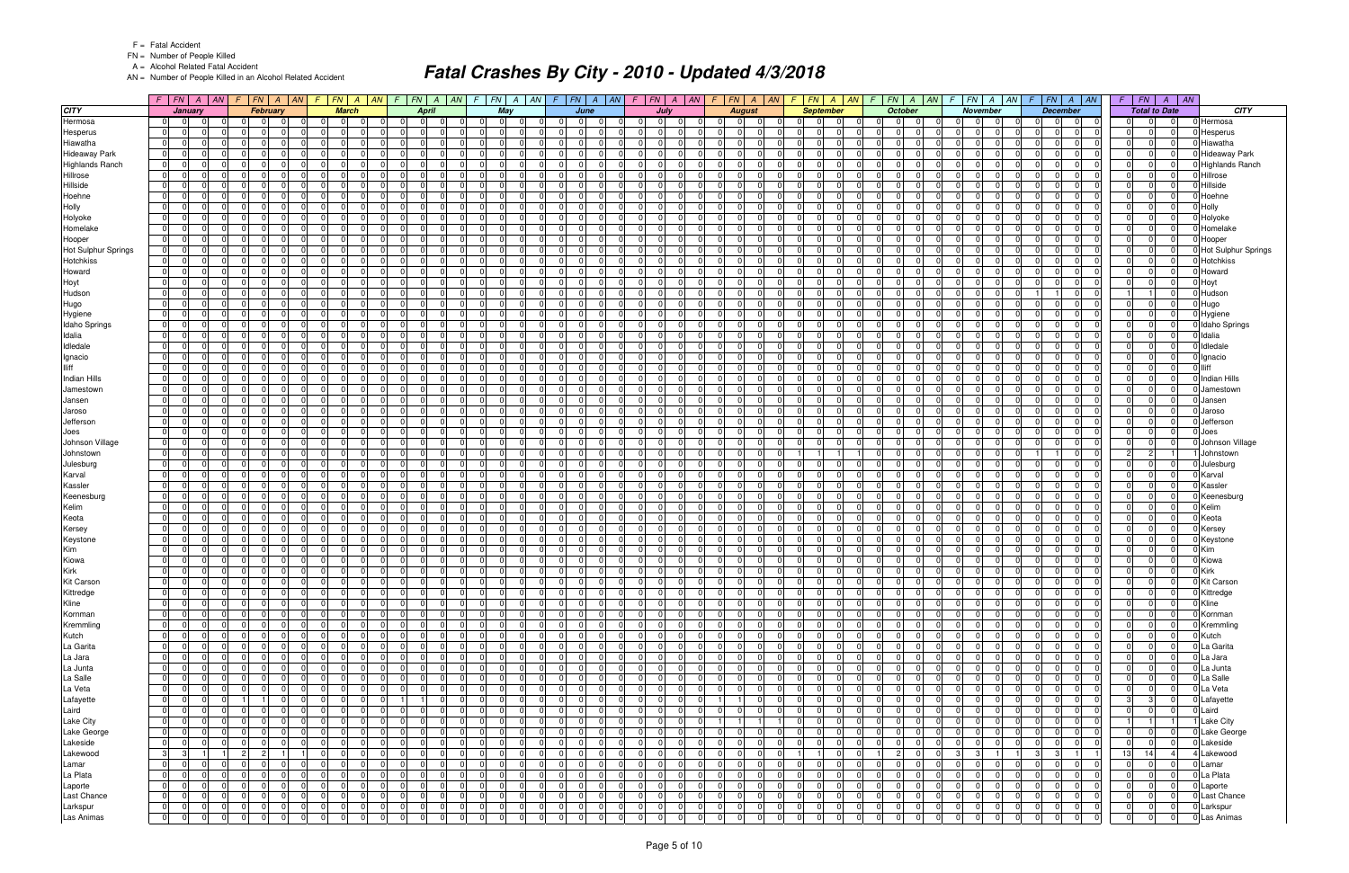# Fatal Crashes By City - 2010 - Updated 4/3/2018

F = Fatal Accident
FN = Number of People Killed
A = Alcohol Related Fatal Accident
AN = Number of People Killed in an Alcohol Related Accident

| CITY | January | | | | February | | | | March | | | | April | | | | May | | | | June | | | | July | | | | August | | | | September | | | | October | | | | November | | | | December | | | | Total to Date | | | | CITY |
|---|---|---|---|---|---|---|---|---|---|---|---|---|---|---|---|---|---|---|---|---|---|---|---|---|---|---|---|---|---|---|---|---|---|---|---|---|---|---|---|---|---|---|---|---|---|---|---|---|---|---|---|---|---|
| | F | FN | A | AN | F | FN | A | AN | F | FN | A | AN | F | FN | A | AN | F | FN | A | AN | F | FN | A | AN | F | FN | A | AN | F | FN | A | AN | F | FN | A | AN | F | FN | A | AN | F | FN | A | AN | F | FN | A | AN | F | FN | A | AN | |
| Hermosa | 0 | 0 | 0 | 0 | 0 | 0 | 0 | 0 | 0 | 0 | 0 | 0 | 0 | 0 | 0 | 0 | 0 | 0 | 0 | 0 | 0 | 0 | 0 | 0 | 0 | 0 | 0 | 0 | 0 | 0 | 0 | 0 | 0 | 0 | 0 | 0 | 0 | 0 | 0 | 0 | 0 | 0 | 0 | 0 | 0 | 0 | 0 | 0 | 0 | 0 | 0 | 0 | Hermosa |
| Hesperus | 0 | 0 | 0 | 0 | 0 | 0 | 0 | 0 | 0 | 0 | 0 | 0 | 0 | 0 | 0 | 0 | 0 | 0 | 0 | 0 | 0 | 0 | 0 | 0 | 0 | 0 | 0 | 0 | 0 | 0 | 0 | 0 | 0 | 0 | 0 | 0 | 0 | 0 | 0 | 0 | 0 | 0 | 0 | 0 | 0 | 0 | 0 | 0 | 0 | 0 | 0 | 0 | Hesperus |
| Hiawatha | 0 | 0 | 0 | 0 | 0 | 0 | 0 | 0 | 0 | 0 | 0 | 0 | 0 | 0 | 0 | 0 | 0 | 0 | 0 | 0 | 0 | 0 | 0 | 0 | 0 | 0 | 0 | 0 | 0 | 0 | 0 | 0 | 0 | 0 | 0 | 0 | 0 | 0 | 0 | 0 | 0 | 0 | 0 | 0 | 0 | 0 | 0 | 0 | 0 | 0 | 0 | 0 | Hiawatha |
| Hideaway Park | 0 | 0 | 0 | 0 | 0 | 0 | 0 | 0 | 0 | 0 | 0 | 0 | 0 | 0 | 0 | 0 | 0 | 0 | 0 | 0 | 0 | 0 | 0 | 0 | 0 | 0 | 0 | 0 | 0 | 0 | 0 | 0 | 0 | 0 | 0 | 0 | 0 | 0 | 0 | 0 | 0 | 0 | 0 | 0 | 0 | 0 | 0 | 0 | 0 | 0 | 0 | 0 | Hideaway Park |
| Highlands Ranch | 0 | 0 | 0 | 0 | 0 | 0 | 0 | 0 | 0 | 0 | 0 | 0 | 0 | 0 | 0 | 0 | 0 | 0 | 0 | 0 | 0 | 0 | 0 | 0 | 0 | 0 | 0 | 0 | 0 | 0 | 0 | 0 | 0 | 0 | 0 | 0 | 0 | 0 | 0 | 0 | 0 | 0 | 0 | 0 | 0 | 0 | 0 | 0 | 0 | 0 | 0 | 0 | Highlands Ranch |
| Hillrose | 0 | 0 | 0 | 0 | 0 | 0 | 0 | 0 | 0 | 0 | 0 | 0 | 0 | 0 | 0 | 0 | 0 | 0 | 0 | 0 | 0 | 0 | 0 | 0 | 0 | 0 | 0 | 0 | 0 | 0 | 0 | 0 | 0 | 0 | 0 | 0 | 0 | 0 | 0 | 0 | 0 | 0 | 0 | 0 | 0 | 0 | 0 | 0 | 0 | 0 | 0 | 0 | Hillrose |
| Hillside | 0 | 0 | 0 | 0 | 0 | 0 | 0 | 0 | 0 | 0 | 0 | 0 | 0 | 0 | 0 | 0 | 0 | 0 | 0 | 0 | 0 | 0 | 0 | 0 | 0 | 0 | 0 | 0 | 0 | 0 | 0 | 0 | 0 | 0 | 0 | 0 | 0 | 0 | 0 | 0 | 0 | 0 | 0 | 0 | 0 | 0 | 0 | 0 | 0 | 0 | 0 | 0 | Hillside |
| Hoehne | 0 | 0 | 0 | 0 | 0 | 0 | 0 | 0 | 0 | 0 | 0 | 0 | 0 | 0 | 0 | 0 | 0 | 0 | 0 | 0 | 0 | 0 | 0 | 0 | 0 | 0 | 0 | 0 | 0 | 0 | 0 | 0 | 0 | 0 | 0 | 0 | 0 | 0 | 0 | 0 | 0 | 0 | 0 | 0 | 0 | 0 | 0 | 0 | 0 | 0 | 0 | 0 | Hoehne |
| Holly | 0 | 0 | 0 | 0 | 0 | 0 | 0 | 0 | 0 | 0 | 0 | 0 | 0 | 0 | 0 | 0 | 0 | 0 | 0 | 0 | 0 | 0 | 0 | 0 | 0 | 0 | 0 | 0 | 0 | 0 | 0 | 0 | 0 | 0 | 0 | 0 | 0 | 0 | 0 | 0 | 0 | 0 | 0 | 0 | 0 | 0 | 0 | 0 | 0 | 0 | 0 | 0 | Holly |
| Holyoke | 0 | 0 | 0 | 0 | 0 | 0 | 0 | 0 | 0 | 0 | 0 | 0 | 0 | 0 | 0 | 0 | 0 | 0 | 0 | 0 | 0 | 0 | 0 | 0 | 0 | 0 | 0 | 0 | 0 | 0 | 0 | 0 | 0 | 0 | 0 | 0 | 0 | 0 | 0 | 0 | 0 | 0 | 0 | 0 | 0 | 0 | 0 | 0 | 0 | 0 | 0 | 0 | Holyoke |
| Homelake | 0 | 0 | 0 | 0 | 0 | 0 | 0 | 0 | 0 | 0 | 0 | 0 | 0 | 0 | 0 | 0 | 0 | 0 | 0 | 0 | 0 | 0 | 0 | 0 | 0 | 0 | 0 | 0 | 0 | 0 | 0 | 0 | 0 | 0 | 0 | 0 | 0 | 0 | 0 | 0 | 0 | 0 | 0 | 0 | 0 | 0 | 0 | 0 | 0 | 0 | 0 | 0 | Homelake |
| Hooper | 0 | 0 | 0 | 0 | 0 | 0 | 0 | 0 | 0 | 0 | 0 | 0 | 0 | 0 | 0 | 0 | 0 | 0 | 0 | 0 | 0 | 0 | 0 | 0 | 0 | 0 | 0 | 0 | 0 | 0 | 0 | 0 | 0 | 0 | 0 | 0 | 0 | 0 | 0 | 0 | 0 | 0 | 0 | 0 | 0 | 0 | 0 | 0 | 0 | 0 | 0 | 0 | Hooper |
| Hot Sulphur Springs | 0 | 0 | 0 | 0 | 0 | 0 | 0 | 0 | 0 | 0 | 0 | 0 | 0 | 0 | 0 | 0 | 0 | 0 | 0 | 0 | 0 | 0 | 0 | 0 | 0 | 0 | 0 | 0 | 0 | 0 | 0 | 0 | 0 | 0 | 0 | 0 | 0 | 0 | 0 | 0 | 0 | 0 | 0 | 0 | 0 | 0 | 0 | 0 | 0 | 0 | 0 | 0 | Hot Sulphur Springs |
| Hotchkiss | 0 | 0 | 0 | 0 | 0 | 0 | 0 | 0 | 0 | 0 | 0 | 0 | 0 | 0 | 0 | 0 | 0 | 0 | 0 | 0 | 0 | 0 | 0 | 0 | 0 | 0 | 0 | 0 | 0 | 0 | 0 | 0 | 0 | 0 | 0 | 0 | 0 | 0 | 0 | 0 | 0 | 0 | 0 | 0 | 0 | 0 | 0 | 0 | 0 | 0 | 0 | 0 | Hotchkiss |
| Howard | 0 | 0 | 0 | 0 | 0 | 0 | 0 | 0 | 0 | 0 | 0 | 0 | 0 | 0 | 0 | 0 | 0 | 0 | 0 | 0 | 0 | 0 | 0 | 0 | 0 | 0 | 0 | 0 | 0 | 0 | 0 | 0 | 0 | 0 | 0 | 0 | 0 | 0 | 0 | 0 | 0 | 0 | 0 | 0 | 0 | 0 | 0 | 0 | 0 | 0 | 0 | 0 | Howard |
| Hoyt | 0 | 0 | 0 | 0 | 0 | 0 | 0 | 0 | 0 | 0 | 0 | 0 | 0 | 0 | 0 | 0 | 0 | 0 | 0 | 0 | 0 | 0 | 0 | 0 | 0 | 0 | 0 | 0 | 0 | 0 | 0 | 0 | 0 | 0 | 0 | 0 | 0 | 0 | 0 | 0 | 0 | 0 | 0 | 0 | 0 | 0 | 0 | 0 | 0 | 0 | 0 | 0 | Hoyt |
| Hudson | 0 | 0 | 0 | 0 | 0 | 0 | 0 | 0 | 0 | 0 | 0 | 0 | 0 | 0 | 0 | 0 | 0 | 0 | 0 | 0 | 0 | 0 | 0 | 0 | 0 | 0 | 0 | 0 | 0 | 0 | 0 | 0 | 0 | 0 | 0 | 0 | 0 | 0 | 0 | 0 | 0 | 0 | 0 | 0 | 1 | 1 | 0 | 0 | 1 | 1 | 0 | 0 | Hudson |
| Hugo | 0 | 0 | 0 | 0 | 0 | 0 | 0 | 0 | 0 | 0 | 0 | 0 | 0 | 0 | 0 | 0 | 0 | 0 | 0 | 0 | 0 | 0 | 0 | 0 | 0 | 0 | 0 | 0 | 0 | 0 | 0 | 0 | 0 | 0 | 0 | 0 | 0 | 0 | 0 | 0 | 0 | 0 | 0 | 0 | 0 | 0 | 0 | 0 | 0 | 0 | 0 | 0 | Hugo |
| Hygiene | 0 | 0 | 0 | 0 | 0 | 0 | 0 | 0 | 0 | 0 | 0 | 0 | 0 | 0 | 0 | 0 | 0 | 0 | 0 | 0 | 0 | 0 | 0 | 0 | 0 | 0 | 0 | 0 | 0 | 0 | 0 | 0 | 0 | 0 | 0 | 0 | 0 | 0 | 0 | 0 | 0 | 0 | 0 | 0 | 0 | 0 | 0 | 0 | 0 | 0 | 0 | 0 | Hygiene |
| Idaho Springs | 0 | 0 | 0 | 0 | 0 | 0 | 0 | 0 | 0 | 0 | 0 | 0 | 0 | 0 | 0 | 0 | 0 | 0 | 0 | 0 | 0 | 0 | 0 | 0 | 0 | 0 | 0 | 0 | 0 | 0 | 0 | 0 | 0 | 0 | 0 | 0 | 0 | 0 | 0 | 0 | 0 | 0 | 0 | 0 | 0 | 0 | 0 | 0 | 0 | 0 | 0 | 0 | Idaho Springs |
| Idalia | 0 | 0 | 0 | 0 | 0 | 0 | 0 | 0 | 0 | 0 | 0 | 0 | 0 | 0 | 0 | 0 | 0 | 0 | 0 | 0 | 0 | 0 | 0 | 0 | 0 | 0 | 0 | 0 | 0 | 0 | 0 | 0 | 0 | 0 | 0 | 0 | 0 | 0 | 0 | 0 | 0 | 0 | 0 | 0 | 0 | 0 | 0 | 0 | 0 | 0 | 0 | 0 | Idalia |
| Idledale | 0 | 0 | 0 | 0 | 0 | 0 | 0 | 0 | 0 | 0 | 0 | 0 | 0 | 0 | 0 | 0 | 0 | 0 | 0 | 0 | 0 | 0 | 0 | 0 | 0 | 0 | 0 | 0 | 0 | 0 | 0 | 0 | 0 | 0 | 0 | 0 | 0 | 0 | 0 | 0 | 0 | 0 | 0 | 0 | 0 | 0 | 0 | 0 | 0 | 0 | 0 | 0 | Idledale |
| Ignacio | 0 | 0 | 0 | 0 | 0 | 0 | 0 | 0 | 0 | 0 | 0 | 0 | 0 | 0 | 0 | 0 | 0 | 0 | 0 | 0 | 0 | 0 | 0 | 0 | 0 | 0 | 0 | 0 | 0 | 0 | 0 | 0 | 0 | 0 | 0 | 0 | 0 | 0 | 0 | 0 | 0 | 0 | 0 | 0 | 0 | 0 | 0 | 0 | 0 | 0 | 0 | 0 | Ignacio |
| Iliff | 0 | 0 | 0 | 0 | 0 | 0 | 0 | 0 | 0 | 0 | 0 | 0 | 0 | 0 | 0 | 0 | 0 | 0 | 0 | 0 | 0 | 0 | 0 | 0 | 0 | 0 | 0 | 0 | 0 | 0 | 0 | 0 | 0 | 0 | 0 | 0 | 0 | 0 | 0 | 0 | 0 | 0 | 0 | 0 | 0 | 0 | 0 | 0 | 0 | 0 | 0 | 0 | Iliff |
| Indian Hills | 0 | 0 | 0 | 0 | 0 | 0 | 0 | 0 | 0 | 0 | 0 | 0 | 0 | 0 | 0 | 0 | 0 | 0 | 0 | 0 | 0 | 0 | 0 | 0 | 0 | 0 | 0 | 0 | 0 | 0 | 0 | 0 | 0 | 0 | 0 | 0 | 0 | 0 | 0 | 0 | 0 | 0 | 0 | 0 | 0 | 0 | 0 | 0 | 0 | 0 | 0 | 0 | Indian Hills |
| Jamestown | 0 | 0 | 0 | 0 | 0 | 0 | 0 | 0 | 0 | 0 | 0 | 0 | 0 | 0 | 0 | 0 | 0 | 0 | 0 | 0 | 0 | 0 | 0 | 0 | 0 | 0 | 0 | 0 | 0 | 0 | 0 | 0 | 0 | 0 | 0 | 0 | 0 | 0 | 0 | 0 | 0 | 0 | 0 | 0 | 0 | 0 | 0 | 0 | 0 | 0 | 0 | 0 | Jamestown |
| Jansen | 0 | 0 | 0 | 0 | 0 | 0 | 0 | 0 | 0 | 0 | 0 | 0 | 0 | 0 | 0 | 0 | 0 | 0 | 0 | 0 | 0 | 0 | 0 | 0 | 0 | 0 | 0 | 0 | 0 | 0 | 0 | 0 | 0 | 0 | 0 | 0 | 0 | 0 | 0 | 0 | 0 | 0 | 0 | 0 | 0 | 0 | 0 | 0 | 0 | 0 | 0 | 0 | Jansen |
| Jaroso | 0 | 0 | 0 | 0 | 0 | 0 | 0 | 0 | 0 | 0 | 0 | 0 | 0 | 0 | 0 | 0 | 0 | 0 | 0 | 0 | 0 | 0 | 0 | 0 | 0 | 0 | 0 | 0 | 0 | 0 | 0 | 0 | 0 | 0 | 0 | 0 | 0 | 0 | 0 | 0 | 0 | 0 | 0 | 0 | 0 | 0 | 0 | 0 | 0 | 0 | 0 | 0 | Jaroso |
| Jefferson | 0 | 0 | 0 | 0 | 0 | 0 | 0 | 0 | 0 | 0 | 0 | 0 | 0 | 0 | 0 | 0 | 0 | 0 | 0 | 0 | 0 | 0 | 0 | 0 | 0 | 0 | 0 | 0 | 0 | 0 | 0 | 0 | 0 | 0 | 0 | 0 | 0 | 0 | 0 | 0 | 0 | 0 | 0 | 0 | 0 | 0 | 0 | 0 | 0 | 0 | 0 | 0 | Jefferson |
| Joes | 0 | 0 | 0 | 0 | 0 | 0 | 0 | 0 | 0 | 0 | 0 | 0 | 0 | 0 | 0 | 0 | 0 | 0 | 0 | 0 | 0 | 0 | 0 | 0 | 0 | 0 | 0 | 0 | 0 | 0 | 0 | 0 | 0 | 0 | 0 | 0 | 0 | 0 | 0 | 0 | 0 | 0 | 0 | 0 | 0 | 0 | 0 | 0 | 0 | 0 | 0 | 0 | Joes |
| Johnson Village | 0 | 0 | 0 | 0 | 0 | 0 | 0 | 0 | 0 | 0 | 0 | 0 | 0 | 0 | 0 | 0 | 0 | 0 | 0 | 0 | 0 | 0 | 0 | 0 | 0 | 0 | 0 | 0 | 0 | 0 | 0 | 0 | 0 | 0 | 0 | 0 | 0 | 0 | 0 | 0 | 0 | 0 | 0 | 0 | 0 | 0 | 0 | 0 | 0 | 0 | 0 | 0 | Johnson Village |
| Johnstown | 0 | 0 | 0 | 0 | 0 | 0 | 0 | 0 | 0 | 0 | 0 | 0 | 0 | 0 | 0 | 0 | 0 | 0 | 0 | 0 | 0 | 0 | 0 | 0 | 0 | 0 | 0 | 0 | 0 | 0 | 0 | 0 | 1 | 1 | 1 | 1 | 0 | 0 | 0 | 0 | 0 | 0 | 0 | 0 | 1 | 1 | 0 | 0 | 2 | 2 | 1 | 1 | Johnstown |
| Julesburg | 0 | 0 | 0 | 0 | 0 | 0 | 0 | 0 | 0 | 0 | 0 | 0 | 0 | 0 | 0 | 0 | 0 | 0 | 0 | 0 | 0 | 0 | 0 | 0 | 0 | 0 | 0 | 0 | 0 | 0 | 0 | 0 | 0 | 0 | 0 | 0 | 0 | 0 | 0 | 0 | 0 | 0 | 0 | 0 | 0 | 0 | 0 | 0 | 0 | 0 | 0 | 0 | Julesburg |
| Karval | 0 | 0 | 0 | 0 | 0 | 0 | 0 | 0 | 0 | 0 | 0 | 0 | 0 | 0 | 0 | 0 | 0 | 0 | 0 | 0 | 0 | 0 | 0 | 0 | 0 | 0 | 0 | 0 | 0 | 0 | 0 | 0 | 0 | 0 | 0 | 0 | 0 | 0 | 0 | 0 | 0 | 0 | 0 | 0 | 0 | 0 | 0 | 0 | 0 | 0 | 0 | 0 | Karval |
| Kassler | 0 | 0 | 0 | 0 | 0 | 0 | 0 | 0 | 0 | 0 | 0 | 0 | 0 | 0 | 0 | 0 | 0 | 0 | 0 | 0 | 0 | 0 | 0 | 0 | 0 | 0 | 0 | 0 | 0 | 0 | 0 | 0 | 0 | 0 | 0 | 0 | 0 | 0 | 0 | 0 | 0 | 0 | 0 | 0 | 0 | 0 | 0 | 0 | 0 | 0 | 0 | 0 | Kassler |
| Keenesburg | 0 | 0 | 0 | 0 | 0 | 0 | 0 | 0 | 0 | 0 | 0 | 0 | 0 | 0 | 0 | 0 | 0 | 0 | 0 | 0 | 0 | 0 | 0 | 0 | 0 | 0 | 0 | 0 | 0 | 0 | 0 | 0 | 0 | 0 | 0 | 0 | 0 | 0 | 0 | 0 | 0 | 0 | 0 | 0 | 0 | 0 | 0 | 0 | 0 | 0 | 0 | 0 | Keenesburg |
| Kelim | 0 | 0 | 0 | 0 | 0 | 0 | 0 | 0 | 0 | 0 | 0 | 0 | 0 | 0 | 0 | 0 | 0 | 0 | 0 | 0 | 0 | 0 | 0 | 0 | 0 | 0 | 0 | 0 | 0 | 0 | 0 | 0 | 0 | 0 | 0 | 0 | 0 | 0 | 0 | 0 | 0 | 0 | 0 | 0 | 0 | 0 | 0 | 0 | 0 | 0 | 0 | 0 | Kelim |
| Keota | 0 | 0 | 0 | 0 | 0 | 0 | 0 | 0 | 0 | 0 | 0 | 0 | 0 | 0 | 0 | 0 | 0 | 0 | 0 | 0 | 0 | 0 | 0 | 0 | 0 | 0 | 0 | 0 | 0 | 0 | 0 | 0 | 0 | 0 | 0 | 0 | 0 | 0 | 0 | 0 | 0 | 0 | 0 | 0 | 0 | 0 | 0 | 0 | 0 | 0 | 0 | 0 | Keota |
| Kersey | 0 | 0 | 0 | 0 | 0 | 0 | 0 | 0 | 0 | 0 | 0 | 0 | 0 | 0 | 0 | 0 | 0 | 0 | 0 | 0 | 0 | 0 | 0 | 0 | 0 | 0 | 0 | 0 | 0 | 0 | 0 | 0 | 0 | 0 | 0 | 0 | 0 | 0 | 0 | 0 | 0 | 0 | 0 | 0 | 0 | 0 | 0 | 0 | 0 | 0 | 0 | 0 | Kersey |
| Keystone | 0 | 0 | 0 | 0 | 0 | 0 | 0 | 0 | 0 | 0 | 0 | 0 | 0 | 0 | 0 | 0 | 0 | 0 | 0 | 0 | 0 | 0 | 0 | 0 | 0 | 0 | 0 | 0 | 0 | 0 | 0 | 0 | 0 | 0 | 0 | 0 | 0 | 0 | 0 | 0 | 0 | 0 | 0 | 0 | 0 | 0 | 0 | 0 | 0 | 0 | 0 | 0 | Keystone |
| Kim | 0 | 0 | 0 | 0 | 0 | 0 | 0 | 0 | 0 | 0 | 0 | 0 | 0 | 0 | 0 | 0 | 0 | 0 | 0 | 0 | 0 | 0 | 0 | 0 | 0 | 0 | 0 | 0 | 0 | 0 | 0 | 0 | 0 | 0 | 0 | 0 | 0 | 0 | 0 | 0 | 0 | 0 | 0 | 0 | 0 | 0 | 0 | 0 | 0 | 0 | 0 | 0 | Kim |
| Kiowa | 0 | 0 | 0 | 0 | 0 | 0 | 0 | 0 | 0 | 0 | 0 | 0 | 0 | 0 | 0 | 0 | 0 | 0 | 0 | 0 | 0 | 0 | 0 | 0 | 0 | 0 | 0 | 0 | 0 | 0 | 0 | 0 | 0 | 0 | 0 | 0 | 0 | 0 | 0 | 0 | 0 | 0 | 0 | 0 | 0 | 0 | 0 | 0 | 0 | 0 | 0 | 0 | Kiowa |
| Kirk | 0 | 0 | 0 | 0 | 0 | 0 | 0 | 0 | 0 | 0 | 0 | 0 | 0 | 0 | 0 | 0 | 0 | 0 | 0 | 0 | 0 | 0 | 0 | 0 | 0 | 0 | 0 | 0 | 0 | 0 | 0 | 0 | 0 | 0 | 0 | 0 | 0 | 0 | 0 | 0 | 0 | 0 | 0 | 0 | 0 | 0 | 0 | 0 | 0 | 0 | 0 | 0 | Kirk |
| Kit Carson | 0 | 0 | 0 | 0 | 0 | 0 | 0 | 0 | 0 | 0 | 0 | 0 | 0 | 0 | 0 | 0 | 0 | 0 | 0 | 0 | 0 | 0 | 0 | 0 | 0 | 0 | 0 | 0 | 0 | 0 | 0 | 0 | 0 | 0 | 0 | 0 | 0 | 0 | 0 | 0 | 0 | 0 | 0 | 0 | 0 | 0 | 0 | 0 | 0 | 0 | 0 | 0 | Kit Carson |
| Kittredge | 0 | 0 | 0 | 0 | 0 | 0 | 0 | 0 | 0 | 0 | 0 | 0 | 0 | 0 | 0 | 0 | 0 | 0 | 0 | 0 | 0 | 0 | 0 | 0 | 0 | 0 | 0 | 0 | 0 | 0 | 0 | 0 | 0 | 0 | 0 | 0 | 0 | 0 | 0 | 0 | 0 | 0 | 0 | 0 | 0 | 0 | 0 | 0 | 0 | 0 | 0 | 0 | Kittredge |
| Kline | 0 | 0 | 0 | 0 | 0 | 0 | 0 | 0 | 0 | 0 | 0 | 0 | 0 | 0 | 0 | 0 | 0 | 0 | 0 | 0 | 0 | 0 | 0 | 0 | 0 | 0 | 0 | 0 | 0 | 0 | 0 | 0 | 0 | 0 | 0 | 0 | 0 | 0 | 0 | 0 | 0 | 0 | 0 | 0 | 0 | 0 | 0 | 0 | 0 | 0 | 0 | 0 | Kline |
| Kornman | 0 | 0 | 0 | 0 | 0 | 0 | 0 | 0 | 0 | 0 | 0 | 0 | 0 | 0 | 0 | 0 | 0 | 0 | 0 | 0 | 0 | 0 | 0 | 0 | 0 | 0 | 0 | 0 | 0 | 0 | 0 | 0 | 0 | 0 | 0 | 0 | 0 | 0 | 0 | 0 | 0 | 0 | 0 | 0 | 0 | 0 | 0 | 0 | 0 | 0 | 0 | 0 | Kornman |
| Kremmling | 0 | 0 | 0 | 0 | 0 | 0 | 0 | 0 | 0 | 0 | 0 | 0 | 0 | 0 | 0 | 0 | 0 | 0 | 0 | 0 | 0 | 0 | 0 | 0 | 0 | 0 | 0 | 0 | 0 | 0 | 0 | 0 | 0 | 0 | 0 | 0 | 0 | 0 | 0 | 0 | 0 | 0 | 0 | 0 | 0 | 0 | 0 | 0 | 0 | 0 | 0 | 0 | Kremmling |
| Kutch | 0 | 0 | 0 | 0 | 0 | 0 | 0 | 0 | 0 | 0 | 0 | 0 | 0 | 0 | 0 | 0 | 0 | 0 | 0 | 0 | 0 | 0 | 0 | 0 | 0 | 0 | 0 | 0 | 0 | 0 | 0 | 0 | 0 | 0 | 0 | 0 | 0 | 0 | 0 | 0 | 0 | 0 | 0 | 0 | 0 | 0 | 0 | 0 | 0 | 0 | 0 | 0 | Kutch |
| La Garita | 0 | 0 | 0 | 0 | 0 | 0 | 0 | 0 | 0 | 0 | 0 | 0 | 0 | 0 | 0 | 0 | 0 | 0 | 0 | 0 | 0 | 0 | 0 | 0 | 0 | 0 | 0 | 0 | 0 | 0 | 0 | 0 | 0 | 0 | 0 | 0 | 0 | 0 | 0 | 0 | 0 | 0 | 0 | 0 | 0 | 0 | 0 | 0 | 0 | 0 | 0 | 0 | La Garita |
| La Jara | 0 | 0 | 0 | 0 | 0 | 0 | 0 | 0 | 0 | 0 | 0 | 0 | 0 | 0 | 0 | 0 | 0 | 0 | 0 | 0 | 0 | 0 | 0 | 0 | 0 | 0 | 0 | 0 | 0 | 0 | 0 | 0 | 0 | 0 | 0 | 0 | 0 | 0 | 0 | 0 | 0 | 0 | 0 | 0 | 0 | 0 | 0 | 0 | 0 | 0 | 0 | 0 | La Jara |
| La Junta | 0 | 0 | 0 | 0 | 0 | 0 | 0 | 0 | 0 | 0 | 0 | 0 | 0 | 0 | 0 | 0 | 0 | 0 | 0 | 0 | 0 | 0 | 0 | 0 | 0 | 0 | 0 | 0 | 0 | 0 | 0 | 0 | 0 | 0 | 0 | 0 | 0 | 0 | 0 | 0 | 0 | 0 | 0 | 0 | 0 | 0 | 0 | 0 | 0 | 0 | 0 | 0 | La Junta |
| La Salle | 0 | 0 | 0 | 0 | 0 | 0 | 0 | 0 | 0 | 0 | 0 | 0 | 0 | 0 | 0 | 0 | 0 | 0 | 0 | 0 | 0 | 0 | 0 | 0 | 0 | 0 | 0 | 0 | 0 | 0 | 0 | 0 | 0 | 0 | 0 | 0 | 0 | 0 | 0 | 0 | 0 | 0 | 0 | 0 | 0 | 0 | 0 | 0 | 0 | 0 | 0 | 0 | La Salle |
| La Veta | 0 | 0 | 0 | 0 | 0 | 0 | 0 | 0 | 0 | 0 | 0 | 0 | 0 | 0 | 0 | 0 | 0 | 0 | 0 | 0 | 0 | 0 | 0 | 0 | 0 | 0 | 0 | 0 | 0 | 0 | 0 | 0 | 0 | 0 | 0 | 0 | 0 | 0 | 0 | 0 | 0 | 0 | 0 | 0 | 0 | 0 | 0 | 0 | 0 | 0 | 0 | 0 | La Veta |
| Lafayette | 0 | 0 | 0 | 0 | 1 | 1 | 0 | 0 | 0 | 0 | 0 | 0 | 1 | 1 | 0 | 0 | 0 | 0 | 0 | 0 | 0 | 0 | 0 | 0 | 0 | 0 | 0 | 0 | 1 | 1 | 0 | 0 | 0 | 0 | 0 | 0 | 0 | 0 | 0 | 0 | 0 | 0 | 0 | 0 | 0 | 0 | 0 | 0 | 3 | 3 | 0 | 0 | Lafayette |
| Laird | 0 | 0 | 0 | 0 | 0 | 0 | 0 | 0 | 0 | 0 | 0 | 0 | 0 | 0 | 0 | 0 | 0 | 0 | 0 | 0 | 0 | 0 | 0 | 0 | 0 | 0 | 0 | 0 | 0 | 0 | 0 | 0 | 0 | 0 | 0 | 0 | 0 | 0 | 0 | 0 | 0 | 0 | 0 | 0 | 0 | 0 | 0 | 0 | 0 | 0 | 0 | 0 | Laird |
| Lake City | 0 | 0 | 0 | 0 | 0 | 0 | 0 | 0 | 0 | 0 | 0 | 0 | 0 | 0 | 0 | 0 | 0 | 0 | 0 | 0 | 0 | 0 | 0 | 0 | 0 | 0 | 0 | 0 | 1 | 1 | 1 | 1 | 0 | 0 | 0 | 0 | 0 | 0 | 0 | 0 | 0 | 0 | 0 | 0 | 0 | 0 | 0 | 0 | 1 | 1 | 1 | 1 | Lake City |
| Lake George | 0 | 0 | 0 | 0 | 0 | 0 | 0 | 0 | 0 | 0 | 0 | 0 | 0 | 0 | 0 | 0 | 0 | 0 | 0 | 0 | 0 | 0 | 0 | 0 | 0 | 0 | 0 | 0 | 0 | 0 | 0 | 0 | 0 | 0 | 0 | 0 | 0 | 0 | 0 | 0 | 0 | 0 | 0 | 0 | 0 | 0 | 0 | 0 | 0 | 0 | 0 | 0 | Lake George |
| Lakeside | 0 | 0 | 0 | 0 | 0 | 0 | 0 | 0 | 0 | 0 | 0 | 0 | 0 | 0 | 0 | 0 | 0 | 0 | 0 | 0 | 0 | 0 | 0 | 0 | 0 | 0 | 0 | 0 | 0 | 0 | 0 | 0 | 0 | 0 | 0 | 0 | 0 | 0 | 0 | 0 | 0 | 0 | 0 | 0 | 0 | 0 | 0 | 0 | 0 | 0 | 0 | 0 | Lakeside |
| Lakewood | 3 | 3 | 1 | 1 | 2 | 2 | 1 | 1 | 0 | 0 | 0 | 0 | 0 | 0 | 0 | 0 | 0 | 0 | 0 | 0 | 0 | 0 | 0 | 0 | 0 | 0 | 0 | 0 | 0 | 0 | 0 | 0 | 1 | 1 | 0 | 0 | 1 | 2 | 0 | 0 | 3 | 3 | 1 | 1 | 3 | 3 | 1 | 1 | 13 | 14 | 4 | 4 | Lakewood |
| Lamar | 0 | 0 | 0 | 0 | 0 | 0 | 0 | 0 | 0 | 0 | 0 | 0 | 0 | 0 | 0 | 0 | 0 | 0 | 0 | 0 | 0 | 0 | 0 | 0 | 0 | 0 | 0 | 0 | 0 | 0 | 0 | 0 | 0 | 0 | 0 | 0 | 0 | 0 | 0 | 0 | 0 | 0 | 0 | 0 | 0 | 0 | 0 | 0 | 0 | 0 | 0 | 0 | Lamar |
| La Plata | 0 | 0 | 0 | 0 | 0 | 0 | 0 | 0 | 0 | 0 | 0 | 0 | 0 | 0 | 0 | 0 | 0 | 0 | 0 | 0 | 0 | 0 | 0 | 0 | 0 | 0 | 0 | 0 | 0 | 0 | 0 | 0 | 0 | 0 | 0 | 0 | 0 | 0 | 0 | 0 | 0 | 0 | 0 | 0 | 0 | 0 | 0 | 0 | 0 | 0 | 0 | 0 | La Plata |
| Laporte | 0 | 0 | 0 | 0 | 0 | 0 | 0 | 0 | 0 | 0 | 0 | 0 | 0 | 0 | 0 | 0 | 0 | 0 | 0 | 0 | 0 | 0 | 0 | 0 | 0 | 0 | 0 | 0 | 0 | 0 | 0 | 0 | 0 | 0 | 0 | 0 | 0 | 0 | 0 | 0 | 0 | 0 | 0 | 0 | 0 | 0 | 0 | 0 | 0 | 0 | 0 | 0 | Laporte |
| Last Chance | 0 | 0 | 0 | 0 | 0 | 0 | 0 | 0 | 0 | 0 | 0 | 0 | 0 | 0 | 0 | 0 | 0 | 0 | 0 | 0 | 0 | 0 | 0 | 0 | 0 | 0 | 0 | 0 | 0 | 0 | 0 | 0 | 0 | 0 | 0 | 0 | 0 | 0 | 0 | 0 | 0 | 0 | 0 | 0 | 0 | 0 | 0 | 0 | 0 | 0 | 0 | 0 | Last Chance |
| Larkspur | 0 | 0 | 0 | 0 | 0 | 0 | 0 | 0 | 0 | 0 | 0 | 0 | 0 | 0 | 0 | 0 | 0 | 0 | 0 | 0 | 0 | 0 | 0 | 0 | 0 | 0 | 0 | 0 | 0 | 0 | 0 | 0 | 0 | 0 | 0 | 0 | 0 | 0 | 0 | 0 | 0 | 0 | 0 | 0 | 0 | 0 | 0 | 0 | 0 | 0 | 0 | 0 | Larkspur |
| Las Animas | 0 | 0 | 0 | 0 | 0 | 0 | 0 | 0 | 0 | 0 | 0 | 0 | 0 | 0 | 0 | 0 | 0 | 0 | 0 | 0 | 0 | 0 | 0 | 0 | 0 | 0 | 0 | 0 | 0 | 0 | 0 | 0 | 0 | 0 | 0 | 0 | 0 | 0 | 0 | 0 | 0 | 0 | 0 | 0 | 0 | 0 | 0 | 0 | 0 | 0 | 0 | 0 | Las Animas |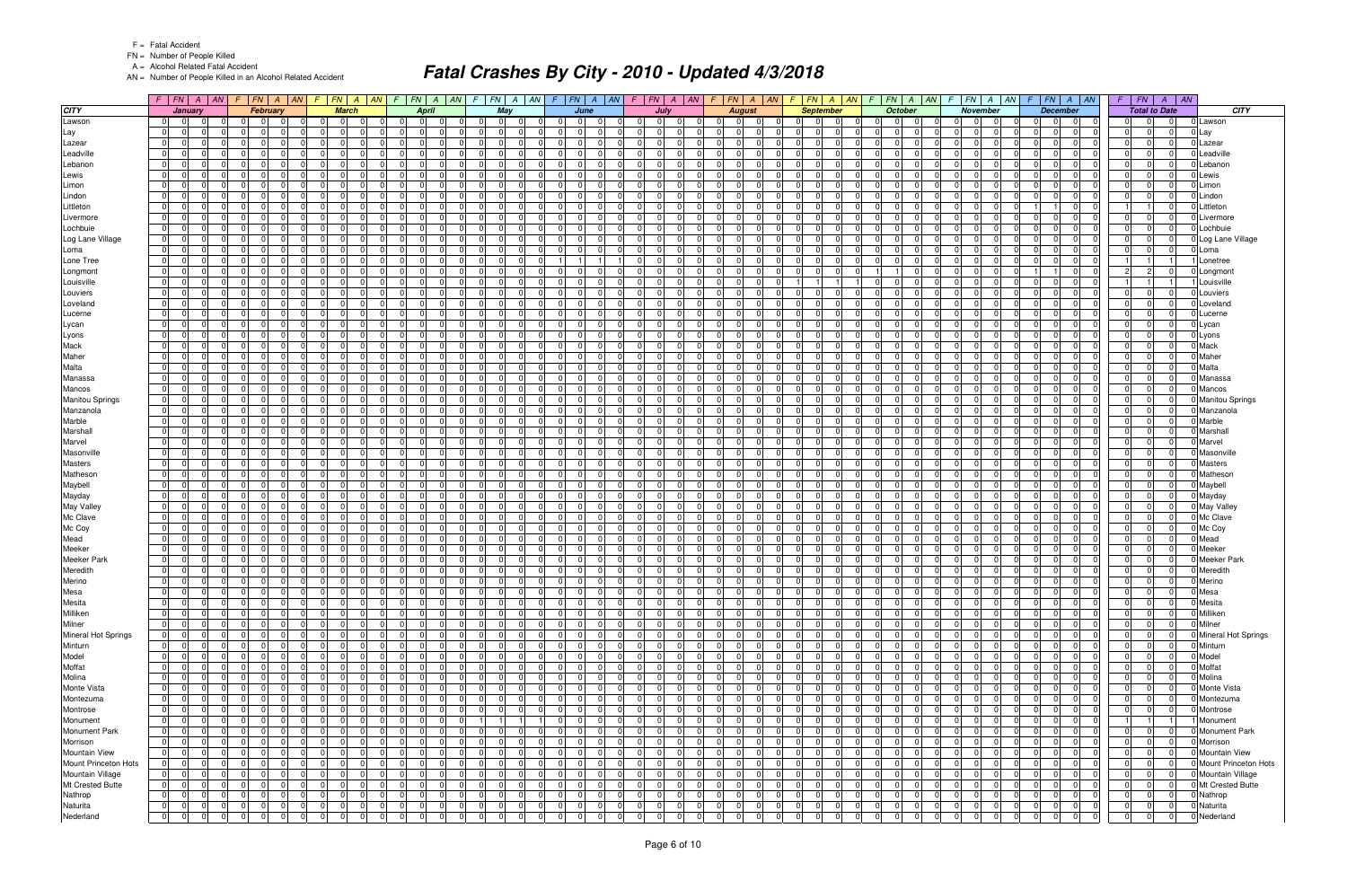F = Fatal Accident
FN = Number of People Killed
A = Alcohol Related Fatal Accident
AN = Number of People Killed in an Alcohol Related Accident

# Fatal Crashes By City - 2010 - Updated 4/3/2018

| CITY | January | | | | February | | | | March | | | | April | | | | May | | | | June | | | | July | | | | August | | | | September | | | | October | | | | November | | | | December | | | | Total to Date | | | | CITY |
|---|---|---|---|---|---|---|---|---|---|---|---|---|---|---|---|---|---|---|---|---|---|---|---|---|---|---|---|---|---|---|---|---|---|---|---|---|---|---|---|---|---|---|---|---|---|---|---|---|---|---|---|---|---|
| | F | FN | A | AN | F | FN | A | AN | F | FN | A | AN | F | FN | A | AN | F | FN | A | AN | F | FN | A | AN | F | FN | A | AN | F | FN | A | AN | F | FN | A | AN | F | FN | A | AN | F | FN | A | AN | F | FN | A | AN | F | FN | A | AN | |
| Lawson | 0 | 0 | 0 | 0 | 0 | 0 | 0 | 0 | 0 | 0 | 0 | 0 | 0 | 0 | 0 | 0 | 0 | 0 | 0 | 0 | 0 | 0 | 0 | 0 | 0 | 0 | 0 | 0 | 0 | 0 | 0 | 0 | 0 | 0 | 0 | 0 | 0 | 0 | 0 | 0 | 0 | 0 | 0 | 0 | 0 | 0 | 0 | 0 | 0 | 0 | 0 | 0 | Lawson |
| Lay | 0 | 0 | 0 | 0 | 0 | 0 | 0 | 0 | 0 | 0 | 0 | 0 | 0 | 0 | 0 | 0 | 0 | 0 | 0 | 0 | 0 | 0 | 0 | 0 | 0 | 0 | 0 | 0 | 0 | 0 | 0 | 0 | 0 | 0 | 0 | 0 | 0 | 0 | 0 | 0 | 0 | 0 | 0 | 0 | 0 | 0 | 0 | 0 | 0 | 0 | 0 | 0 | Lay |
| Lazear | 0 | 0 | 0 | 0 | 0 | 0 | 0 | 0 | 0 | 0 | 0 | 0 | 0 | 0 | 0 | 0 | 0 | 0 | 0 | 0 | 0 | 0 | 0 | 0 | 0 | 0 | 0 | 0 | 0 | 0 | 0 | 0 | 0 | 0 | 0 | 0 | 0 | 0 | 0 | 0 | 0 | 0 | 0 | 0 | 0 | 0 | 0 | 0 | 0 | 0 | 0 | 0 | Lazear |
| Leadville | 0 | 0 | 0 | 0 | 0 | 0 | 0 | 0 | 0 | 0 | 0 | 0 | 0 | 0 | 0 | 0 | 0 | 0 | 0 | 0 | 0 | 0 | 0 | 0 | 0 | 0 | 0 | 0 | 0 | 0 | 0 | 0 | 0 | 0 | 0 | 0 | 0 | 0 | 0 | 0 | 0 | 0 | 0 | 0 | 0 | 0 | 0 | 0 | 0 | 0 | 0 | 0 | Leadville |
| Lebanon | 0 | 0 | 0 | 0 | 0 | 0 | 0 | 0 | 0 | 0 | 0 | 0 | 0 | 0 | 0 | 0 | 0 | 0 | 0 | 0 | 0 | 0 | 0 | 0 | 0 | 0 | 0 | 0 | 0 | 0 | 0 | 0 | 0 | 0 | 0 | 0 | 0 | 0 | 0 | 0 | 0 | 0 | 0 | 0 | 0 | 0 | 0 | 0 | 0 | 0 | 0 | 0 | Lebanon |
| Lewis | 0 | 0 | 0 | 0 | 0 | 0 | 0 | 0 | 0 | 0 | 0 | 0 | 0 | 0 | 0 | 0 | 0 | 0 | 0 | 0 | 0 | 0 | 0 | 0 | 0 | 0 | 0 | 0 | 0 | 0 | 0 | 0 | 0 | 0 | 0 | 0 | 0 | 0 | 0 | 0 | 0 | 0 | 0 | 0 | 0 | 0 | 0 | 0 | 0 | 0 | 0 | 0 | Lewis |
| Limon | 0 | 0 | 0 | 0 | 0 | 0 | 0 | 0 | 0 | 0 | 0 | 0 | 0 | 0 | 0 | 0 | 0 | 0 | 0 | 0 | 0 | 0 | 0 | 0 | 0 | 0 | 0 | 0 | 0 | 0 | 0 | 0 | 0 | 0 | 0 | 0 | 0 | 0 | 0 | 0 | 0 | 0 | 0 | 0 | 0 | 0 | 0 | 0 | 0 | 0 | 0 | 0 | Limon |
| Lindon | 0 | 0 | 0 | 0 | 0 | 0 | 0 | 0 | 0 | 0 | 0 | 0 | 0 | 0 | 0 | 0 | 0 | 0 | 0 | 0 | 0 | 0 | 0 | 0 | 0 | 0 | 0 | 0 | 0 | 0 | 0 | 0 | 0 | 0 | 0 | 0 | 0 | 0 | 0 | 0 | 0 | 0 | 0 | 0 | 0 | 0 | 0 | 0 | 0 | 0 | 0 | 0 | Lindon |
| Littleton | 0 | 0 | 0 | 0 | 0 | 0 | 0 | 0 | 0 | 0 | 0 | 0 | 0 | 0 | 0 | 0 | 0 | 0 | 0 | 0 | 0 | 0 | 0 | 0 | 0 | 0 | 0 | 0 | 0 | 0 | 0 | 0 | 0 | 0 | 0 | 0 | 0 | 0 | 0 | 0 | 0 | 0 | 0 | 0 | 1 | 1 | 0 | 0 | 1 | 1 | 0 | 0 | Littleton |
| Livermore | 0 | 0 | 0 | 0 | 0 | 0 | 0 | 0 | 0 | 0 | 0 | 0 | 0 | 0 | 0 | 0 | 0 | 0 | 0 | 0 | 0 | 0 | 0 | 0 | 0 | 0 | 0 | 0 | 0 | 0 | 0 | 0 | 0 | 0 | 0 | 0 | 0 | 0 | 0 | 0 | 0 | 0 | 0 | 0 | 0 | 0 | 0 | 0 | 0 | 0 | 0 | 0 | Livermore |
| Lochbuie | 0 | 0 | 0 | 0 | 0 | 0 | 0 | 0 | 0 | 0 | 0 | 0 | 0 | 0 | 0 | 0 | 0 | 0 | 0 | 0 | 0 | 0 | 0 | 0 | 0 | 0 | 0 | 0 | 0 | 0 | 0 | 0 | 0 | 0 | 0 | 0 | 0 | 0 | 0 | 0 | 0 | 0 | 0 | 0 | 0 | 0 | 0 | 0 | 0 | 0 | 0 | 0 | Lochbuie |
| Log Lane Village | 0 | 0 | 0 | 0 | 0 | 0 | 0 | 0 | 0 | 0 | 0 | 0 | 0 | 0 | 0 | 0 | 0 | 0 | 0 | 0 | 0 | 0 | 0 | 0 | 0 | 0 | 0 | 0 | 0 | 0 | 0 | 0 | 0 | 0 | 0 | 0 | 0 | 0 | 0 | 0 | 0 | 0 | 0 | 0 | 0 | 0 | 0 | 0 | 0 | 0 | 0 | 0 | Log Lane Village |
| Loma | 0 | 0 | 0 | 0 | 0 | 0 | 0 | 0 | 0 | 0 | 0 | 0 | 0 | 0 | 0 | 0 | 0 | 0 | 0 | 0 | 0 | 0 | 0 | 0 | 0 | 0 | 0 | 0 | 0 | 0 | 0 | 0 | 0 | 0 | 0 | 0 | 0 | 0 | 0 | 0 | 0 | 0 | 0 | 0 | 0 | 0 | 0 | 0 | 0 | 0 | 0 | 0 | Loma |
| Lone Tree | 0 | 0 | 0 | 0 | 0 | 0 | 0 | 0 | 0 | 0 | 0 | 0 | 0 | 0 | 0 | 0 | 0 | 0 | 0 | 0 | 1 | 1 | 1 | 1 | 0 | 0 | 0 | 0 | 0 | 0 | 0 | 0 | 0 | 0 | 0 | 0 | 0 | 0 | 0 | 0 | 0 | 0 | 0 | 0 | 0 | 0 | 0 | 0 | 1 | 1 | 1 | 1 | Lonetree |
| Longmont | 0 | 0 | 0 | 0 | 0 | 0 | 0 | 0 | 0 | 0 | 0 | 0 | 0 | 0 | 0 | 0 | 0 | 0 | 0 | 0 | 0 | 0 | 0 | 0 | 0 | 0 | 0 | 0 | 0 | 0 | 0 | 0 | 0 | 0 | 0 | 0 | 1 | 1 | 0 | 0 | 0 | 0 | 0 | 0 | 1 | 1 | 0 | 0 | 2 | 2 | 0 | 0 | Longmont |
| Louisville | 0 | 0 | 0 | 0 | 0 | 0 | 0 | 0 | 0 | 0 | 0 | 0 | 0 | 0 | 0 | 0 | 0 | 0 | 0 | 0 | 0 | 0 | 0 | 0 | 0 | 0 | 0 | 0 | 0 | 0 | 0 | 0 | 1 | 1 | 1 | 1 | 0 | 0 | 0 | 0 | 0 | 0 | 0 | 0 | 0 | 0 | 0 | 0 | 1 | 1 | 1 | 1 | Louisville |
| Louviers | 0 | 0 | 0 | 0 | 0 | 0 | 0 | 0 | 0 | 0 | 0 | 0 | 0 | 0 | 0 | 0 | 0 | 0 | 0 | 0 | 0 | 0 | 0 | 0 | 0 | 0 | 0 | 0 | 0 | 0 | 0 | 0 | 0 | 0 | 0 | 0 | 0 | 0 | 0 | 0 | 0 | 0 | 0 | 0 | 0 | 0 | 0 | 0 | 0 | 0 | 0 | 0 | Louviers |
| Loveland | 0 | 0 | 0 | 0 | 0 | 0 | 0 | 0 | 0 | 0 | 0 | 0 | 0 | 0 | 0 | 0 | 0 | 0 | 0 | 0 | 0 | 0 | 0 | 0 | 0 | 0 | 0 | 0 | 0 | 0 | 0 | 0 | 0 | 0 | 0 | 0 | 0 | 0 | 0 | 0 | 0 | 0 | 0 | 0 | 0 | 0 | 0 | 0 | 0 | 0 | 0 | 0 | Loveland |
| Lucerne | 0 | 0 | 0 | 0 | 0 | 0 | 0 | 0 | 0 | 0 | 0 | 0 | 0 | 0 | 0 | 0 | 0 | 0 | 0 | 0 | 0 | 0 | 0 | 0 | 0 | 0 | 0 | 0 | 0 | 0 | 0 | 0 | 0 | 0 | 0 | 0 | 0 | 0 | 0 | 0 | 0 | 0 | 0 | 0 | 0 | 0 | 0 | 0 | 0 | 0 | 0 | 0 | Lucerne |
| Lycan | 0 | 0 | 0 | 0 | 0 | 0 | 0 | 0 | 0 | 0 | 0 | 0 | 0 | 0 | 0 | 0 | 0 | 0 | 0 | 0 | 0 | 0 | 0 | 0 | 0 | 0 | 0 | 0 | 0 | 0 | 0 | 0 | 0 | 0 | 0 | 0 | 0 | 0 | 0 | 0 | 0 | 0 | 0 | 0 | 0 | 0 | 0 | 0 | 0 | 0 | 0 | 0 | Lycan |
| Lyons | 0 | 0 | 0 | 0 | 0 | 0 | 0 | 0 | 0 | 0 | 0 | 0 | 0 | 0 | 0 | 0 | 0 | 0 | 0 | 0 | 0 | 0 | 0 | 0 | 0 | 0 | 0 | 0 | 0 | 0 | 0 | 0 | 0 | 0 | 0 | 0 | 0 | 0 | 0 | 0 | 0 | 0 | 0 | 0 | 0 | 0 | 0 | 0 | 0 | 0 | 0 | 0 | Lyons |
| Mack | 0 | 0 | 0 | 0 | 0 | 0 | 0 | 0 | 0 | 0 | 0 | 0 | 0 | 0 | 0 | 0 | 0 | 0 | 0 | 0 | 0 | 0 | 0 | 0 | 0 | 0 | 0 | 0 | 0 | 0 | 0 | 0 | 0 | 0 | 0 | 0 | 0 | 0 | 0 | 0 | 0 | 0 | 0 | 0 | 0 | 0 | 0 | 0 | 0 | 0 | 0 | 0 | Mack |
| Maher | 0 | 0 | 0 | 0 | 0 | 0 | 0 | 0 | 0 | 0 | 0 | 0 | 0 | 0 | 0 | 0 | 0 | 0 | 0 | 0 | 0 | 0 | 0 | 0 | 0 | 0 | 0 | 0 | 0 | 0 | 0 | 0 | 0 | 0 | 0 | 0 | 0 | 0 | 0 | 0 | 0 | 0 | 0 | 0 | 0 | 0 | 0 | 0 | 0 | 0 | 0 | 0 | Maher |
| Malta | 0 | 0 | 0 | 0 | 0 | 0 | 0 | 0 | 0 | 0 | 0 | 0 | 0 | 0 | 0 | 0 | 0 | 0 | 0 | 0 | 0 | 0 | 0 | 0 | 0 | 0 | 0 | 0 | 0 | 0 | 0 | 0 | 0 | 0 | 0 | 0 | 0 | 0 | 0 | 0 | 0 | 0 | 0 | 0 | 0 | 0 | 0 | 0 | 0 | 0 | 0 | 0 | Malta |
| Manassa | 0 | 0 | 0 | 0 | 0 | 0 | 0 | 0 | 0 | 0 | 0 | 0 | 0 | 0 | 0 | 0 | 0 | 0 | 0 | 0 | 0 | 0 | 0 | 0 | 0 | 0 | 0 | 0 | 0 | 0 | 0 | 0 | 0 | 0 | 0 | 0 | 0 | 0 | 0 | 0 | 0 | 0 | 0 | 0 | 0 | 0 | 0 | 0 | 0 | 0 | 0 | 0 | Manassa |
| Mancos | 0 | 0 | 0 | 0 | 0 | 0 | 0 | 0 | 0 | 0 | 0 | 0 | 0 | 0 | 0 | 0 | 0 | 0 | 0 | 0 | 0 | 0 | 0 | 0 | 0 | 0 | 0 | 0 | 0 | 0 | 0 | 0 | 0 | 0 | 0 | 0 | 0 | 0 | 0 | 0 | 0 | 0 | 0 | 0 | 0 | 0 | 0 | 0 | 0 | 0 | 0 | 0 | Mancos |
| Manitou Springs | 0 | 0 | 0 | 0 | 0 | 0 | 0 | 0 | 0 | 0 | 0 | 0 | 0 | 0 | 0 | 0 | 0 | 0 | 0 | 0 | 0 | 0 | 0 | 0 | 0 | 0 | 0 | 0 | 0 | 0 | 0 | 0 | 0 | 0 | 0 | 0 | 0 | 0 | 0 | 0 | 0 | 0 | 0 | 0 | 0 | 0 | 0 | 0 | 0 | 0 | 0 | 0 | Manitou Springs |
| Manzanola | 0 | 0 | 0 | 0 | 0 | 0 | 0 | 0 | 0 | 0 | 0 | 0 | 0 | 0 | 0 | 0 | 0 | 0 | 0 | 0 | 0 | 0 | 0 | 0 | 0 | 0 | 0 | 0 | 0 | 0 | 0 | 0 | 0 | 0 | 0 | 0 | 0 | 0 | 0 | 0 | 0 | 0 | 0 | 0 | 0 | 0 | 0 | 0 | 0 | 0 | 0 | 0 | Manzanola |
| Marble | 0 | 0 | 0 | 0 | 0 | 0 | 0 | 0 | 0 | 0 | 0 | 0 | 0 | 0 | 0 | 0 | 0 | 0 | 0 | 0 | 0 | 0 | 0 | 0 | 0 | 0 | 0 | 0 | 0 | 0 | 0 | 0 | 0 | 0 | 0 | 0 | 0 | 0 | 0 | 0 | 0 | 0 | 0 | 0 | 0 | 0 | 0 | 0 | 0 | 0 | 0 | 0 | Marble |
| Marshall | 0 | 0 | 0 | 0 | 0 | 0 | 0 | 0 | 0 | 0 | 0 | 0 | 0 | 0 | 0 | 0 | 0 | 0 | 0 | 0 | 0 | 0 | 0 | 0 | 0 | 0 | 0 | 0 | 0 | 0 | 0 | 0 | 0 | 0 | 0 | 0 | 0 | 0 | 0 | 0 | 0 | 0 | 0 | 0 | 0 | 0 | 0 | 0 | 0 | 0 | 0 | 0 | Marshall |
| Marvel | 0 | 0 | 0 | 0 | 0 | 0 | 0 | 0 | 0 | 0 | 0 | 0 | 0 | 0 | 0 | 0 | 0 | 0 | 0 | 0 | 0 | 0 | 0 | 0 | 0 | 0 | 0 | 0 | 0 | 0 | 0 | 0 | 0 | 0 | 0 | 0 | 0 | 0 | 0 | 0 | 0 | 0 | 0 | 0 | 0 | 0 | 0 | 0 | 0 | 0 | 0 | 0 | Marvel |
| Masonville | 0 | 0 | 0 | 0 | 0 | 0 | 0 | 0 | 0 | 0 | 0 | 0 | 0 | 0 | 0 | 0 | 0 | 0 | 0 | 0 | 0 | 0 | 0 | 0 | 0 | 0 | 0 | 0 | 0 | 0 | 0 | 0 | 0 | 0 | 0 | 0 | 0 | 0 | 0 | 0 | 0 | 0 | 0 | 0 | 0 | 0 | 0 | 0 | 0 | 0 | 0 | 0 | Masonville |
| Masters | 0 | 0 | 0 | 0 | 0 | 0 | 0 | 0 | 0 | 0 | 0 | 0 | 0 | 0 | 0 | 0 | 0 | 0 | 0 | 0 | 0 | 0 | 0 | 0 | 0 | 0 | 0 | 0 | 0 | 0 | 0 | 0 | 0 | 0 | 0 | 0 | 0 | 0 | 0 | 0 | 0 | 0 | 0 | 0 | 0 | 0 | 0 | 0 | 0 | 0 | 0 | 0 | Masters |
| Matheson | 0 | 0 | 0 | 0 | 0 | 0 | 0 | 0 | 0 | 0 | 0 | 0 | 0 | 0 | 0 | 0 | 0 | 0 | 0 | 0 | 0 | 0 | 0 | 0 | 0 | 0 | 0 | 0 | 0 | 0 | 0 | 0 | 0 | 0 | 0 | 0 | 0 | 0 | 0 | 0 | 0 | 0 | 0 | 0 | 0 | 0 | 0 | 0 | 0 | 0 | 0 | 0 | Matheson |
| Maybell | 0 | 0 | 0 | 0 | 0 | 0 | 0 | 0 | 0 | 0 | 0 | 0 | 0 | 0 | 0 | 0 | 0 | 0 | 0 | 0 | 0 | 0 | 0 | 0 | 0 | 0 | 0 | 0 | 0 | 0 | 0 | 0 | 0 | 0 | 0 | 0 | 0 | 0 | 0 | 0 | 0 | 0 | 0 | 0 | 0 | 0 | 0 | 0 | 0 | 0 | 0 | 0 | Maybell |
| Mayday | 0 | 0 | 0 | 0 | 0 | 0 | 0 | 0 | 0 | 0 | 0 | 0 | 0 | 0 | 0 | 0 | 0 | 0 | 0 | 0 | 0 | 0 | 0 | 0 | 0 | 0 | 0 | 0 | 0 | 0 | 0 | 0 | 0 | 0 | 0 | 0 | 0 | 0 | 0 | 0 | 0 | 0 | 0 | 0 | 0 | 0 | 0 | 0 | 0 | 0 | 0 | 0 | Mayday |
| May Valley | 0 | 0 | 0 | 0 | 0 | 0 | 0 | 0 | 0 | 0 | 0 | 0 | 0 | 0 | 0 | 0 | 0 | 0 | 0 | 0 | 0 | 0 | 0 | 0 | 0 | 0 | 0 | 0 | 0 | 0 | 0 | 0 | 0 | 0 | 0 | 0 | 0 | 0 | 0 | 0 | 0 | 0 | 0 | 0 | 0 | 0 | 0 | 0 | 0 | 0 | 0 | 0 | May Valley |
| Mc Clave | 0 | 0 | 0 | 0 | 0 | 0 | 0 | 0 | 0 | 0 | 0 | 0 | 0 | 0 | 0 | 0 | 0 | 0 | 0 | 0 | 0 | 0 | 0 | 0 | 0 | 0 | 0 | 0 | 0 | 0 | 0 | 0 | 0 | 0 | 0 | 0 | 0 | 0 | 0 | 0 | 0 | 0 | 0 | 0 | 0 | 0 | 0 | 0 | 0 | 0 | 0 | 0 | Mc Clave |
| Mc Coy | 0 | 0 | 0 | 0 | 0 | 0 | 0 | 0 | 0 | 0 | 0 | 0 | 0 | 0 | 0 | 0 | 0 | 0 | 0 | 0 | 0 | 0 | 0 | 0 | 0 | 0 | 0 | 0 | 0 | 0 | 0 | 0 | 0 | 0 | 0 | 0 | 0 | 0 | 0 | 0 | 0 | 0 | 0 | 0 | 0 | 0 | 0 | 0 | 0 | 0 | 0 | 0 | Mc Coy |
| Mead | 0 | 0 | 0 | 0 | 0 | 0 | 0 | 0 | 0 | 0 | 0 | 0 | 0 | 0 | 0 | 0 | 0 | 0 | 0 | 0 | 0 | 0 | 0 | 0 | 0 | 0 | 0 | 0 | 0 | 0 | 0 | 0 | 0 | 0 | 0 | 0 | 0 | 0 | 0 | 0 | 0 | 0 | 0 | 0 | 0 | 0 | 0 | 0 | 0 | 0 | 0 | 0 | Mead |
| Meeker | 0 | 0 | 0 | 0 | 0 | 0 | 0 | 0 | 0 | 0 | 0 | 0 | 0 | 0 | 0 | 0 | 0 | 0 | 0 | 0 | 0 | 0 | 0 | 0 | 0 | 0 | 0 | 0 | 0 | 0 | 0 | 0 | 0 | 0 | 0 | 0 | 0 | 0 | 0 | 0 | 0 | 0 | 0 | 0 | 0 | 0 | 0 | 0 | 0 | 0 | 0 | 0 | Meeker |
| Meeker Park | 0 | 0 | 0 | 0 | 0 | 0 | 0 | 0 | 0 | 0 | 0 | 0 | 0 | 0 | 0 | 0 | 0 | 0 | 0 | 0 | 0 | 0 | 0 | 0 | 0 | 0 | 0 | 0 | 0 | 0 | 0 | 0 | 0 | 0 | 0 | 0 | 0 | 0 | 0 | 0 | 0 | 0 | 0 | 0 | 0 | 0 | 0 | 0 | 0 | 0 | 0 | 0 | Meeker Park |
| Meredith | 0 | 0 | 0 | 0 | 0 | 0 | 0 | 0 | 0 | 0 | 0 | 0 | 0 | 0 | 0 | 0 | 0 | 0 | 0 | 0 | 0 | 0 | 0 | 0 | 0 | 0 | 0 | 0 | 0 | 0 | 0 | 0 | 0 | 0 | 0 | 0 | 0 | 0 | 0 | 0 | 0 | 0 | 0 | 0 | 0 | 0 | 0 | 0 | 0 | 0 | 0 | 0 | Meredith |
| Merino | 0 | 0 | 0 | 0 | 0 | 0 | 0 | 0 | 0 | 0 | 0 | 0 | 0 | 0 | 0 | 0 | 0 | 0 | 0 | 0 | 0 | 0 | 0 | 0 | 0 | 0 | 0 | 0 | 0 | 0 | 0 | 0 | 0 | 0 | 0 | 0 | 0 | 0 | 0 | 0 | 0 | 0 | 0 | 0 | 0 | 0 | 0 | 0 | 0 | 0 | 0 | 0 | Merino |
| Mesa | 0 | 0 | 0 | 0 | 0 | 0 | 0 | 0 | 0 | 0 | 0 | 0 | 0 | 0 | 0 | 0 | 0 | 0 | 0 | 0 | 0 | 0 | 0 | 0 | 0 | 0 | 0 | 0 | 0 | 0 | 0 | 0 | 0 | 0 | 0 | 0 | 0 | 0 | 0 | 0 | 0 | 0 | 0 | 0 | 0 | 0 | 0 | 0 | 0 | 0 | 0 | 0 | Mesa |
| Mesita | 0 | 0 | 0 | 0 | 0 | 0 | 0 | 0 | 0 | 0 | 0 | 0 | 0 | 0 | 0 | 0 | 0 | 0 | 0 | 0 | 0 | 0 | 0 | 0 | 0 | 0 | 0 | 0 | 0 | 0 | 0 | 0 | 0 | 0 | 0 | 0 | 0 | 0 | 0 | 0 | 0 | 0 | 0 | 0 | 0 | 0 | 0 | 0 | 0 | 0 | 0 | 0 | Mesita |
| Milliken | 0 | 0 | 0 | 0 | 0 | 0 | 0 | 0 | 0 | 0 | 0 | 0 | 0 | 0 | 0 | 0 | 0 | 0 | 0 | 0 | 0 | 0 | 0 | 0 | 0 | 0 | 0 | 0 | 0 | 0 | 0 | 0 | 0 | 0 | 0 | 0 | 0 | 0 | 0 | 0 | 0 | 0 | 0 | 0 | 0 | 0 | 0 | 0 | 0 | 0 | 0 | 0 | Milliken |
| Milner | 0 | 0 | 0 | 0 | 0 | 0 | 0 | 0 | 0 | 0 | 0 | 0 | 0 | 0 | 0 | 0 | 0 | 0 | 0 | 0 | 0 | 0 | 0 | 0 | 0 | 0 | 0 | 0 | 0 | 0 | 0 | 0 | 0 | 0 | 0 | 0 | 0 | 0 | 0 | 0 | 0 | 0 | 0 | 0 | 0 | 0 | 0 | 0 | 0 | 0 | 0 | 0 | Milner |
| Mineral Hot Springs | 0 | 0 | 0 | 0 | 0 | 0 | 0 | 0 | 0 | 0 | 0 | 0 | 0 | 0 | 0 | 0 | 0 | 0 | 0 | 0 | 0 | 0 | 0 | 0 | 0 | 0 | 0 | 0 | 0 | 0 | 0 | 0 | 0 | 0 | 0 | 0 | 0 | 0 | 0 | 0 | 0 | 0 | 0 | 0 | 0 | 0 | 0 | 0 | 0 | 0 | 0 | 0 | Mineral Hot Springs |
| Minturn | 0 | 0 | 0 | 0 | 0 | 0 | 0 | 0 | 0 | 0 | 0 | 0 | 0 | 0 | 0 | 0 | 0 | 0 | 0 | 0 | 0 | 0 | 0 | 0 | 0 | 0 | 0 | 0 | 0 | 0 | 0 | 0 | 0 | 0 | 0 | 0 | 0 | 0 | 0 | 0 | 0 | 0 | 0 | 0 | 0 | 0 | 0 | 0 | 0 | 0 | 0 | 0 | Minturn |
| Model | 0 | 0 | 0 | 0 | 0 | 0 | 0 | 0 | 0 | 0 | 0 | 0 | 0 | 0 | 0 | 0 | 0 | 0 | 0 | 0 | 0 | 0 | 0 | 0 | 0 | 0 | 0 | 0 | 0 | 0 | 0 | 0 | 0 | 0 | 0 | 0 | 0 | 0 | 0 | 0 | 0 | 0 | 0 | 0 | 0 | 0 | 0 | 0 | 0 | 0 | 0 | 0 | Model |
| Moffat | 0 | 0 | 0 | 0 | 0 | 0 | 0 | 0 | 0 | 0 | 0 | 0 | 0 | 0 | 0 | 0 | 0 | 0 | 0 | 0 | 0 | 0 | 0 | 0 | 0 | 0 | 0 | 0 | 0 | 0 | 0 | 0 | 0 | 0 | 0 | 0 | 0 | 0 | 0 | 0 | 0 | 0 | 0 | 0 | 0 | 0 | 0 | 0 | 0 | 0 | 0 | 0 | Moffat |
| Molina | 0 | 0 | 0 | 0 | 0 | 0 | 0 | 0 | 0 | 0 | 0 | 0 | 0 | 0 | 0 | 0 | 0 | 0 | 0 | 0 | 0 | 0 | 0 | 0 | 0 | 0 | 0 | 0 | 0 | 0 | 0 | 0 | 0 | 0 | 0 | 0 | 0 | 0 | 0 | 0 | 0 | 0 | 0 | 0 | 0 | 0 | 0 | 0 | 0 | 0 | 0 | 0 | Molina |
| Monte Vista | 0 | 0 | 0 | 0 | 0 | 0 | 0 | 0 | 0 | 0 | 0 | 0 | 0 | 0 | 0 | 0 | 0 | 0 | 0 | 0 | 0 | 0 | 0 | 0 | 0 | 0 | 0 | 0 | 0 | 0 | 0 | 0 | 0 | 0 | 0 | 0 | 0 | 0 | 0 | 0 | 0 | 0 | 0 | 0 | 0 | 0 | 0 | 0 | 0 | 0 | 0 | 0 | Monte Vista |
| Montezuma | 0 | 0 | 0 | 0 | 0 | 0 | 0 | 0 | 0 | 0 | 0 | 0 | 0 | 0 | 0 | 0 | 0 | 0 | 0 | 0 | 0 | 0 | 0 | 0 | 0 | 0 | 0 | 0 | 0 | 0 | 0 | 0 | 0 | 0 | 0 | 0 | 0 | 0 | 0 | 0 | 0 | 0 | 0 | 0 | 0 | 0 | 0 | 0 | 0 | 0 | 0 | 0 | Montezuma |
| Montrose | 0 | 0 | 0 | 0 | 0 | 0 | 0 | 0 | 0 | 0 | 0 | 0 | 0 | 0 | 0 | 0 | 0 | 0 | 0 | 0 | 0 | 0 | 0 | 0 | 0 | 0 | 0 | 0 | 0 | 0 | 0 | 0 | 0 | 0 | 0 | 0 | 0 | 0 | 0 | 0 | 0 | 0 | 0 | 0 | 0 | 0 | 0 | 0 | 0 | 0 | 0 | 0 | Montrose |
| Monument | 0 | 0 | 0 | 0 | 0 | 0 | 0 | 0 | 0 | 0 | 0 | 0 | 0 | 0 | 0 | 0 | 1 | 1 | 1 | 1 | 0 | 0 | 0 | 0 | 0 | 0 | 0 | 0 | 0 | 0 | 0 | 0 | 0 | 0 | 0 | 0 | 0 | 0 | 0 | 0 | 0 | 0 | 0 | 0 | 0 | 0 | 0 | 0 | 1 | 1 | 1 | 1 | Monument |
| Monument Park | 0 | 0 | 0 | 0 | 0 | 0 | 0 | 0 | 0 | 0 | 0 | 0 | 0 | 0 | 0 | 0 | 0 | 0 | 0 | 0 | 0 | 0 | 0 | 0 | 0 | 0 | 0 | 0 | 0 | 0 | 0 | 0 | 0 | 0 | 0 | 0 | 0 | 0 | 0 | 0 | 0 | 0 | 0 | 0 | 0 | 0 | 0 | 0 | 0 | 0 | 0 | 0 | Monument Park |
| Morrison | 0 | 0 | 0 | 0 | 0 | 0 | 0 | 0 | 0 | 0 | 0 | 0 | 0 | 0 | 0 | 0 | 0 | 0 | 0 | 0 | 0 | 0 | 0 | 0 | 0 | 0 | 0 | 0 | 0 | 0 | 0 | 0 | 0 | 0 | 0 | 0 | 0 | 0 | 0 | 0 | 0 | 0 | 0 | 0 | 0 | 0 | 0 | 0 | 0 | 0 | 0 | 0 | Morrison |
| Mountain View | 0 | 0 | 0 | 0 | 0 | 0 | 0 | 0 | 0 | 0 | 0 | 0 | 0 | 0 | 0 | 0 | 0 | 0 | 0 | 0 | 0 | 0 | 0 | 0 | 0 | 0 | 0 | 0 | 0 | 0 | 0 | 0 | 0 | 0 | 0 | 0 | 0 | 0 | 0 | 0 | 0 | 0 | 0 | 0 | 0 | 0 | 0 | 0 | 0 | 0 | 0 | 0 | Mountain View |
| Mount Princeton Hots | 0 | 0 | 0 | 0 | 0 | 0 | 0 | 0 | 0 | 0 | 0 | 0 | 0 | 0 | 0 | 0 | 0 | 0 | 0 | 0 | 0 | 0 | 0 | 0 | 0 | 0 | 0 | 0 | 0 | 0 | 0 | 0 | 0 | 0 | 0 | 0 | 0 | 0 | 0 | 0 | 0 | 0 | 0 | 0 | 0 | 0 | 0 | 0 | 0 | 0 | 0 | 0 | Mount Princeton Hots |
| Mountain Village | 0 | 0 | 0 | 0 | 0 | 0 | 0 | 0 | 0 | 0 | 0 | 0 | 0 | 0 | 0 | 0 | 0 | 0 | 0 | 0 | 0 | 0 | 0 | 0 | 0 | 0 | 0 | 0 | 0 | 0 | 0 | 0 | 0 | 0 | 0 | 0 | 0 | 0 | 0 | 0 | 0 | 0 | 0 | 0 | 0 | 0 | 0 | 0 | 0 | 0 | 0 | 0 | Mountain Village |
| Mt Crested Butte | 0 | 0 | 0 | 0 | 0 | 0 | 0 | 0 | 0 | 0 | 0 | 0 | 0 | 0 | 0 | 0 | 0 | 0 | 0 | 0 | 0 | 0 | 0 | 0 | 0 | 0 | 0 | 0 | 0 | 0 | 0 | 0 | 0 | 0 | 0 | 0 | 0 | 0 | 0 | 0 | 0 | 0 | 0 | 0 | 0 | 0 | 0 | 0 | 0 | 0 | 0 | 0 | Mt Crested Butte |
| Nathrop | 0 | 0 | 0 | 0 | 0 | 0 | 0 | 0 | 0 | 0 | 0 | 0 | 0 | 0 | 0 | 0 | 0 | 0 | 0 | 0 | 0 | 0 | 0 | 0 | 0 | 0 | 0 | 0 | 0 | 0 | 0 | 0 | 0 | 0 | 0 | 0 | 0 | 0 | 0 | 0 | 0 | 0 | 0 | 0 | 0 | 0 | 0 | 0 | 0 | 0 | 0 | 0 | Nathrop |
| Naturita | 0 | 0 | 0 | 0 | 0 | 0 | 0 | 0 | 0 | 0 | 0 | 0 | 0 | 0 | 0 | 0 | 0 | 0 | 0 | 0 | 0 | 0 | 0 | 0 | 0 | 0 | 0 | 0 | 0 | 0 | 0 | 0 | 0 | 0 | 0 | 0 | 0 | 0 | 0 | 0 | 0 | 0 | 0 | 0 | 0 | 0 | 0 | 0 | 0 | 0 | 0 | 0 | Naturita |
| Nederland | 0 | 0 | 0 | 0 | 0 | 0 | 0 | 0 | 0 | 0 | 0 | 0 | 0 | 0 | 0 | 0 | 0 | 0 | 0 | 0 | 0 | 0 | 0 | 0 | 0 | 0 | 0 | 0 | 0 | 0 | 0 | 0 | 0 | 0 | 0 | 0 | 0 | 0 | 0 | 0 | 0 | 0 | 0 | 0 | 0 | 0 | 0 | 0 | 0 | 0 | 0 | 0 | Nederland |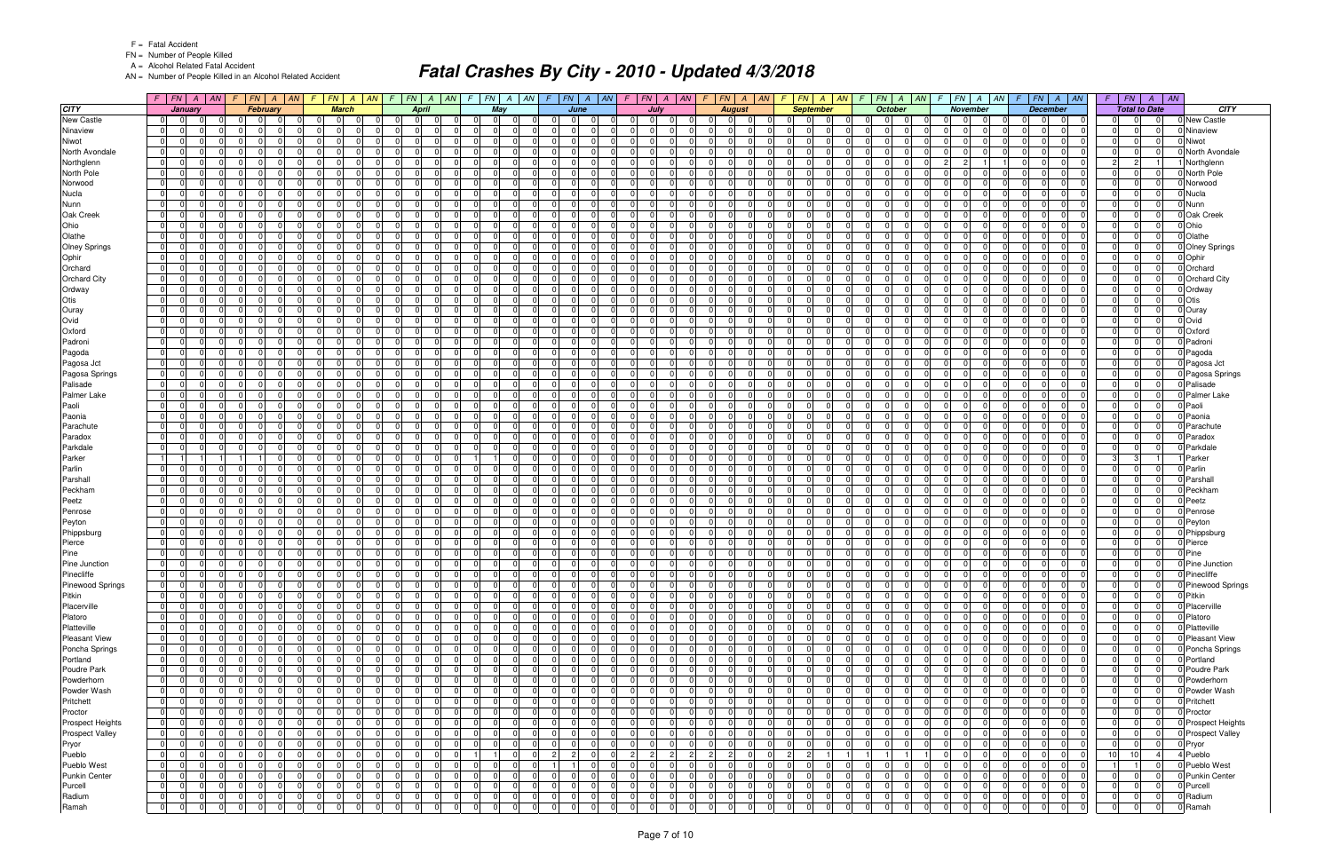F = Fatal Accident
FN = Number of People Killed
A = Alcohol Related Fatal Accident
AN = Number of People Killed in an Alcohol Related Accident

# Fatal Crashes By City - 2010 - Updated 4/3/2018

| CITY | January | | | | February | | | | March | | | | April | | | | May | | | | June | | | | July | | | | August | | | | September | | | | October | | | | November | | | | December | | | | Total to Date | | | | CITY |
|---|---|---|---|---|---|---|---|---|---|---|---|---|---|---|---|---|---|---|---|---|---|---|---|---|---|---|---|---|---|---|---|---|---|---|---|---|---|---|---|---|---|---|---|---|---|---|---|---|---|---|---|---|---|
| | F | FN | A | AN | F | FN | A | AN | F | FN | A | AN | F | FN | A | AN | F | FN | A | AN | F | FN | A | AN | F | FN | A | AN | F | FN | A | AN | F | FN | A | AN | F | FN | A | AN | F | FN | A | AN | F | FN | A | AN | F | FN | A | AN | |
| New Castle | 0 | 0 | 0 | 0 | 0 | 0 | 0 | 0 | 0 | 0 | 0 | 0 | 0 | 0 | 0 | 0 | 0 | 0 | 0 | 0 | 0 | 0 | 0 | 0 | 0 | 0 | 0 | 0 | 0 | 0 | 0 | 0 | 0 | 0 | 0 | 0 | 0 | 0 | 0 | 0 | 0 | 0 | 0 | 0 | 0 | 0 | 0 | 0 | 0 | 0 | 0 | 0 | New Castle |
| Ninaview | 0 | 0 | 0 | 0 | 0 | 0 | 0 | 0 | 0 | 0 | 0 | 0 | 0 | 0 | 0 | 0 | 0 | 0 | 0 | 0 | 0 | 0 | 0 | 0 | 0 | 0 | 0 | 0 | 0 | 0 | 0 | 0 | 0 | 0 | 0 | 0 | 0 | 0 | 0 | 0 | 0 | 0 | 0 | 0 | 0 | 0 | 0 | 0 | 0 | 0 | 0 | 0 | Ninaview |
| Niwot | 0 | 0 | 0 | 0 | 0 | 0 | 0 | 0 | 0 | 0 | 0 | 0 | 0 | 0 | 0 | 0 | 0 | 0 | 0 | 0 | 0 | 0 | 0 | 0 | 0 | 0 | 0 | 0 | 0 | 0 | 0 | 0 | 0 | 0 | 0 | 0 | 0 | 0 | 0 | 0 | 0 | 0 | 0 | 0 | 0 | 0 | 0 | 0 | 0 | 0 | 0 | 0 | Niwot |
| North Avondale | 0 | 0 | 0 | 0 | 0 | 0 | 0 | 0 | 0 | 0 | 0 | 0 | 0 | 0 | 0 | 0 | 0 | 0 | 0 | 0 | 0 | 0 | 0 | 0 | 0 | 0 | 0 | 0 | 0 | 0 | 0 | 0 | 0 | 0 | 0 | 0 | 0 | 0 | 0 | 0 | 0 | 0 | 0 | 0 | 0 | 0 | 0 | 0 | 0 | 0 | 0 | 0 | North Avondale |
| Northglenn | 0 | 0 | 0 | 0 | 0 | 0 | 0 | 0 | 0 | 0 | 0 | 0 | 0 | 0 | 0 | 0 | 0 | 0 | 0 | 0 | 0 | 0 | 0 | 0 | 0 | 0 | 0 | 0 | 0 | 0 | 0 | 0 | 0 | 0 | 0 | 0 | 0 | 0 | 0 | 0 | 2 | 2 | 1 | 1 | 0 | 0 | 0 | 0 | 2 | 2 | 1 | 1 | Northglenn |
| North Pole | 0 | 0 | 0 | 0 | 0 | 0 | 0 | 0 | 0 | 0 | 0 | 0 | 0 | 0 | 0 | 0 | 0 | 0 | 0 | 0 | 0 | 0 | 0 | 0 | 0 | 0 | 0 | 0 | 0 | 0 | 0 | 0 | 0 | 0 | 0 | 0 | 0 | 0 | 0 | 0 | 0 | 0 | 0 | 0 | 0 | 0 | 0 | 0 | 0 | 0 | 0 | 0 | North Pole |
| Norwood | 0 | 0 | 0 | 0 | 0 | 0 | 0 | 0 | 0 | 0 | 0 | 0 | 0 | 0 | 0 | 0 | 0 | 0 | 0 | 0 | 0 | 0 | 0 | 0 | 0 | 0 | 0 | 0 | 0 | 0 | 0 | 0 | 0 | 0 | 0 | 0 | 0 | 0 | 0 | 0 | 0 | 0 | 0 | 0 | 0 | 0 | 0 | 0 | 0 | 0 | 0 | 0 | Norwood |
| Nucla | 0 | 0 | 0 | 0 | 0 | 0 | 0 | 0 | 0 | 0 | 0 | 0 | 0 | 0 | 0 | 0 | 0 | 0 | 0 | 0 | 0 | 0 | 0 | 0 | 0 | 0 | 0 | 0 | 0 | 0 | 0 | 0 | 0 | 0 | 0 | 0 | 0 | 0 | 0 | 0 | 0 | 0 | 0 | 0 | 0 | 0 | 0 | 0 | 0 | 0 | 0 | 0 | Nucla |
| Nunn | 0 | 0 | 0 | 0 | 0 | 0 | 0 | 0 | 0 | 0 | 0 | 0 | 0 | 0 | 0 | 0 | 0 | 0 | 0 | 0 | 0 | 0 | 0 | 0 | 0 | 0 | 0 | 0 | 0 | 0 | 0 | 0 | 0 | 0 | 0 | 0 | 0 | 0 | 0 | 0 | 0 | 0 | 0 | 0 | 0 | 0 | 0 | 0 | 0 | 0 | 0 | 0 | Nunn |
| Oak Creek | 0 | 0 | 0 | 0 | 0 | 0 | 0 | 0 | 0 | 0 | 0 | 0 | 0 | 0 | 0 | 0 | 0 | 0 | 0 | 0 | 0 | 0 | 0 | 0 | 0 | 0 | 0 | 0 | 0 | 0 | 0 | 0 | 0 | 0 | 0 | 0 | 0 | 0 | 0 | 0 | 0 | 0 | 0 | 0 | 0 | 0 | 0 | 0 | 0 | 0 | 0 | 0 | Oak Creek |
| Ohio | 0 | 0 | 0 | 0 | 0 | 0 | 0 | 0 | 0 | 0 | 0 | 0 | 0 | 0 | 0 | 0 | 0 | 0 | 0 | 0 | 0 | 0 | 0 | 0 | 0 | 0 | 0 | 0 | 0 | 0 | 0 | 0 | 0 | 0 | 0 | 0 | 0 | 0 | 0 | 0 | 0 | 0 | 0 | 0 | 0 | 0 | 0 | 0 | 0 | 0 | 0 | 0 | Ohio |
| Olathe | 0 | 0 | 0 | 0 | 0 | 0 | 0 | 0 | 0 | 0 | 0 | 0 | 0 | 0 | 0 | 0 | 0 | 0 | 0 | 0 | 0 | 0 | 0 | 0 | 0 | 0 | 0 | 0 | 0 | 0 | 0 | 0 | 0 | 0 | 0 | 0 | 0 | 0 | 0 | 0 | 0 | 0 | 0 | 0 | 0 | 0 | 0 | 0 | 0 | 0 | 0 | 0 | Olathe |
| Olney Springs | 0 | 0 | 0 | 0 | 0 | 0 | 0 | 0 | 0 | 0 | 0 | 0 | 0 | 0 | 0 | 0 | 0 | 0 | 0 | 0 | 0 | 0 | 0 | 0 | 0 | 0 | 0 | 0 | 0 | 0 | 0 | 0 | 0 | 0 | 0 | 0 | 0 | 0 | 0 | 0 | 0 | 0 | 0 | 0 | 0 | 0 | 0 | 0 | 0 | 0 | 0 | 0 | Olney Springs |
| Ophir | 0 | 0 | 0 | 0 | 0 | 0 | 0 | 0 | 0 | 0 | 0 | 0 | 0 | 0 | 0 | 0 | 0 | 0 | 0 | 0 | 0 | 0 | 0 | 0 | 0 | 0 | 0 | 0 | 0 | 0 | 0 | 0 | 0 | 0 | 0 | 0 | 0 | 0 | 0 | 0 | 0 | 0 | 0 | 0 | 0 | 0 | 0 | 0 | 0 | 0 | 0 | 0 | Ophir |
| Orchard | 0 | 0 | 0 | 0 | 0 | 0 | 0 | 0 | 0 | 0 | 0 | 0 | 0 | 0 | 0 | 0 | 0 | 0 | 0 | 0 | 0 | 0 | 0 | 0 | 0 | 0 | 0 | 0 | 0 | 0 | 0 | 0 | 0 | 0 | 0 | 0 | 0 | 0 | 0 | 0 | 0 | 0 | 0 | 0 | 0 | 0 | 0 | 0 | 0 | 0 | 0 | 0 | Orchard |
| Orchard City | 0 | 0 | 0 | 0 | 0 | 0 | 0 | 0 | 0 | 0 | 0 | 0 | 0 | 0 | 0 | 0 | 0 | 0 | 0 | 0 | 0 | 0 | 0 | 0 | 0 | 0 | 0 | 0 | 0 | 0 | 0 | 0 | 0 | 0 | 0 | 0 | 0 | 0 | 0 | 0 | 0 | 0 | 0 | 0 | 0 | 0 | 0 | 0 | 0 | 0 | 0 | 0 | Orchard City |
| Ordway | 0 | 0 | 0 | 0 | 0 | 0 | 0 | 0 | 0 | 0 | 0 | 0 | 0 | 0 | 0 | 0 | 0 | 0 | 0 | 0 | 0 | 0 | 0 | 0 | 0 | 0 | 0 | 0 | 0 | 0 | 0 | 0 | 0 | 0 | 0 | 0 | 0 | 0 | 0 | 0 | 0 | 0 | 0 | 0 | 0 | 0 | 0 | 0 | 0 | 0 | 0 | 0 | Ordway |
| Otis | 0 | 0 | 0 | 0 | 0 | 0 | 0 | 0 | 0 | 0 | 0 | 0 | 0 | 0 | 0 | 0 | 0 | 0 | 0 | 0 | 0 | 0 | 0 | 0 | 0 | 0 | 0 | 0 | 0 | 0 | 0 | 0 | 0 | 0 | 0 | 0 | 0 | 0 | 0 | 0 | 0 | 0 | 0 | 0 | 0 | 0 | 0 | 0 | 0 | 0 | 0 | 0 | Otis |
| Ouray | 0 | 0 | 0 | 0 | 0 | 0 | 0 | 0 | 0 | 0 | 0 | 0 | 0 | 0 | 0 | 0 | 0 | 0 | 0 | 0 | 0 | 0 | 0 | 0 | 0 | 0 | 0 | 0 | 0 | 0 | 0 | 0 | 0 | 0 | 0 | 0 | 0 | 0 | 0 | 0 | 0 | 0 | 0 | 0 | 0 | 0 | 0 | 0 | 0 | 0 | 0 | 0 | Ouray |
| Ovid | 0 | 0 | 0 | 0 | 0 | 0 | 0 | 0 | 0 | 0 | 0 | 0 | 0 | 0 | 0 | 0 | 0 | 0 | 0 | 0 | 0 | 0 | 0 | 0 | 0 | 0 | 0 | 0 | 0 | 0 | 0 | 0 | 0 | 0 | 0 | 0 | 0 | 0 | 0 | 0 | 0 | 0 | 0 | 0 | 0 | 0 | 0 | 0 | 0 | 0 | 0 | 0 | Ovid |
| Oxford | 0 | 0 | 0 | 0 | 0 | 0 | 0 | 0 | 0 | 0 | 0 | 0 | 0 | 0 | 0 | 0 | 0 | 0 | 0 | 0 | 0 | 0 | 0 | 0 | 0 | 0 | 0 | 0 | 0 | 0 | 0 | 0 | 0 | 0 | 0 | 0 | 0 | 0 | 0 | 0 | 0 | 0 | 0 | 0 | 0 | 0 | 0 | 0 | 0 | 0 | 0 | 0 | Oxford |
| Padroni | 0 | 0 | 0 | 0 | 0 | 0 | 0 | 0 | 0 | 0 | 0 | 0 | 0 | 0 | 0 | 0 | 0 | 0 | 0 | 0 | 0 | 0 | 0 | 0 | 0 | 0 | 0 | 0 | 0 | 0 | 0 | 0 | 0 | 0 | 0 | 0 | 0 | 0 | 0 | 0 | 0 | 0 | 0 | 0 | 0 | 0 | 0 | 0 | 0 | 0 | 0 | 0 | Padroni |
| Pagoda | 0 | 0 | 0 | 0 | 0 | 0 | 0 | 0 | 0 | 0 | 0 | 0 | 0 | 0 | 0 | 0 | 0 | 0 | 0 | 0 | 0 | 0 | 0 | 0 | 0 | 0 | 0 | 0 | 0 | 0 | 0 | 0 | 0 | 0 | 0 | 0 | 0 | 0 | 0 | 0 | 0 | 0 | 0 | 0 | 0 | 0 | 0 | 0 | 0 | 0 | 0 | 0 | Pagoda |
| Pagosa Jct | 0 | 0 | 0 | 0 | 0 | 0 | 0 | 0 | 0 | 0 | 0 | 0 | 0 | 0 | 0 | 0 | 0 | 0 | 0 | 0 | 0 | 0 | 0 | 0 | 0 | 0 | 0 | 0 | 0 | 0 | 0 | 0 | 0 | 0 | 0 | 0 | 0 | 0 | 0 | 0 | 0 | 0 | 0 | 0 | 0 | 0 | 0 | 0 | 0 | 0 | 0 | 0 | Pagosa Jct |
| Pagosa Springs | 0 | 0 | 0 | 0 | 0 | 0 | 0 | 0 | 0 | 0 | 0 | 0 | 0 | 0 | 0 | 0 | 0 | 0 | 0 | 0 | 0 | 0 | 0 | 0 | 0 | 0 | 0 | 0 | 0 | 0 | 0 | 0 | 0 | 0 | 0 | 0 | 0 | 0 | 0 | 0 | 0 | 0 | 0 | 0 | 0 | 0 | 0 | 0 | 0 | 0 | 0 | 0 | Pagosa Springs |
| Palisade | 0 | 0 | 0 | 0 | 0 | 0 | 0 | 0 | 0 | 0 | 0 | 0 | 0 | 0 | 0 | 0 | 0 | 0 | 0 | 0 | 0 | 0 | 0 | 0 | 0 | 0 | 0 | 0 | 0 | 0 | 0 | 0 | 0 | 0 | 0 | 0 | 0 | 0 | 0 | 0 | 0 | 0 | 0 | 0 | 0 | 0 | 0 | 0 | 0 | 0 | 0 | 0 | Palisade |
| Palmer Lake | 0 | 0 | 0 | 0 | 0 | 0 | 0 | 0 | 0 | 0 | 0 | 0 | 0 | 0 | 0 | 0 | 0 | 0 | 0 | 0 | 0 | 0 | 0 | 0 | 0 | 0 | 0 | 0 | 0 | 0 | 0 | 0 | 0 | 0 | 0 | 0 | 0 | 0 | 0 | 0 | 0 | 0 | 0 | 0 | 0 | 0 | 0 | 0 | 0 | 0 | 0 | 0 | Palmer Lake |
| Paoli | 0 | 0 | 0 | 0 | 0 | 0 | 0 | 0 | 0 | 0 | 0 | 0 | 0 | 0 | 0 | 0 | 0 | 0 | 0 | 0 | 0 | 0 | 0 | 0 | 0 | 0 | 0 | 0 | 0 | 0 | 0 | 0 | 0 | 0 | 0 | 0 | 0 | 0 | 0 | 0 | 0 | 0 | 0 | 0 | 0 | 0 | 0 | 0 | 0 | 0 | 0 | 0 | Paoli |
| Paonia | 0 | 0 | 0 | 0 | 0 | 0 | 0 | 0 | 0 | 0 | 0 | 0 | 0 | 0 | 0 | 0 | 0 | 0 | 0 | 0 | 0 | 0 | 0 | 0 | 0 | 0 | 0 | 0 | 0 | 0 | 0 | 0 | 0 | 0 | 0 | 0 | 0 | 0 | 0 | 0 | 0 | 0 | 0 | 0 | 0 | 0 | 0 | 0 | 0 | 0 | 0 | 0 | Paonia |
| Parachute | 0 | 0 | 0 | 0 | 0 | 0 | 0 | 0 | 0 | 0 | 0 | 0 | 0 | 0 | 0 | 0 | 0 | 0 | 0 | 0 | 0 | 0 | 0 | 0 | 0 | 0 | 0 | 0 | 0 | 0 | 0 | 0 | 0 | 0 | 0 | 0 | 0 | 0 | 0 | 0 | 0 | 0 | 0 | 0 | 0 | 0 | 0 | 0 | 0 | 0 | 0 | 0 | Parachute |
| Paradox | 0 | 0 | 0 | 0 | 0 | 0 | 0 | 0 | 0 | 0 | 0 | 0 | 0 | 0 | 0 | 0 | 0 | 0 | 0 | 0 | 0 | 0 | 0 | 0 | 0 | 0 | 0 | 0 | 0 | 0 | 0 | 0 | 0 | 0 | 0 | 0 | 0 | 0 | 0 | 0 | 0 | 0 | 0 | 0 | 0 | 0 | 0 | 0 | 0 | 0 | 0 | 0 | Paradox |
| Parkdale | 0 | 0 | 0 | 0 | 0 | 0 | 0 | 0 | 0 | 0 | 0 | 0 | 0 | 0 | 0 | 0 | 0 | 0 | 0 | 0 | 0 | 0 | 0 | 0 | 0 | 0 | 0 | 0 | 0 | 0 | 0 | 0 | 0 | 0 | 0 | 0 | 0 | 0 | 0 | 0 | 0 | 0 | 0 | 0 | 0 | 0 | 0 | 0 | 0 | 0 | 0 | 0 | Parkdale |
| Parker | 1 | 1 | 1 | 1 | 1 | 1 | 0 | 0 | 0 | 0 | 0 | 0 | 0 | 0 | 0 | 0 | 1 | 1 | 0 | 0 | 0 | 0 | 0 | 0 | 0 | 0 | 0 | 0 | 0 | 0 | 0 | 0 | 0 | 0 | 0 | 0 | 0 | 0 | 0 | 0 | 0 | 0 | 0 | 0 | 0 | 0 | 0 | 0 | 3 | 3 | 1 | 1 | Parker |
| Parlin | 0 | 0 | 0 | 0 | 0 | 0 | 0 | 0 | 0 | 0 | 0 | 0 | 0 | 0 | 0 | 0 | 0 | 0 | 0 | 0 | 0 | 0 | 0 | 0 | 0 | 0 | 0 | 0 | 0 | 0 | 0 | 0 | 0 | 0 | 0 | 0 | 0 | 0 | 0 | 0 | 0 | 0 | 0 | 0 | 0 | 0 | 0 | 0 | 0 | 0 | 0 | 0 | Parlin |
| Parshall | 0 | 0 | 0 | 0 | 0 | 0 | 0 | 0 | 0 | 0 | 0 | 0 | 0 | 0 | 0 | 0 | 0 | 0 | 0 | 0 | 0 | 0 | 0 | 0 | 0 | 0 | 0 | 0 | 0 | 0 | 0 | 0 | 0 | 0 | 0 | 0 | 0 | 0 | 0 | 0 | 0 | 0 | 0 | 0 | 0 | 0 | 0 | 0 | 0 | 0 | 0 | 0 | Parshall |
| Peckham | 0 | 0 | 0 | 0 | 0 | 0 | 0 | 0 | 0 | 0 | 0 | 0 | 0 | 0 | 0 | 0 | 0 | 0 | 0 | 0 | 0 | 0 | 0 | 0 | 0 | 0 | 0 | 0 | 0 | 0 | 0 | 0 | 0 | 0 | 0 | 0 | 0 | 0 | 0 | 0 | 0 | 0 | 0 | 0 | 0 | 0 | 0 | 0 | 0 | 0 | 0 | 0 | Peckham |
| Peetz | 0 | 0 | 0 | 0 | 0 | 0 | 0 | 0 | 0 | 0 | 0 | 0 | 0 | 0 | 0 | 0 | 0 | 0 | 0 | 0 | 0 | 0 | 0 | 0 | 0 | 0 | 0 | 0 | 0 | 0 | 0 | 0 | 0 | 0 | 0 | 0 | 0 | 0 | 0 | 0 | 0 | 0 | 0 | 0 | 0 | 0 | 0 | 0 | 0 | 0 | 0 | 0 | Peetz |
| Penrose | 0 | 0 | 0 | 0 | 0 | 0 | 0 | 0 | 0 | 0 | 0 | 0 | 0 | 0 | 0 | 0 | 0 | 0 | 0 | 0 | 0 | 0 | 0 | 0 | 0 | 0 | 0 | 0 | 0 | 0 | 0 | 0 | 0 | 0 | 0 | 0 | 0 | 0 | 0 | 0 | 0 | 0 | 0 | 0 | 0 | 0 | 0 | 0 | 0 | 0 | 0 | 0 | Penrose |
| Peyton | 0 | 0 | 0 | 0 | 0 | 0 | 0 | 0 | 0 | 0 | 0 | 0 | 0 | 0 | 0 | 0 | 0 | 0 | 0 | 0 | 0 | 0 | 0 | 0 | 0 | 0 | 0 | 0 | 0 | 0 | 0 | 0 | 0 | 0 | 0 | 0 | 0 | 0 | 0 | 0 | 0 | 0 | 0 | 0 | 0 | 0 | 0 | 0 | 0 | 0 | 0 | 0 | Peyton |
| Phippsburg | 0 | 0 | 0 | 0 | 0 | 0 | 0 | 0 | 0 | 0 | 0 | 0 | 0 | 0 | 0 | 0 | 0 | 0 | 0 | 0 | 0 | 0 | 0 | 0 | 0 | 0 | 0 | 0 | 0 | 0 | 0 | 0 | 0 | 0 | 0 | 0 | 0 | 0 | 0 | 0 | 0 | 0 | 0 | 0 | 0 | 0 | 0 | 0 | 0 | 0 | 0 | 0 | Phippsburg |
| Pierce | 0 | 0 | 0 | 0 | 0 | 0 | 0 | 0 | 0 | 0 | 0 | 0 | 0 | 0 | 0 | 0 | 0 | 0 | 0 | 0 | 0 | 0 | 0 | 0 | 0 | 0 | 0 | 0 | 0 | 0 | 0 | 0 | 0 | 0 | 0 | 0 | 0 | 0 | 0 | 0 | 0 | 0 | 0 | 0 | 0 | 0 | 0 | 0 | 0 | 0 | 0 | 0 | Pierce |
| Pine | 0 | 0 | 0 | 0 | 0 | 0 | 0 | 0 | 0 | 0 | 0 | 0 | 0 | 0 | 0 | 0 | 0 | 0 | 0 | 0 | 0 | 0 | 0 | 0 | 0 | 0 | 0 | 0 | 0 | 0 | 0 | 0 | 0 | 0 | 0 | 0 | 0 | 0 | 0 | 0 | 0 | 0 | 0 | 0 | 0 | 0 | 0 | 0 | 0 | 0 | 0 | 0 | Pine |
| Pine Junction | 0 | 0 | 0 | 0 | 0 | 0 | 0 | 0 | 0 | 0 | 0 | 0 | 0 | 0 | 0 | 0 | 0 | 0 | 0 | 0 | 0 | 0 | 0 | 0 | 0 | 0 | 0 | 0 | 0 | 0 | 0 | 0 | 0 | 0 | 0 | 0 | 0 | 0 | 0 | 0 | 0 | 0 | 0 | 0 | 0 | 0 | 0 | 0 | 0 | 0 | 0 | 0 | Pine Junction |
| Pinecliffe | 0 | 0 | 0 | 0 | 0 | 0 | 0 | 0 | 0 | 0 | 0 | 0 | 0 | 0 | 0 | 0 | 0 | 0 | 0 | 0 | 0 | 0 | 0 | 0 | 0 | 0 | 0 | 0 | 0 | 0 | 0 | 0 | 0 | 0 | 0 | 0 | 0 | 0 | 0 | 0 | 0 | 0 | 0 | 0 | 0 | 0 | 0 | 0 | 0 | 0 | 0 | 0 | Pinecliffe |
| Pinewood Springs | 0 | 0 | 0 | 0 | 0 | 0 | 0 | 0 | 0 | 0 | 0 | 0 | 0 | 0 | 0 | 0 | 0 | 0 | 0 | 0 | 0 | 0 | 0 | 0 | 0 | 0 | 0 | 0 | 0 | 0 | 0 | 0 | 0 | 0 | 0 | 0 | 0 | 0 | 0 | 0 | 0 | 0 | 0 | 0 | 0 | 0 | 0 | 0 | 0 | 0 | 0 | 0 | Pinewood Springs |
| Pitkin | 0 | 0 | 0 | 0 | 0 | 0 | 0 | 0 | 0 | 0 | 0 | 0 | 0 | 0 | 0 | 0 | 0 | 0 | 0 | 0 | 0 | 0 | 0 | 0 | 0 | 0 | 0 | 0 | 0 | 0 | 0 | 0 | 0 | 0 | 0 | 0 | 0 | 0 | 0 | 0 | 0 | 0 | 0 | 0 | 0 | 0 | 0 | 0 | 0 | 0 | 0 | 0 | Pitkin |
| Placerville | 0 | 0 | 0 | 0 | 0 | 0 | 0 | 0 | 0 | 0 | 0 | 0 | 0 | 0 | 0 | 0 | 0 | 0 | 0 | 0 | 0 | 0 | 0 | 0 | 0 | 0 | 0 | 0 | 0 | 0 | 0 | 0 | 0 | 0 | 0 | 0 | 0 | 0 | 0 | 0 | 0 | 0 | 0 | 0 | 0 | 0 | 0 | 0 | 0 | 0 | 0 | 0 | Placerville |
| Platoro | 0 | 0 | 0 | 0 | 0 | 0 | 0 | 0 | 0 | 0 | 0 | 0 | 0 | 0 | 0 | 0 | 0 | 0 | 0 | 0 | 0 | 0 | 0 | 0 | 0 | 0 | 0 | 0 | 0 | 0 | 0 | 0 | 0 | 0 | 0 | 0 | 0 | 0 | 0 | 0 | 0 | 0 | 0 | 0 | 0 | 0 | 0 | 0 | 0 | 0 | 0 | 0 | Platoro |
| Platteville | 0 | 0 | 0 | 0 | 0 | 0 | 0 | 0 | 0 | 0 | 0 | 0 | 0 | 0 | 0 | 0 | 0 | 0 | 0 | 0 | 0 | 0 | 0 | 0 | 0 | 0 | 0 | 0 | 0 | 0 | 0 | 0 | 0 | 0 | 0 | 0 | 0 | 0 | 0 | 0 | 0 | 0 | 0 | 0 | 0 | 0 | 0 | 0 | 0 | 0 | 0 | 0 | Platteville |
| Pleasant View | 0 | 0 | 0 | 0 | 0 | 0 | 0 | 0 | 0 | 0 | 0 | 0 | 0 | 0 | 0 | 0 | 0 | 0 | 0 | 0 | 0 | 0 | 0 | 0 | 0 | 0 | 0 | 0 | 0 | 0 | 0 | 0 | 0 | 0 | 0 | 0 | 0 | 0 | 0 | 0 | 0 | 0 | 0 | 0 | 0 | 0 | 0 | 0 | 0 | 0 | 0 | 0 | Pleasant View |
| Poncha Springs | 0 | 0 | 0 | 0 | 0 | 0 | 0 | 0 | 0 | 0 | 0 | 0 | 0 | 0 | 0 | 0 | 0 | 0 | 0 | 0 | 0 | 0 | 0 | 0 | 0 | 0 | 0 | 0 | 0 | 0 | 0 | 0 | 0 | 0 | 0 | 0 | 0 | 0 | 0 | 0 | 0 | 0 | 0 | 0 | 0 | 0 | 0 | 0 | 0 | 0 | 0 | 0 | Poncha Springs |
| Portland | 0 | 0 | 0 | 0 | 0 | 0 | 0 | 0 | 0 | 0 | 0 | 0 | 0 | 0 | 0 | 0 | 0 | 0 | 0 | 0 | 0 | 0 | 0 | 0 | 0 | 0 | 0 | 0 | 0 | 0 | 0 | 0 | 0 | 0 | 0 | 0 | 0 | 0 | 0 | 0 | 0 | 0 | 0 | 0 | 0 | 0 | 0 | 0 | 0 | 0 | 0 | 0 | Portland |
| Poudre Park | 0 | 0 | 0 | 0 | 0 | 0 | 0 | 0 | 0 | 0 | 0 | 0 | 0 | 0 | 0 | 0 | 0 | 0 | 0 | 0 | 0 | 0 | 0 | 0 | 0 | 0 | 0 | 0 | 0 | 0 | 0 | 0 | 0 | 0 | 0 | 0 | 0 | 0 | 0 | 0 | 0 | 0 | 0 | 0 | 0 | 0 | 0 | 0 | 0 | 0 | 0 | 0 | Poudre Park |
| Powderhorn | 0 | 0 | 0 | 0 | 0 | 0 | 0 | 0 | 0 | 0 | 0 | 0 | 0 | 0 | 0 | 0 | 0 | 0 | 0 | 0 | 0 | 0 | 0 | 0 | 0 | 0 | 0 | 0 | 0 | 0 | 0 | 0 | 0 | 0 | 0 | 0 | 0 | 0 | 0 | 0 | 0 | 0 | 0 | 0 | 0 | 0 | 0 | 0 | 0 | 0 | 0 | 0 | Powderhorn |
| Powder Wash | 0 | 0 | 0 | 0 | 0 | 0 | 0 | 0 | 0 | 0 | 0 | 0 | 0 | 0 | 0 | 0 | 0 | 0 | 0 | 0 | 0 | 0 | 0 | 0 | 0 | 0 | 0 | 0 | 0 | 0 | 0 | 0 | 0 | 0 | 0 | 0 | 0 | 0 | 0 | 0 | 0 | 0 | 0 | 0 | 0 | 0 | 0 | 0 | 0 | 0 | 0 | 0 | Powder Wash |
| Pritchett | 0 | 0 | 0 | 0 | 0 | 0 | 0 | 0 | 0 | 0 | 0 | 0 | 0 | 0 | 0 | 0 | 0 | 0 | 0 | 0 | 0 | 0 | 0 | 0 | 0 | 0 | 0 | 0 | 0 | 0 | 0 | 0 | 0 | 0 | 0 | 0 | 0 | 0 | 0 | 0 | 0 | 0 | 0 | 0 | 0 | 0 | 0 | 0 | 0 | 0 | 0 | 0 | Pritchett |
| Proctor | 0 | 0 | 0 | 0 | 0 | 0 | 0 | 0 | 0 | 0 | 0 | 0 | 0 | 0 | 0 | 0 | 0 | 0 | 0 | 0 | 0 | 0 | 0 | 0 | 0 | 0 | 0 | 0 | 0 | 0 | 0 | 0 | 0 | 0 | 0 | 0 | 0 | 0 | 0 | 0 | 0 | 0 | 0 | 0 | 0 | 0 | 0 | 0 | 0 | 0 | 0 | 0 | Proctor |
| Prospect Heights | 0 | 0 | 0 | 0 | 0 | 0 | 0 | 0 | 0 | 0 | 0 | 0 | 0 | 0 | 0 | 0 | 0 | 0 | 0 | 0 | 0 | 0 | 0 | 0 | 0 | 0 | 0 | 0 | 0 | 0 | 0 | 0 | 0 | 0 | 0 | 0 | 0 | 0 | 0 | 0 | 0 | 0 | 0 | 0 | 0 | 0 | 0 | 0 | 0 | 0 | 0 | 0 | Prospect Heights |
| Prospect Valley | 0 | 0 | 0 | 0 | 0 | 0 | 0 | 0 | 0 | 0 | 0 | 0 | 0 | 0 | 0 | 0 | 0 | 0 | 0 | 0 | 0 | 0 | 0 | 0 | 0 | 0 | 0 | 0 | 0 | 0 | 0 | 0 | 0 | 0 | 0 | 0 | 0 | 0 | 0 | 0 | 0 | 0 | 0 | 0 | 0 | 0 | 0 | 0 | 0 | 0 | 0 | 0 | Prospect Valley |
| Pryor | 0 | 0 | 0 | 0 | 0 | 0 | 0 | 0 | 0 | 0 | 0 | 0 | 0 | 0 | 0 | 0 | 0 | 0 | 0 | 0 | 0 | 0 | 0 | 0 | 0 | 0 | 0 | 0 | 0 | 0 | 0 | 0 | 0 | 0 | 0 | 0 | 0 | 0 | 0 | 0 | 0 | 0 | 0 | 0 | 0 | 0 | 0 | 0 | 0 | 0 | 0 | 0 | Pryor |
| Pueblo | 0 | 0 | 0 | 0 | 0 | 0 | 0 | 0 | 0 | 0 | 0 | 0 | 0 | 0 | 0 | 0 | 1 | 1 | 0 | 0 | 2 | 2 | 0 | 0 | 2 | 2 | 2 | 2 | 2 | 2 | 0 | 0 | 2 | 2 | 1 | 1 | 1 | 1 | 1 | 1 | 0 | 0 | 0 | 0 | 0 | 0 | 0 | 0 | 10 | 10 | 4 | 4 | Pueblo |
| Pueblo West | 0 | 0 | 0 | 0 | 0 | 0 | 0 | 0 | 0 | 0 | 0 | 0 | 0 | 0 | 0 | 0 | 0 | 0 | 0 | 0 | 1 | 1 | 0 | 0 | 0 | 0 | 0 | 0 | 0 | 0 | 0 | 0 | 0 | 0 | 0 | 0 | 0 | 0 | 0 | 0 | 0 | 0 | 0 | 0 | 0 | 0 | 0 | 0 | 1 | 1 | 0 | 0 | Pueblo West |
| Punkin Center | 0 | 0 | 0 | 0 | 0 | 0 | 0 | 0 | 0 | 0 | 0 | 0 | 0 | 0 | 0 | 0 | 0 | 0 | 0 | 0 | 0 | 0 | 0 | 0 | 0 | 0 | 0 | 0 | 0 | 0 | 0 | 0 | 0 | 0 | 0 | 0 | 0 | 0 | 0 | 0 | 0 | 0 | 0 | 0 | 0 | 0 | 0 | 0 | 0 | 0 | 0 | 0 | Punkin Center |
| Purcell | 0 | 0 | 0 | 0 | 0 | 0 | 0 | 0 | 0 | 0 | 0 | 0 | 0 | 0 | 0 | 0 | 0 | 0 | 0 | 0 | 0 | 0 | 0 | 0 | 0 | 0 | 0 | 0 | 0 | 0 | 0 | 0 | 0 | 0 | 0 | 0 | 0 | 0 | 0 | 0 | 0 | 0 | 0 | 0 | 0 | 0 | 0 | 0 | 0 | 0 | 0 | 0 | Purcell |
| Radium | 0 | 0 | 0 | 0 | 0 | 0 | 0 | 0 | 0 | 0 | 0 | 0 | 0 | 0 | 0 | 0 | 0 | 0 | 0 | 0 | 0 | 0 | 0 | 0 | 0 | 0 | 0 | 0 | 0 | 0 | 0 | 0 | 0 | 0 | 0 | 0 | 0 | 0 | 0 | 0 | 0 | 0 | 0 | 0 | 0 | 0 | 0 | 0 | 0 | 0 | 0 | 0 | Radium |
| Ramah | 0 | 0 | 0 | 0 | 0 | 0 | 0 | 0 | 0 | 0 | 0 | 0 | 0 | 0 | 0 | 0 | 0 | 0 | 0 | 0 | 0 | 0 | 0 | 0 | 0 | 0 | 0 | 0 | 0 | 0 | 0 | 0 | 0 | 0 | 0 | 0 | 0 | 0 | 0 | 0 | 0 | 0 | 0 | 0 | 0 | 0 | 0 | 0 | 0 | 0 | 0 | 0 | Ramah |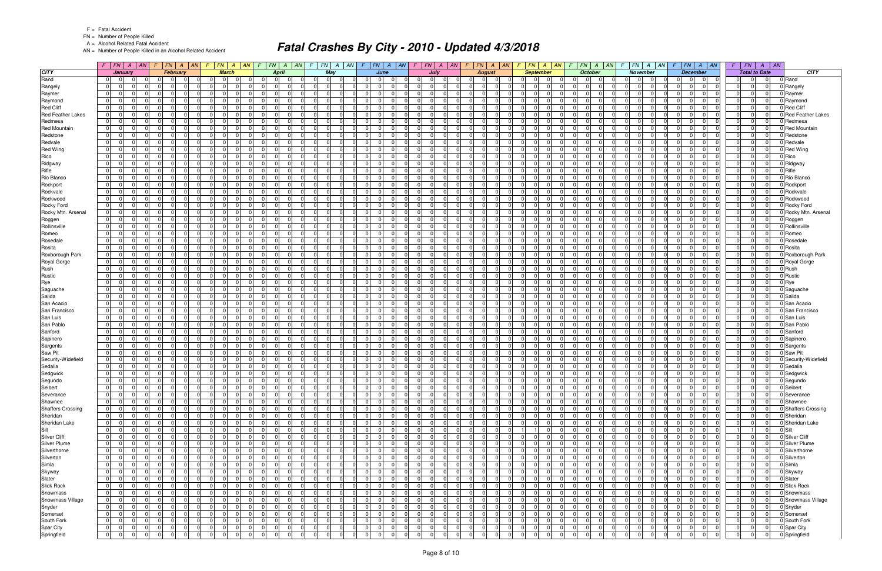F = Fatal Accident
FN = Number of People Killed
A = Alcohol Related Fatal Accident
AN = Number of People Killed in an Alcohol Related Accident

# Fatal Crashes By City - 2010 - Updated 4/3/2018

| CITY | January | | | | February | | | | March | | | | April | | | | May | | | | June | | | | July | | | | August | | | | September | | | | October | | | | November | | | | December | | | | Total to Date | | | | CITY |
|---|---|---|---|---|---|---|---|---|---|---|---|---|---|---|---|---|---|---|---|---|---|---|---|---|---|---|---|---|---|---|---|---|---|---|---|---|---|---|---|---|---|---|---|---|---|---|---|---|---|---|---|---|---|
| | F | FN | A | AN | F | FN | A | AN | F | FN | A | AN | F | FN | A | AN | F | FN | A | AN | F | FN | A | AN | F | FN | A | AN | F | FN | A | AN | F | FN | A | AN | F | FN | A | AN | F | FN | A | AN | F | FN | A | AN | F | FN | A | AN | |
| Rand | 0 | 0 | 0 | 0 | 0 | 0 | 0 | 0 | 0 | 0 | 0 | 0 | 0 | 0 | 0 | 0 | 0 | 0 | 0 | 0 | 0 | 0 | 0 | 0 | 0 | 0 | 0 | 0 | 0 | 0 | 0 | 0 | 0 | 0 | 0 | 0 | 0 | 0 | 0 | 0 | 0 | 0 | 0 | 0 | 0 | 0 | 0 | 0 | 0 | 0 | 0 | 0 | Rand |
| Rangely | 0 | 0 | 0 | 0 | 0 | 0 | 0 | 0 | 0 | 0 | 0 | 0 | 0 | 0 | 0 | 0 | 0 | 0 | 0 | 0 | 0 | 0 | 0 | 0 | 0 | 0 | 0 | 0 | 0 | 0 | 0 | 0 | 0 | 0 | 0 | 0 | 0 | 0 | 0 | 0 | 0 | 0 | 0 | 0 | 0 | 0 | 0 | 0 | 0 | 0 | 0 | 0 | Rangely |
| Raymer | 0 | 0 | 0 | 0 | 0 | 0 | 0 | 0 | 0 | 0 | 0 | 0 | 0 | 0 | 0 | 0 | 0 | 0 | 0 | 0 | 0 | 0 | 0 | 0 | 0 | 0 | 0 | 0 | 0 | 0 | 0 | 0 | 0 | 0 | 0 | 0 | 0 | 0 | 0 | 0 | 0 | 0 | 0 | 0 | 0 | 0 | 0 | 0 | 0 | 0 | 0 | 0 | Raymer |
| Raymond | 0 | 0 | 0 | 0 | 0 | 0 | 0 | 0 | 0 | 0 | 0 | 0 | 0 | 0 | 0 | 0 | 0 | 0 | 0 | 0 | 0 | 0 | 0 | 0 | 0 | 0 | 0 | 0 | 0 | 0 | 0 | 0 | 0 | 0 | 0 | 0 | 0 | 0 | 0 | 0 | 0 | 0 | 0 | 0 | 0 | 0 | 0 | 0 | 0 | 0 | 0 | 0 | Raymond |
| Red Cliff | 0 | 0 | 0 | 0 | 0 | 0 | 0 | 0 | 0 | 0 | 0 | 0 | 0 | 0 | 0 | 0 | 0 | 0 | 0 | 0 | 0 | 0 | 0 | 0 | 0 | 0 | 0 | 0 | 0 | 0 | 0 | 0 | 0 | 0 | 0 | 0 | 0 | 0 | 0 | 0 | 0 | 0 | 0 | 0 | 0 | 0 | 0 | 0 | 0 | 0 | 0 | 0 | Red Cliff |
| Red Feather Lakes | 0 | 0 | 0 | 0 | 0 | 0 | 0 | 0 | 0 | 0 | 0 | 0 | 0 | 0 | 0 | 0 | 0 | 0 | 0 | 0 | 0 | 0 | 0 | 0 | 0 | 0 | 0 | 0 | 0 | 0 | 0 | 0 | 0 | 0 | 0 | 0 | 0 | 0 | 0 | 0 | 0 | 0 | 0 | 0 | 0 | 0 | 0 | 0 | 0 | 0 | 0 | 0 | Red Feather Lakes |
| Redmesa | 0 | 0 | 0 | 0 | 0 | 0 | 0 | 0 | 0 | 0 | 0 | 0 | 0 | 0 | 0 | 0 | 0 | 0 | 0 | 0 | 0 | 0 | 0 | 0 | 0 | 0 | 0 | 0 | 0 | 0 | 0 | 0 | 0 | 0 | 0 | 0 | 0 | 0 | 0 | 0 | 0 | 0 | 0 | 0 | 0 | 0 | 0 | 0 | 0 | 0 | 0 | 0 | Redmesa |
| Red Mountain | 0 | 0 | 0 | 0 | 0 | 0 | 0 | 0 | 0 | 0 | 0 | 0 | 0 | 0 | 0 | 0 | 0 | 0 | 0 | 0 | 0 | 0 | 0 | 0 | 0 | 0 | 0 | 0 | 0 | 0 | 0 | 0 | 0 | 0 | 0 | 0 | 0 | 0 | 0 | 0 | 0 | 0 | 0 | 0 | 0 | 0 | 0 | 0 | 0 | 0 | 0 | 0 | Red Mountain |
| Redstone | 0 | 0 | 0 | 0 | 0 | 0 | 0 | 0 | 0 | 0 | 0 | 0 | 0 | 0 | 0 | 0 | 0 | 0 | 0 | 0 | 0 | 0 | 0 | 0 | 0 | 0 | 0 | 0 | 0 | 0 | 0 | 0 | 0 | 0 | 0 | 0 | 0 | 0 | 0 | 0 | 0 | 0 | 0 | 0 | 0 | 0 | 0 | 0 | 0 | 0 | 0 | 0 | Redstone |
| Redvale | 0 | 0 | 0 | 0 | 0 | 0 | 0 | 0 | 0 | 0 | 0 | 0 | 0 | 0 | 0 | 0 | 0 | 0 | 0 | 0 | 0 | 0 | 0 | 0 | 0 | 0 | 0 | 0 | 0 | 0 | 0 | 0 | 0 | 0 | 0 | 0 | 0 | 0 | 0 | 0 | 0 | 0 | 0 | 0 | 0 | 0 | 0 | 0 | 0 | 0 | 0 | 0 | Redvale |
| Red Wing | 0 | 0 | 0 | 0 | 0 | 0 | 0 | 0 | 0 | 0 | 0 | 0 | 0 | 0 | 0 | 0 | 0 | 0 | 0 | 0 | 0 | 0 | 0 | 0 | 0 | 0 | 0 | 0 | 0 | 0 | 0 | 0 | 0 | 0 | 0 | 0 | 0 | 0 | 0 | 0 | 0 | 0 | 0 | 0 | 0 | 0 | 0 | 0 | 0 | 0 | 0 | 0 | Red Wing |
| Rico | 0 | 0 | 0 | 0 | 0 | 0 | 0 | 0 | 0 | 0 | 0 | 0 | 0 | 0 | 0 | 0 | 0 | 0 | 0 | 0 | 0 | 0 | 0 | 0 | 0 | 0 | 0 | 0 | 0 | 0 | 0 | 0 | 0 | 0 | 0 | 0 | 0 | 0 | 0 | 0 | 0 | 0 | 0 | 0 | 0 | 0 | 0 | 0 | 0 | 0 | 0 | 0 | Rico |
| Ridgway | 0 | 0 | 0 | 0 | 0 | 0 | 0 | 0 | 0 | 0 | 0 | 0 | 0 | 0 | 0 | 0 | 0 | 0 | 0 | 0 | 0 | 0 | 0 | 0 | 0 | 0 | 0 | 0 | 0 | 0 | 0 | 0 | 0 | 0 | 0 | 0 | 0 | 0 | 0 | 0 | 0 | 0 | 0 | 0 | 0 | 0 | 0 | 0 | 0 | 0 | 0 | 0 | Ridgway |
| Rifle | 0 | 0 | 0 | 0 | 0 | 0 | 0 | 0 | 0 | 0 | 0 | 0 | 0 | 0 | 0 | 0 | 0 | 0 | 0 | 0 | 0 | 0 | 0 | 0 | 0 | 0 | 0 | 0 | 0 | 0 | 0 | 0 | 0 | 0 | 0 | 0 | 0 | 0 | 0 | 0 | 0 | 0 | 0 | 0 | 0 | 0 | 0 | 0 | 0 | 0 | 0 | 0 | Rifle |
| Rio Blanco | 0 | 0 | 0 | 0 | 0 | 0 | 0 | 0 | 0 | 0 | 0 | 0 | 0 | 0 | 0 | 0 | 0 | 0 | 0 | 0 | 0 | 0 | 0 | 0 | 0 | 0 | 0 | 0 | 0 | 0 | 0 | 0 | 0 | 0 | 0 | 0 | 0 | 0 | 0 | 0 | 0 | 0 | 0 | 0 | 0 | 0 | 0 | 0 | 0 | 0 | 0 | 0 | Rio Blanco |
| Rockport | 0 | 0 | 0 | 0 | 0 | 0 | 0 | 0 | 0 | 0 | 0 | 0 | 0 | 0 | 0 | 0 | 0 | 0 | 0 | 0 | 0 | 0 | 0 | 0 | 0 | 0 | 0 | 0 | 0 | 0 | 0 | 0 | 0 | 0 | 0 | 0 | 0 | 0 | 0 | 0 | 0 | 0 | 0 | 0 | 0 | 0 | 0 | 0 | 0 | 0 | 0 | 0 | Rockport |
| Rockvale | 0 | 0 | 0 | 0 | 0 | 0 | 0 | 0 | 0 | 0 | 0 | 0 | 0 | 0 | 0 | 0 | 0 | 0 | 0 | 0 | 0 | 0 | 0 | 0 | 0 | 0 | 0 | 0 | 0 | 0 | 0 | 0 | 0 | 0 | 0 | 0 | 0 | 0 | 0 | 0 | 0 | 0 | 0 | 0 | 0 | 0 | 0 | 0 | 0 | 0 | 0 | 0 | Rockvale |
| Rockwood | 0 | 0 | 0 | 0 | 0 | 0 | 0 | 0 | 0 | 0 | 0 | 0 | 0 | 0 | 0 | 0 | 0 | 0 | 0 | 0 | 0 | 0 | 0 | 0 | 0 | 0 | 0 | 0 | 0 | 0 | 0 | 0 | 0 | 0 | 0 | 0 | 0 | 0 | 0 | 0 | 0 | 0 | 0 | 0 | 0 | 0 | 0 | 0 | 0 | 0 | 0 | 0 | Rockwood |
| Rocky Ford | 0 | 0 | 0 | 0 | 0 | 0 | 0 | 0 | 0 | 0 | 0 | 0 | 0 | 0 | 0 | 0 | 0 | 0 | 0 | 0 | 0 | 0 | 0 | 0 | 0 | 0 | 0 | 0 | 0 | 0 | 0 | 0 | 0 | 0 | 0 | 0 | 0 | 0 | 0 | 0 | 0 | 0 | 0 | 0 | 0 | 0 | 0 | 0 | 0 | 0 | 0 | 0 | Rocky Ford |
| Rocky Mtn. Arsenal | 0 | 0 | 0 | 0 | 0 | 0 | 0 | 0 | 0 | 0 | 0 | 0 | 0 | 0 | 0 | 0 | 0 | 0 | 0 | 0 | 0 | 0 | 0 | 0 | 0 | 0 | 0 | 0 | 0 | 0 | 0 | 0 | 0 | 0 | 0 | 0 | 0 | 0 | 0 | 0 | 0 | 0 | 0 | 0 | 0 | 0 | 0 | 0 | 0 | 0 | 0 | 0 | Rocky Mtn. Arsenal |
| Roggen | 0 | 0 | 0 | 0 | 0 | 0 | 0 | 0 | 0 | 0 | 0 | 0 | 0 | 0 | 0 | 0 | 0 | 0 | 0 | 0 | 0 | 0 | 0 | 0 | 0 | 0 | 0 | 0 | 0 | 0 | 0 | 0 | 0 | 0 | 0 | 0 | 0 | 0 | 0 | 0 | 0 | 0 | 0 | 0 | 0 | 0 | 0 | 0 | 0 | 0 | 0 | 0 | Roggen |
| Rollinsville | 0 | 0 | 0 | 0 | 0 | 0 | 0 | 0 | 0 | 0 | 0 | 0 | 0 | 0 | 0 | 0 | 0 | 0 | 0 | 0 | 0 | 0 | 0 | 0 | 0 | 0 | 0 | 0 | 0 | 0 | 0 | 0 | 0 | 0 | 0 | 0 | 0 | 0 | 0 | 0 | 0 | 0 | 0 | 0 | 0 | 0 | 0 | 0 | 0 | 0 | 0 | 0 | Rollinsville |
| Romeo | 0 | 0 | 0 | 0 | 0 | 0 | 0 | 0 | 0 | 0 | 0 | 0 | 0 | 0 | 0 | 0 | 0 | 0 | 0 | 0 | 0 | 0 | 0 | 0 | 0 | 0 | 0 | 0 | 0 | 0 | 0 | 0 | 0 | 0 | 0 | 0 | 0 | 0 | 0 | 0 | 0 | 0 | 0 | 0 | 0 | 0 | 0 | 0 | 0 | 0 | 0 | 0 | Romeo |
| Rosedale | 0 | 0 | 0 | 0 | 0 | 0 | 0 | 0 | 0 | 0 | 0 | 0 | 0 | 0 | 0 | 0 | 0 | 0 | 0 | 0 | 0 | 0 | 0 | 0 | 0 | 0 | 0 | 0 | 0 | 0 | 0 | 0 | 0 | 0 | 0 | 0 | 0 | 0 | 0 | 0 | 0 | 0 | 0 | 0 | 0 | 0 | 0 | 0 | 0 | 0 | 0 | 0 | Rosedale |
| Rosita | 0 | 0 | 0 | 0 | 0 | 0 | 0 | 0 | 0 | 0 | 0 | 0 | 0 | 0 | 0 | 0 | 0 | 0 | 0 | 0 | 0 | 0 | 0 | 0 | 0 | 0 | 0 | 0 | 0 | 0 | 0 | 0 | 0 | 0 | 0 | 0 | 0 | 0 | 0 | 0 | 0 | 0 | 0 | 0 | 0 | 0 | 0 | 0 | 0 | 0 | 0 | 0 | Rosita |
| Roxborough Park | 0 | 0 | 0 | 0 | 0 | 0 | 0 | 0 | 0 | 0 | 0 | 0 | 0 | 0 | 0 | 0 | 0 | 0 | 0 | 0 | 0 | 0 | 0 | 0 | 0 | 0 | 0 | 0 | 0 | 0 | 0 | 0 | 0 | 0 | 0 | 0 | 0 | 0 | 0 | 0 | 0 | 0 | 0 | 0 | 0 | 0 | 0 | 0 | 0 | 0 | 0 | 0 | Roxborough Park |
| Royal Gorge | 0 | 0 | 0 | 0 | 0 | 0 | 0 | 0 | 0 | 0 | 0 | 0 | 0 | 0 | 0 | 0 | 0 | 0 | 0 | 0 | 0 | 0 | 0 | 0 | 0 | 0 | 0 | 0 | 0 | 0 | 0 | 0 | 0 | 0 | 0 | 0 | 0 | 0 | 0 | 0 | 0 | 0 | 0 | 0 | 0 | 0 | 0 | 0 | 0 | 0 | 0 | 0 | Royal Gorge |
| Rush | 0 | 0 | 0 | 0 | 0 | 0 | 0 | 0 | 0 | 0 | 0 | 0 | 0 | 0 | 0 | 0 | 0 | 0 | 0 | 0 | 0 | 0 | 0 | 0 | 0 | 0 | 0 | 0 | 0 | 0 | 0 | 0 | 0 | 0 | 0 | 0 | 0 | 0 | 0 | 0 | 0 | 0 | 0 | 0 | 0 | 0 | 0 | 0 | 0 | 0 | 0 | 0 | Rush |
| Rustic | 0 | 0 | 0 | 0 | 0 | 0 | 0 | 0 | 0 | 0 | 0 | 0 | 0 | 0 | 0 | 0 | 0 | 0 | 0 | 0 | 0 | 0 | 0 | 0 | 0 | 0 | 0 | 0 | 0 | 0 | 0 | 0 | 0 | 0 | 0 | 0 | 0 | 0 | 0 | 0 | 0 | 0 | 0 | 0 | 0 | 0 | 0 | 0 | 0 | 0 | 0 | 0 | Rustic |
| Rye | 0 | 0 | 0 | 0 | 0 | 0 | 0 | 0 | 0 | 0 | 0 | 0 | 0 | 0 | 0 | 0 | 0 | 0 | 0 | 0 | 0 | 0 | 0 | 0 | 0 | 0 | 0 | 0 | 0 | 0 | 0 | 0 | 0 | 0 | 0 | 0 | 0 | 0 | 0 | 0 | 0 | 0 | 0 | 0 | 0 | 0 | 0 | 0 | 0 | 0 | 0 | 0 | Rye |
| Saguache | 0 | 0 | 0 | 0 | 0 | 0 | 0 | 0 | 0 | 0 | 0 | 0 | 0 | 0 | 0 | 0 | 0 | 0 | 0 | 0 | 0 | 0 | 0 | 0 | 0 | 0 | 0 | 0 | 0 | 0 | 0 | 0 | 0 | 0 | 0 | 0 | 0 | 0 | 0 | 0 | 0 | 0 | 0 | 0 | 0 | 0 | 0 | 0 | 0 | 0 | 0 | 0 | Saguache |
| Salida | 0 | 0 | 0 | 0 | 0 | 0 | 0 | 0 | 0 | 0 | 0 | 0 | 0 | 0 | 0 | 0 | 0 | 0 | 0 | 0 | 0 | 0 | 0 | 0 | 0 | 0 | 0 | 0 | 0 | 0 | 0 | 0 | 0 | 0 | 0 | 0 | 0 | 0 | 0 | 0 | 0 | 0 | 0 | 0 | 0 | 0 | 0 | 0 | 0 | 0 | 0 | 0 | Salida |
| San Acacio | 0 | 0 | 0 | 0 | 0 | 0 | 0 | 0 | 0 | 0 | 0 | 0 | 0 | 0 | 0 | 0 | 0 | 0 | 0 | 0 | 0 | 0 | 0 | 0 | 0 | 0 | 0 | 0 | 0 | 0 | 0 | 0 | 0 | 0 | 0 | 0 | 0 | 0 | 0 | 0 | 0 | 0 | 0 | 0 | 0 | 0 | 0 | 0 | 0 | 0 | 0 | 0 | San Acacio |
| San Francisco | 0 | 0 | 0 | 0 | 0 | 0 | 0 | 0 | 0 | 0 | 0 | 0 | 0 | 0 | 0 | 0 | 0 | 0 | 0 | 0 | 0 | 0 | 0 | 0 | 0 | 0 | 0 | 0 | 0 | 0 | 0 | 0 | 0 | 0 | 0 | 0 | 0 | 0 | 0 | 0 | 0 | 0 | 0 | 0 | 0 | 0 | 0 | 0 | 0 | 0 | 0 | 0 | San Francisco |
| San Luis | 0 | 0 | 0 | 0 | 0 | 0 | 0 | 0 | 0 | 0 | 0 | 0 | 0 | 0 | 0 | 0 | 0 | 0 | 0 | 0 | 0 | 0 | 0 | 0 | 0 | 0 | 0 | 0 | 0 | 0 | 0 | 0 | 0 | 0 | 0 | 0 | 0 | 0 | 0 | 0 | 0 | 0 | 0 | 0 | 0 | 0 | 0 | 0 | 0 | 0 | 0 | 0 | San Luis |
| San Pablo | 0 | 0 | 0 | 0 | 0 | 0 | 0 | 0 | 0 | 0 | 0 | 0 | 0 | 0 | 0 | 0 | 0 | 0 | 0 | 0 | 0 | 0 | 0 | 0 | 0 | 0 | 0 | 0 | 0 | 0 | 0 | 0 | 0 | 0 | 0 | 0 | 0 | 0 | 0 | 0 | 0 | 0 | 0 | 0 | 0 | 0 | 0 | 0 | 0 | 0 | 0 | 0 | San Pablo |
| Sanford | 0 | 0 | 0 | 0 | 0 | 0 | 0 | 0 | 0 | 0 | 0 | 0 | 0 | 0 | 0 | 0 | 0 | 0 | 0 | 0 | 0 | 0 | 0 | 0 | 0 | 0 | 0 | 0 | 0 | 0 | 0 | 0 | 0 | 0 | 0 | 0 | 0 | 0 | 0 | 0 | 0 | 0 | 0 | 0 | 0 | 0 | 0 | 0 | 0 | 0 | 0 | 0 | Sanford |
| Sapinero | 0 | 0 | 0 | 0 | 0 | 0 | 0 | 0 | 0 | 0 | 0 | 0 | 0 | 0 | 0 | 0 | 0 | 0 | 0 | 0 | 0 | 0 | 0 | 0 | 0 | 0 | 0 | 0 | 0 | 0 | 0 | 0 | 0 | 0 | 0 | 0 | 0 | 0 | 0 | 0 | 0 | 0 | 0 | 0 | 0 | 0 | 0 | 0 | 0 | 0 | 0 | 0 | Sapinero |
| Sargents | 0 | 0 | 0 | 0 | 0 | 0 | 0 | 0 | 0 | 0 | 0 | 0 | 0 | 0 | 0 | 0 | 0 | 0 | 0 | 0 | 0 | 0 | 0 | 0 | 0 | 0 | 0 | 0 | 0 | 0 | 0 | 0 | 0 | 0 | 0 | 0 | 0 | 0 | 0 | 0 | 0 | 0 | 0 | 0 | 0 | 0 | 0 | 0 | 0 | 0 | 0 | 0 | Sargents |
| Saw Pit | 0 | 0 | 0 | 0 | 0 | 0 | 0 | 0 | 0 | 0 | 0 | 0 | 0 | 0 | 0 | 0 | 0 | 0 | 0 | 0 | 0 | 0 | 0 | 0 | 0 | 0 | 0 | 0 | 0 | 0 | 0 | 0 | 0 | 0 | 0 | 0 | 0 | 0 | 0 | 0 | 0 | 0 | 0 | 0 | 0 | 0 | 0 | 0 | 0 | 0 | 0 | 0 | Saw Pit |
| Security-Widefield | 0 | 0 | 0 | 0 | 0 | 0 | 0 | 0 | 0 | 0 | 0 | 0 | 0 | 0 | 0 | 0 | 0 | 0 | 0 | 0 | 0 | 0 | 0 | 0 | 0 | 0 | 0 | 0 | 0 | 0 | 0 | 0 | 0 | 0 | 0 | 0 | 0 | 0 | 0 | 0 | 0 | 0 | 0 | 0 | 0 | 0 | 0 | 0 | 0 | 0 | 0 | 0 | Security-Widefield |
| Sedalia | 0 | 0 | 0 | 0 | 0 | 0 | 0 | 0 | 0 | 0 | 0 | 0 | 0 | 0 | 0 | 0 | 0 | 0 | 0 | 0 | 0 | 0 | 0 | 0 | 0 | 0 | 0 | 0 | 0 | 0 | 0 | 0 | 0 | 0 | 0 | 0 | 0 | 0 | 0 | 0 | 0 | 0 | 0 | 0 | 0 | 0 | 0 | 0 | 0 | 0 | 0 | 0 | Sedalia |
| Sedgwick | 0 | 0 | 0 | 0 | 0 | 0 | 0 | 0 | 0 | 0 | 0 | 0 | 0 | 0 | 0 | 0 | 0 | 0 | 0 | 0 | 0 | 0 | 0 | 0 | 0 | 0 | 0 | 0 | 0 | 0 | 0 | 0 | 0 | 0 | 0 | 0 | 0 | 0 | 0 | 0 | 0 | 0 | 0 | 0 | 0 | 0 | 0 | 0 | 0 | 0 | 0 | 0 | Sedgwick |
| Segundo | 0 | 0 | 0 | 0 | 0 | 0 | 0 | 0 | 0 | 0 | 0 | 0 | 0 | 0 | 0 | 0 | 0 | 0 | 0 | 0 | 0 | 0 | 0 | 0 | 0 | 0 | 0 | 0 | 0 | 0 | 0 | 0 | 0 | 0 | 0 | 0 | 0 | 0 | 0 | 0 | 0 | 0 | 0 | 0 | 0 | 0 | 0 | 0 | 0 | 0 | 0 | 0 | Segundo |
| Seibert | 0 | 0 | 0 | 0 | 0 | 0 | 0 | 0 | 0 | 0 | 0 | 0 | 0 | 0 | 0 | 0 | 0 | 0 | 0 | 0 | 0 | 0 | 0 | 0 | 0 | 0 | 0 | 0 | 0 | 0 | 0 | 0 | 0 | 0 | 0 | 0 | 0 | 0 | 0 | 0 | 0 | 0 | 0 | 0 | 0 | 0 | 0 | 0 | 0 | 0 | 0 | 0 | Seibert |
| Severance | 0 | 0 | 0 | 0 | 0 | 0 | 0 | 0 | 0 | 0 | 0 | 0 | 0 | 0 | 0 | 0 | 0 | 0 | 0 | 0 | 0 | 0 | 0 | 0 | 0 | 0 | 0 | 0 | 0 | 0 | 0 | 0 | 0 | 0 | 0 | 0 | 0 | 0 | 0 | 0 | 0 | 0 | 0 | 0 | 0 | 0 | 0 | 0 | 0 | 0 | 0 | 0 | Severance |
| Shawnee | 0 | 0 | 0 | 0 | 0 | 0 | 0 | 0 | 0 | 0 | 0 | 0 | 0 | 0 | 0 | 0 | 0 | 0 | 0 | 0 | 0 | 0 | 0 | 0 | 0 | 0 | 0 | 0 | 0 | 0 | 0 | 0 | 0 | 0 | 0 | 0 | 0 | 0 | 0 | 0 | 0 | 0 | 0 | 0 | 0 | 0 | 0 | 0 | 0 | 0 | 0 | 0 | Shawnee |
| Shaffers Crossing | 0 | 0 | 0 | 0 | 0 | 0 | 0 | 0 | 0 | 0 | 0 | 0 | 0 | 0 | 0 | 0 | 0 | 0 | 0 | 0 | 0 | 0 | 0 | 0 | 0 | 0 | 0 | 0 | 0 | 0 | 0 | 0 | 0 | 0 | 0 | 0 | 0 | 0 | 0 | 0 | 0 | 0 | 0 | 0 | 0 | 0 | 0 | 0 | 0 | 0 | 0 | 0 | Shaffers Crossing |
| Sheridan | 0 | 0 | 0 | 0 | 0 | 0 | 0 | 0 | 0 | 0 | 0 | 0 | 0 | 0 | 0 | 0 | 0 | 0 | 0 | 0 | 0 | 0 | 0 | 0 | 0 | 0 | 0 | 0 | 0 | 0 | 0 | 0 | 0 | 0 | 0 | 0 | 0 | 0 | 0 | 0 | 0 | 0 | 0 | 0 | 0 | 0 | 0 | 0 | 0 | 0 | 0 | 0 | Sheridan |
| Sheridan Lake | 0 | 0 | 0 | 0 | 0 | 0 | 0 | 0 | 0 | 0 | 0 | 0 | 0 | 0 | 0 | 0 | 0 | 0 | 0 | 0 | 0 | 0 | 0 | 0 | 0 | 0 | 0 | 0 | 0 | 0 | 0 | 0 | 0 | 0 | 0 | 0 | 0 | 0 | 0 | 0 | 0 | 0 | 0 | 0 | 0 | 0 | 0 | 0 | 0 | 0 | 0 | 0 | Sheridan Lake |
| Silt | 0 | 0 | 0 | 0 | 0 | 0 | 0 | 0 | 0 | 0 | 0 | 0 | 0 | 0 | 0 | 0 | 0 | 0 | 0 | 0 | 0 | 0 | 0 | 0 | 0 | 0 | 0 | 0 | 0 | 0 | 0 | 0 | 1 | 1 | 0 | 0 | 0 | 0 | 0 | 0 | 0 | 0 | 0 | 0 | 0 | 0 | 0 | 0 | 1 | 1 | 0 | 0 | Silt |
| Silver Cliff | 0 | 0 | 0 | 0 | 0 | 0 | 0 | 0 | 0 | 0 | 0 | 0 | 0 | 0 | 0 | 0 | 0 | 0 | 0 | 0 | 0 | 0 | 0 | 0 | 0 | 0 | 0 | 0 | 0 | 0 | 0 | 0 | 0 | 0 | 0 | 0 | 0 | 0 | 0 | 0 | 0 | 0 | 0 | 0 | 0 | 0 | 0 | 0 | 0 | 0 | 0 | 0 | Silver Cliff |
| Silver Plume | 0 | 0 | 0 | 0 | 0 | 0 | 0 | 0 | 0 | 0 | 0 | 0 | 0 | 0 | 0 | 0 | 0 | 0 | 0 | 0 | 0 | 0 | 0 | 0 | 0 | 0 | 0 | 0 | 0 | 0 | 0 | 0 | 0 | 0 | 0 | 0 | 0 | 0 | 0 | 0 | 0 | 0 | 0 | 0 | 0 | 0 | 0 | 0 | 0 | 0 | 0 | 0 | Silver Plume |
| Silverthorne | 0 | 0 | 0 | 0 | 0 | 0 | 0 | 0 | 0 | 0 | 0 | 0 | 0 | 0 | 0 | 0 | 0 | 0 | 0 | 0 | 0 | 0 | 0 | 0 | 0 | 0 | 0 | 0 | 0 | 0 | 0 | 0 | 0 | 0 | 0 | 0 | 0 | 0 | 0 | 0 | 0 | 0 | 0 | 0 | 0 | 0 | 0 | 0 | 0 | 0 | 0 | 0 | Silverthorne |
| Silverton | 0 | 0 | 0 | 0 | 0 | 0 | 0 | 0 | 0 | 0 | 0 | 0 | 0 | 0 | 0 | 0 | 0 | 0 | 0 | 0 | 0 | 0 | 0 | 0 | 0 | 0 | 0 | 0 | 0 | 0 | 0 | 0 | 0 | 0 | 0 | 0 | 0 | 0 | 0 | 0 | 0 | 0 | 0 | 0 | 0 | 0 | 0 | 0 | 0 | 0 | 0 | 0 | Silverton |
| Simla | 0 | 0 | 0 | 0 | 0 | 0 | 0 | 0 | 0 | 0 | 0 | 0 | 0 | 0 | 0 | 0 | 0 | 0 | 0 | 0 | 0 | 0 | 0 | 0 | 0 | 0 | 0 | 0 | 0 | 0 | 0 | 0 | 0 | 0 | 0 | 0 | 0 | 0 | 0 | 0 | 0 | 0 | 0 | 0 | 0 | 0 | 0 | 0 | 0 | 0 | 0 | 0 | Simla |
| Skyway | 0 | 0 | 0 | 0 | 0 | 0 | 0 | 0 | 0 | 0 | 0 | 0 | 0 | 0 | 0 | 0 | 0 | 0 | 0 | 0 | 0 | 0 | 0 | 0 | 0 | 0 | 0 | 0 | 0 | 0 | 0 | 0 | 0 | 0 | 0 | 0 | 0 | 0 | 0 | 0 | 0 | 0 | 0 | 0 | 0 | 0 | 0 | 0 | 0 | 0 | 0 | 0 | Skyway |
| Slater | 0 | 0 | 0 | 0 | 0 | 0 | 0 | 0 | 0 | 0 | 0 | 0 | 0 | 0 | 0 | 0 | 0 | 0 | 0 | 0 | 0 | 0 | 0 | 0 | 0 | 0 | 0 | 0 | 0 | 0 | 0 | 0 | 0 | 0 | 0 | 0 | 0 | 0 | 0 | 0 | 0 | 0 | 0 | 0 | 0 | 0 | 0 | 0 | 0 | 0 | 0 | 0 | Slater |
| Slick Rock | 0 | 0 | 0 | 0 | 0 | 0 | 0 | 0 | 0 | 0 | 0 | 0 | 0 | 0 | 0 | 0 | 0 | 0 | 0 | 0 | 0 | 0 | 0 | 0 | 0 | 0 | 0 | 0 | 0 | 0 | 0 | 0 | 0 | 0 | 0 | 0 | 0 | 0 | 0 | 0 | 0 | 0 | 0 | 0 | 0 | 0 | 0 | 0 | 0 | 0 | 0 | 0 | Slick Rock |
| Snowmass | 0 | 0 | 0 | 0 | 0 | 0 | 0 | 0 | 0 | 0 | 0 | 0 | 0 | 0 | 0 | 0 | 0 | 0 | 0 | 0 | 0 | 0 | 0 | 0 | 0 | 0 | 0 | 0 | 0 | 0 | 0 | 0 | 0 | 0 | 0 | 0 | 0 | 0 | 0 | 0 | 0 | 0 | 0 | 0 | 0 | 0 | 0 | 0 | 0 | 0 | 0 | 0 | Snowmass |
| Snowmass Village | 0 | 0 | 0 | 0 | 0 | 0 | 0 | 0 | 0 | 0 | 0 | 0 | 0 | 0 | 0 | 0 | 0 | 0 | 0 | 0 | 0 | 0 | 0 | 0 | 0 | 0 | 0 | 0 | 0 | 0 | 0 | 0 | 0 | 0 | 0 | 0 | 0 | 0 | 0 | 0 | 0 | 0 | 0 | 0 | 0 | 0 | 0 | 0 | 0 | 0 | 0 | 0 | Snowmass Village |
| Snyder | 0 | 0 | 0 | 0 | 0 | 0 | 0 | 0 | 0 | 0 | 0 | 0 | 0 | 0 | 0 | 0 | 0 | 0 | 0 | 0 | 0 | 0 | 0 | 0 | 0 | 0 | 0 | 0 | 0 | 0 | 0 | 0 | 0 | 0 | 0 | 0 | 0 | 0 | 0 | 0 | 0 | 0 | 0 | 0 | 0 | 0 | 0 | 0 | 0 | 0 | 0 | 0 | Snyder |
| Somerset | 0 | 0 | 0 | 0 | 0 | 0 | 0 | 0 | 0 | 0 | 0 | 0 | 0 | 0 | 0 | 0 | 0 | 0 | 0 | 0 | 0 | 0 | 0 | 0 | 0 | 0 | 0 | 0 | 0 | 0 | 0 | 0 | 0 | 0 | 0 | 0 | 0 | 0 | 0 | 0 | 0 | 0 | 0 | 0 | 0 | 0 | 0 | 0 | 0 | 0 | 0 | 0 | Somerset |
| South Fork | 0 | 0 | 0 | 0 | 0 | 0 | 0 | 0 | 0 | 0 | 0 | 0 | 0 | 0 | 0 | 0 | 0 | 0 | 0 | 0 | 0 | 0 | 0 | 0 | 0 | 0 | 0 | 0 | 0 | 0 | 0 | 0 | 0 | 0 | 0 | 0 | 0 | 0 | 0 | 0 | 0 | 0 | 0 | 0 | 0 | 0 | 0 | 0 | 0 | 0 | 0 | 0 | South Fork |
| Spar City | 0 | 0 | 0 | 0 | 0 | 0 | 0 | 0 | 0 | 0 | 0 | 0 | 0 | 0 | 0 | 0 | 0 | 0 | 0 | 0 | 0 | 0 | 0 | 0 | 0 | 0 | 0 | 0 | 0 | 0 | 0 | 0 | 0 | 0 | 0 | 0 | 0 | 0 | 0 | 0 | 0 | 0 | 0 | 0 | 0 | 0 | 0 | 0 | 0 | 0 | 0 | 0 | Spar City |
| Springfield | 0 | 0 | 0 | 0 | 0 | 0 | 0 | 0 | 0 | 0 | 0 | 0 | 0 | 0 | 0 | 0 | 0 | 0 | 0 | 0 | 0 | 0 | 0 | 0 | 0 | 0 | 0 | 0 | 0 | 0 | 0 | 0 | 0 | 0 | 0 | 0 | 0 | 0 | 0 | 0 | 0 | 0 | 0 | 0 | 0 | 0 | 0 | 0 | 0 | 0 | 0 | 0 | Springfield |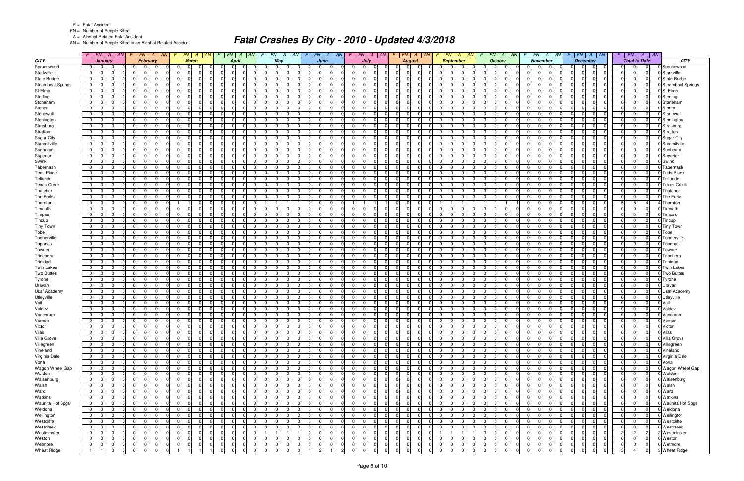F = Fatal Accident

FN = Number of People Killed

A = Alcohol Related Fatal Accident

AN = Number of People Killed in an Alcohol Related Accident

# Fatal Crashes By City - 2010 - Updated 4/3/2018

| CITY | January | | | | February | | | | March | | | | April | | | | May | | | | June | | | | July | | | | August | | | | September | | | | October | | | | November | | | | December | | | | Total to Date | | | | CITY |
|---|---|---|---|---|---|---|---|---|---|---|---|---|---|---|---|---|---|---|---|---|---|---|---|---|---|---|---|---|---|---|---|---|---|---|---|---|---|---|---|---|---|---|---|---|---|---|---|---|---|---|---|---|---|
| | F | FN | A | AN | F | FN | A | AN | F | FN | A | AN | F | FN | A | AN | F | FN | A | AN | F | FN | A | AN | F | FN | A | AN | F | FN | A | AN | F | FN | A | AN | F | FN | A | AN | F | FN | A | AN | F | FN | A | AN | F | FN | A | AN | |
| Sprucewood | 0 | 0 | 0 | 0 | 0 | 0 | 0 | 0 | 0 | 0 | 0 | 0 | 0 | 0 | 0 | 0 | 0 | 0 | 0 | 0 | 0 | 0 | 0 | 0 | 0 | 0 | 0 | 0 | 0 | 0 | 0 | 0 | 0 | 0 | 0 | 0 | 0 | 0 | 0 | 0 | 0 | 0 | 0 | 0 | 0 | 0 | 0 | 0 | 0 | 0 | 0 | 0 | Sprucewood |
| Starkville | 0 | 0 | 0 | 0 | 0 | 0 | 0 | 0 | 0 | 0 | 0 | 0 | 0 | 0 | 0 | 0 | 0 | 0 | 0 | 0 | 0 | 0 | 0 | 0 | 0 | 0 | 0 | 0 | 0 | 0 | 0 | 0 | 0 | 0 | 0 | 0 | 0 | 0 | 0 | 0 | 0 | 0 | 0 | 0 | 0 | 0 | 0 | 0 | 0 | 0 | 0 | 0 | Starkville |
| State Bridge | 0 | 0 | 0 | 0 | 0 | 0 | 0 | 0 | 0 | 0 | 0 | 0 | 0 | 0 | 0 | 0 | 0 | 0 | 0 | 0 | 0 | 0 | 0 | 0 | 0 | 0 | 0 | 0 | 0 | 0 | 0 | 0 | 0 | 0 | 0 | 0 | 0 | 0 | 0 | 0 | 0 | 0 | 0 | 0 | 0 | 0 | 0 | 0 | 0 | 0 | 0 | 0 | State Bridge |
| Steamboat Springs | 0 | 0 | 0 | 0 | 0 | 0 | 0 | 0 | 0 | 0 | 0 | 0 | 0 | 0 | 0 | 0 | 0 | 0 | 0 | 0 | 0 | 0 | 0 | 0 | 0 | 0 | 0 | 0 | 0 | 0 | 0 | 0 | 0 | 0 | 0 | 0 | 0 | 0 | 0 | 0 | 0 | 0 | 0 | 0 | 0 | 0 | 0 | 0 | 0 | 0 | 0 | 0 | Steamboat Springs |
| St Elmo | 0 | 0 | 0 | 0 | 0 | 0 | 0 | 0 | 0 | 0 | 0 | 0 | 0 | 0 | 0 | 0 | 0 | 0 | 0 | 0 | 0 | 0 | 0 | 0 | 0 | 0 | 0 | 0 | 0 | 0 | 0 | 0 | 0 | 0 | 0 | 0 | 0 | 0 | 0 | 0 | 0 | 0 | 0 | 0 | 0 | 0 | 0 | 0 | 0 | 0 | 0 | 0 | St Elmo |
| Sterling | 0 | 0 | 0 | 0 | 0 | 0 | 0 | 0 | 0 | 0 | 0 | 0 | 0 | 0 | 0 | 0 | 0 | 0 | 0 | 0 | 0 | 0 | 0 | 0 | 0 | 0 | 0 | 0 | 0 | 0 | 0 | 0 | 0 | 0 | 0 | 0 | 0 | 0 | 0 | 0 | 0 | 0 | 0 | 0 | 0 | 0 | 0 | 0 | 0 | 0 | 0 | 0 | Sterling |
| Stoneham | 0 | 0 | 0 | 0 | 0 | 0 | 0 | 0 | 0 | 0 | 0 | 0 | 0 | 0 | 0 | 0 | 0 | 0 | 0 | 0 | 0 | 0 | 0 | 0 | 0 | 0 | 0 | 0 | 0 | 0 | 0 | 0 | 0 | 0 | 0 | 0 | 0 | 0 | 0 | 0 | 0 | 0 | 0 | 0 | 0 | 0 | 0 | 0 | 0 | 0 | 0 | 0 | Stoneham |
| Stoner | 0 | 0 | 0 | 0 | 0 | 0 | 0 | 0 | 0 | 0 | 0 | 0 | 0 | 0 | 0 | 0 | 0 | 0 | 0 | 0 | 0 | 0 | 0 | 0 | 0 | 0 | 0 | 0 | 0 | 0 | 0 | 0 | 0 | 0 | 0 | 0 | 0 | 0 | 0 | 0 | 0 | 0 | 0 | 0 | 0 | 0 | 0 | 0 | 0 | 0 | 0 | 0 | Stoner |
| Stonewall | 0 | 0 | 0 | 0 | 0 | 0 | 0 | 0 | 0 | 0 | 0 | 0 | 0 | 0 | 0 | 0 | 0 | 0 | 0 | 0 | 0 | 0 | 0 | 0 | 0 | 0 | 0 | 0 | 0 | 0 | 0 | 0 | 0 | 0 | 0 | 0 | 0 | 0 | 0 | 0 | 0 | 0 | 0 | 0 | 0 | 0 | 0 | 0 | 0 | 0 | 0 | 0 | Stonewall |
| Stonington | 0 | 0 | 0 | 0 | 0 | 0 | 0 | 0 | 0 | 0 | 0 | 0 | 0 | 0 | 0 | 0 | 0 | 0 | 0 | 0 | 0 | 0 | 0 | 0 | 0 | 0 | 0 | 0 | 0 | 0 | 0 | 0 | 0 | 0 | 0 | 0 | 0 | 0 | 0 | 0 | 0 | 0 | 0 | 0 | 0 | 0 | 0 | 0 | 0 | 0 | 0 | 0 | Stonington |
| Strasburg | 0 | 0 | 0 | 0 | 0 | 0 | 0 | 0 | 0 | 0 | 0 | 0 | 0 | 0 | 0 | 0 | 0 | 0 | 0 | 0 | 0 | 0 | 0 | 0 | 0 | 0 | 0 | 0 | 0 | 0 | 0 | 0 | 0 | 0 | 0 | 0 | 0 | 0 | 0 | 0 | 0 | 0 | 0 | 0 | 0 | 0 | 0 | 0 | 0 | 0 | 0 | 0 | Strasburg |
| Stratton | 0 | 0 | 0 | 0 | 0 | 0 | 0 | 0 | 0 | 0 | 0 | 0 | 0 | 0 | 0 | 0 | 0 | 0 | 0 | 0 | 0 | 0 | 0 | 0 | 0 | 0 | 0 | 0 | 0 | 0 | 0 | 0 | 0 | 0 | 0 | 0 | 0 | 0 | 0 | 0 | 0 | 0 | 0 | 0 | 0 | 0 | 0 | 0 | 0 | 0 | 0 | 0 | Stratton |
| Sugar City | 0 | 0 | 0 | 0 | 0 | 0 | 0 | 0 | 0 | 0 | 0 | 0 | 0 | 0 | 0 | 0 | 0 | 0 | 0 | 0 | 0 | 0 | 0 | 0 | 0 | 0 | 0 | 0 | 0 | 0 | 0 | 0 | 0 | 0 | 0 | 0 | 0 | 0 | 0 | 0 | 0 | 0 | 0 | 0 | 0 | 0 | 0 | 0 | 0 | 0 | 0 | 0 | Sugar City |
| Summitville | 0 | 0 | 0 | 0 | 0 | 0 | 0 | 0 | 0 | 0 | 0 | 0 | 0 | 0 | 0 | 0 | 0 | 0 | 0 | 0 | 0 | 0 | 0 | 0 | 0 | 0 | 0 | 0 | 0 | 0 | 0 | 0 | 0 | 0 | 0 | 0 | 0 | 0 | 0 | 0 | 0 | 0 | 0 | 0 | 0 | 0 | 0 | 0 | 0 | 0 | 0 | 0 | Summitville |
| Sunbeam | 0 | 0 | 0 | 0 | 0 | 0 | 0 | 0 | 0 | 0 | 0 | 0 | 0 | 0 | 0 | 0 | 0 | 0 | 0 | 0 | 0 | 0 | 0 | 0 | 0 | 0 | 0 | 0 | 0 | 0 | 0 | 0 | 0 | 0 | 0 | 0 | 0 | 0 | 0 | 0 | 0 | 0 | 0 | 0 | 0 | 0 | 0 | 0 | 0 | 0 | 0 | 0 | Sunbeam |
| Superior | 0 | 0 | 0 | 0 | 0 | 0 | 0 | 0 | 0 | 0 | 0 | 0 | 0 | 0 | 0 | 0 | 0 | 0 | 0 | 0 | 0 | 0 | 0 | 0 | 0 | 0 | 0 | 0 | 0 | 0 | 0 | 0 | 0 | 0 | 0 | 0 | 0 | 0 | 0 | 0 | 0 | 0 | 0 | 0 | 0 | 0 | 0 | 0 | 0 | 0 | 0 | 0 | Superior |
| Swink | 0 | 0 | 0 | 0 | 0 | 0 | 0 | 0 | 0 | 0 | 0 | 0 | 0 | 0 | 0 | 0 | 0 | 0 | 0 | 0 | 0 | 0 | 0 | 0 | 0 | 0 | 0 | 0 | 0 | 0 | 0 | 0 | 0 | 0 | 0 | 0 | 0 | 0 | 0 | 0 | 0 | 0 | 0 | 0 | 0 | 0 | 0 | 0 | 0 | 0 | 0 | 0 | Swink |
| Tabernash | 0 | 0 | 0 | 0 | 0 | 0 | 0 | 0 | 0 | 0 | 0 | 0 | 0 | 0 | 0 | 0 | 0 | 0 | 0 | 0 | 0 | 0 | 0 | 0 | 0 | 0 | 0 | 0 | 0 | 0 | 0 | 0 | 0 | 0 | 0 | 0 | 0 | 0 | 0 | 0 | 0 | 0 | 0 | 0 | 0 | 0 | 0 | 0 | 0 | 0 | 0 | 0 | Tabernash |
| Teds Place | 0 | 0 | 0 | 0 | 0 | 0 | 0 | 0 | 0 | 0 | 0 | 0 | 0 | 0 | 0 | 0 | 0 | 0 | 0 | 0 | 0 | 0 | 0 | 0 | 0 | 0 | 0 | 0 | 0 | 0 | 0 | 0 | 0 | 0 | 0 | 0 | 0 | 0 | 0 | 0 | 0 | 0 | 0 | 0 | 0 | 0 | 0 | 0 | 0 | 0 | 0 | 0 | Teds Place |
| Telluride | 0 | 0 | 0 | 0 | 0 | 0 | 0 | 0 | 0 | 0 | 0 | 0 | 0 | 0 | 0 | 0 | 0 | 0 | 0 | 0 | 0 | 0 | 0 | 0 | 0 | 0 | 0 | 0 | 0 | 0 | 0 | 0 | 0 | 0 | 0 | 0 | 0 | 0 | 0 | 0 | 0 | 0 | 0 | 0 | 0 | 0 | 0 | 0 | 0 | 0 | 0 | 0 | Telluride |
| Texas Creek | 0 | 0 | 0 | 0 | 0 | 0 | 0 | 0 | 0 | 0 | 0 | 0 | 0 | 0 | 0 | 0 | 0 | 0 | 0 | 0 | 0 | 0 | 0 | 0 | 0 | 0 | 0 | 0 | 0 | 0 | 0 | 0 | 0 | 0 | 0 | 0 | 0 | 0 | 0 | 0 | 0 | 0 | 0 | 0 | 0 | 0 | 0 | 0 | 0 | 0 | 0 | 0 | Texas Creek |
| Thatcher | 0 | 0 | 0 | 0 | 0 | 0 | 0 | 0 | 0 | 0 | 0 | 0 | 0 | 0 | 0 | 0 | 0 | 0 | 0 | 0 | 0 | 0 | 0 | 0 | 0 | 0 | 0 | 0 | 0 | 0 | 0 | 0 | 0 | 0 | 0 | 0 | 0 | 0 | 0 | 0 | 0 | 0 | 0 | 0 | 0 | 0 | 0 | 0 | 0 | 0 | 0 | 0 | Thatcher |
| The Forks | 0 | 0 | 0 | 0 | 0 | 0 | 0 | 0 | 0 | 0 | 0 | 0 | 0 | 0 | 0 | 0 | 0 | 0 | 0 | 0 | 0 | 0 | 0 | 0 | 0 | 0 | 0 | 0 | 0 | 0 | 0 | 0 | 0 | 0 | 0 | 0 | 0 | 0 | 0 | 0 | 0 | 0 | 0 | 0 | 0 | 0 | 0 | 0 | 0 | 0 | 0 | 0 | The Forks |
| Thornton | 0 | 0 | 0 | 0 | 0 | 0 | 0 | 0 | 1 | 1 | 0 | 0 | 0 | 0 | 0 | 0 | 1 | 1 | 1 | 1 | 0 | 0 | 0 | 0 | 1 | 1 | 1 | 1 | 0 | 0 | 0 | 0 | 1 | 1 | 1 | 1 | 1 | 1 | 1 | 1 | 0 | 0 | 0 | 0 | 0 | 0 | 0 | 0 | 5 | 5 | 4 | 4 | Thornton |
| Timnath | 0 | 0 | 0 | 0 | 0 | 0 | 0 | 0 | 0 | 0 | 0 | 0 | 0 | 0 | 0 | 0 | 0 | 0 | 0 | 0 | 0 | 0 | 0 | 0 | 0 | 0 | 0 | 0 | 0 | 0 | 0 | 0 | 0 | 0 | 0 | 0 | 0 | 0 | 0 | 0 | 0 | 0 | 0 | 0 | 0 | 0 | 0 | 0 | 0 | 0 | 0 | 0 | Timnath |
| Timpas | 0 | 0 | 0 | 0 | 0 | 0 | 0 | 0 | 0 | 0 | 0 | 0 | 0 | 0 | 0 | 0 | 0 | 0 | 0 | 0 | 0 | 0 | 0 | 0 | 0 | 0 | 0 | 0 | 0 | 0 | 0 | 0 | 0 | 0 | 0 | 0 | 0 | 0 | 0 | 0 | 0 | 0 | 0 | 0 | 0 | 0 | 0 | 0 | 0 | 0 | 0 | 0 | Timpas |
| Tincup | 0 | 0 | 0 | 0 | 0 | 0 | 0 | 0 | 0 | 0 | 0 | 0 | 0 | 0 | 0 | 0 | 0 | 0 | 0 | 0 | 0 | 0 | 0 | 0 | 0 | 0 | 0 | 0 | 0 | 0 | 0 | 0 | 0 | 0 | 0 | 0 | 0 | 0 | 0 | 0 | 0 | 0 | 0 | 0 | 0 | 0 | 0 | 0 | 0 | 0 | 0 | 0 | Tincup |
| Tiny Town | 0 | 0 | 0 | 0 | 0 | 0 | 0 | 0 | 0 | 0 | 0 | 0 | 0 | 0 | 0 | 0 | 0 | 0 | 0 | 0 | 0 | 0 | 0 | 0 | 0 | 0 | 0 | 0 | 0 | 0 | 0 | 0 | 0 | 0 | 0 | 0 | 0 | 0 | 0 | 0 | 0 | 0 | 0 | 0 | 0 | 0 | 0 | 0 | 0 | 0 | 0 | 0 | Tiny Town |
| Tobe | 0 | 0 | 0 | 0 | 0 | 0 | 0 | 0 | 0 | 0 | 0 | 0 | 0 | 0 | 0 | 0 | 0 | 0 | 0 | 0 | 0 | 0 | 0 | 0 | 0 | 0 | 0 | 0 | 0 | 0 | 0 | 0 | 0 | 0 | 0 | 0 | 0 | 0 | 0 | 0 | 0 | 0 | 0 | 0 | 0 | 0 | 0 | 0 | 0 | 0 | 0 | 0 | Tobe |
| Toonerville | 0 | 0 | 0 | 0 | 0 | 0 | 0 | 0 | 0 | 0 | 0 | 0 | 0 | 0 | 0 | 0 | 0 | 0 | 0 | 0 | 0 | 0 | 0 | 0 | 0 | 0 | 0 | 0 | 0 | 0 | 0 | 0 | 0 | 0 | 0 | 0 | 0 | 0 | 0 | 0 | 0 | 0 | 0 | 0 | 0 | 0 | 0 | 0 | 0 | 0 | 0 | 0 | Toonerville |
| Toponas | 0 | 0 | 0 | 0 | 0 | 0 | 0 | 0 | 0 | 0 | 0 | 0 | 0 | 0 | 0 | 0 | 0 | 0 | 0 | 0 | 0 | 0 | 0 | 0 | 0 | 0 | 0 | 0 | 0 | 0 | 0 | 0 | 0 | 0 | 0 | 0 | 0 | 0 | 0 | 0 | 0 | 0 | 0 | 0 | 0 | 0 | 0 | 0 | 0 | 0 | 0 | 0 | Toponas |
| Towner | 0 | 0 | 0 | 0 | 0 | 0 | 0 | 0 | 0 | 0 | 0 | 0 | 0 | 0 | 0 | 0 | 0 | 0 | 0 | 0 | 0 | 0 | 0 | 0 | 0 | 0 | 0 | 0 | 0 | 0 | 0 | 0 | 0 | 0 | 0 | 0 | 0 | 0 | 0 | 0 | 0 | 0 | 0 | 0 | 0 | 0 | 0 | 0 | 0 | 0 | 0 | 0 | Towner |
| Trinchera | 0 | 0 | 0 | 0 | 0 | 0 | 0 | 0 | 0 | 0 | 0 | 0 | 0 | 0 | 0 | 0 | 0 | 0 | 0 | 0 | 0 | 0 | 0 | 0 | 0 | 0 | 0 | 0 | 0 | 0 | 0 | 0 | 0 | 0 | 0 | 0 | 0 | 0 | 0 | 0 | 0 | 0 | 0 | 0 | 0 | 0 | 0 | 0 | 0 | 0 | 0 | 0 | Trinchera |
| Trinidad | 0 | 0 | 0 | 0 | 0 | 0 | 0 | 0 | 0 | 0 | 0 | 0 | 0 | 0 | 0 | 0 | 0 | 0 | 0 | 0 | 0 | 0 | 0 | 0 | 0 | 0 | 0 | 0 | 0 | 0 | 0 | 0 | 0 | 0 | 0 | 0 | 0 | 0 | 0 | 0 | 0 | 0 | 0 | 0 | 0 | 0 | 0 | 0 | 0 | 0 | 0 | 0 | Trinidad |
| Twin Lakes | 0 | 0 | 0 | 0 | 0 | 0 | 0 | 0 | 0 | 0 | 0 | 0 | 0 | 0 | 0 | 0 | 0 | 0 | 0 | 0 | 0 | 0 | 0 | 0 | 0 | 0 | 0 | 0 | 0 | 0 | 0 | 0 | 0 | 0 | 0 | 0 | 0 | 0 | 0 | 0 | 0 | 0 | 0 | 0 | 0 | 0 | 0 | 0 | 0 | 0 | 0 | 0 | Twin Lakes |
| Two Buttes | 0 | 0 | 0 | 0 | 0 | 0 | 0 | 0 | 0 | 0 | 0 | 0 | 0 | 0 | 0 | 0 | 0 | 0 | 0 | 0 | 0 | 0 | 0 | 0 | 0 | 0 | 0 | 0 | 0 | 0 | 0 | 0 | 0 | 0 | 0 | 0 | 0 | 0 | 0 | 0 | 0 | 0 | 0 | 0 | 0 | 0 | 0 | 0 | 0 | 0 | 0 | 0 | Two Buttes |
| Tyrone | 0 | 0 | 0 | 0 | 0 | 0 | 0 | 0 | 0 | 0 | 0 | 0 | 0 | 0 | 0 | 0 | 0 | 0 | 0 | 0 | 0 | 0 | 0 | 0 | 0 | 0 | 0 | 0 | 0 | 0 | 0 | 0 | 0 | 0 | 0 | 0 | 0 | 0 | 0 | 0 | 0 | 0 | 0 | 0 | 0 | 0 | 0 | 0 | 0 | 0 | 0 | 0 | Tyrone |
| Uravan | 0 | 0 | 0 | 0 | 0 | 0 | 0 | 0 | 0 | 0 | 0 | 0 | 0 | 0 | 0 | 0 | 0 | 0 | 0 | 0 | 0 | 0 | 0 | 0 | 0 | 0 | 0 | 0 | 0 | 0 | 0 | 0 | 0 | 0 | 0 | 0 | 0 | 0 | 0 | 0 | 0 | 0 | 0 | 0 | 0 | 0 | 0 | 0 | 0 | 0 | 0 | 0 | Uravan |
| Usaf Academy | 0 | 0 | 0 | 0 | 0 | 0 | 0 | 0 | 0 | 0 | 0 | 0 | 0 | 0 | 0 | 0 | 0 | 0 | 0 | 0 | 0 | 0 | 0 | 0 | 0 | 0 | 0 | 0 | 0 | 0 | 0 | 0 | 0 | 0 | 0 | 0 | 0 | 0 | 0 | 0 | 0 | 0 | 0 | 0 | 0 | 0 | 0 | 0 | 0 | 0 | 0 | 0 | Usaf Academy |
| Utleyville | 0 | 0 | 0 | 0 | 0 | 0 | 0 | 0 | 0 | 0 | 0 | 0 | 0 | 0 | 0 | 0 | 0 | 0 | 0 | 0 | 0 | 0 | 0 | 0 | 0 | 0 | 0 | 0 | 0 | 0 | 0 | 0 | 0 | 0 | 0 | 0 | 0 | 0 | 0 | 0 | 0 | 0 | 0 | 0 | 0 | 0 | 0 | 0 | 0 | 0 | 0 | 0 | Utleyville |
| Vail | 0 | 0 | 0 | 0 | 0 | 0 | 0 | 0 | 0 | 0 | 0 | 0 | 0 | 0 | 0 | 0 | 0 | 0 | 0 | 0 | 0 | 0 | 0 | 0 | 0 | 0 | 0 | 0 | 0 | 0 | 0 | 0 | 0 | 0 | 0 | 0 | 0 | 0 | 0 | 0 | 0 | 0 | 0 | 0 | 0 | 0 | 0 | 0 | 0 | 0 | 0 | 0 | Vail |
| Valdez | 0 | 0 | 0 | 0 | 0 | 0 | 0 | 0 | 0 | 0 | 0 | 0 | 0 | 0 | 0 | 0 | 0 | 0 | 0 | 0 | 0 | 0 | 0 | 0 | 0 | 0 | 0 | 0 | 0 | 0 | 0 | 0 | 0 | 0 | 0 | 0 | 0 | 0 | 0 | 0 | 0 | 0 | 0 | 0 | 0 | 0 | 0 | 0 | 0 | 0 | 0 | 0 | Valdez |
| Vancorum | 0 | 0 | 0 | 0 | 0 | 0 | 0 | 0 | 0 | 0 | 0 | 0 | 0 | 0 | 0 | 0 | 0 | 0 | 0 | 0 | 0 | 0 | 0 | 0 | 0 | 0 | 0 | 0 | 0 | 0 | 0 | 0 | 0 | 0 | 0 | 0 | 0 | 0 | 0 | 0 | 0 | 0 | 0 | 0 | 0 | 0 | 0 | 0 | 0 | 0 | 0 | 0 | Vancorum |
| Vernon | 0 | 0 | 0 | 0 | 0 | 0 | 0 | 0 | 0 | 0 | 0 | 0 | 0 | 0 | 0 | 0 | 0 | 0 | 0 | 0 | 0 | 0 | 0 | 0 | 0 | 0 | 0 | 0 | 0 | 0 | 0 | 0 | 0 | 0 | 0 | 0 | 0 | 0 | 0 | 0 | 0 | 0 | 0 | 0 | 0 | 0 | 0 | 0 | 0 | 0 | 0 | 0 | Vernon |
| Victor | 0 | 0 | 0 | 0 | 0 | 0 | 0 | 0 | 0 | 0 | 0 | 0 | 0 | 0 | 0 | 0 | 0 | 0 | 0 | 0 | 0 | 0 | 0 | 0 | 0 | 0 | 0 | 0 | 0 | 0 | 0 | 0 | 0 | 0 | 0 | 0 | 0 | 0 | 0 | 0 | 0 | 0 | 0 | 0 | 0 | 0 | 0 | 0 | 0 | 0 | 0 | 0 | Victor |
| Vilas | 0 | 0 | 0 | 0 | 0 | 0 | 0 | 0 | 0 | 0 | 0 | 0 | 0 | 0 | 0 | 0 | 0 | 0 | 0 | 0 | 0 | 0 | 0 | 0 | 0 | 0 | 0 | 0 | 0 | 0 | 0 | 0 | 0 | 0 | 0 | 0 | 0 | 0 | 0 | 0 | 0 | 0 | 0 | 0 | 0 | 0 | 0 | 0 | 0 | 0 | 0 | 0 | Vilas |
| Villa Grove | 0 | 0 | 0 | 0 | 0 | 0 | 0 | 0 | 0 | 0 | 0 | 0 | 0 | 0 | 0 | 0 | 0 | 0 | 0 | 0 | 0 | 0 | 0 | 0 | 0 | 0 | 0 | 0 | 0 | 0 | 0 | 0 | 0 | 0 | 0 | 0 | 0 | 0 | 0 | 0 | 0 | 0 | 0 | 0 | 0 | 0 | 0 | 0 | 0 | 0 | 0 | 0 | Villa Grove |
| Villegreen | 0 | 0 | 0 | 0 | 0 | 0 | 0 | 0 | 0 | 0 | 0 | 0 | 0 | 0 | 0 | 0 | 0 | 0 | 0 | 0 | 0 | 0 | 0 | 0 | 0 | 0 | 0 | 0 | 0 | 0 | 0 | 0 | 0 | 0 | 0 | 0 | 0 | 0 | 0 | 0 | 0 | 0 | 0 | 0 | 0 | 0 | 0 | 0 | 0 | 0 | 0 | 0 | Villegreen |
| Vineland | 0 | 0 | 0 | 0 | 0 | 0 | 0 | 0 | 0 | 0 | 0 | 0 | 0 | 0 | 0 | 0 | 0 | 0 | 0 | 0 | 0 | 0 | 0 | 0 | 0 | 0 | 0 | 0 | 0 | 0 | 0 | 0 | 0 | 0 | 0 | 0 | 0 | 0 | 0 | 0 | 0 | 0 | 0 | 0 | 0 | 0 | 0 | 0 | 0 | 0 | 0 | 0 | Vineland |
| Virginia Dale | 0 | 0 | 0 | 0 | 0 | 0 | 0 | 0 | 0 | 0 | 0 | 0 | 0 | 0 | 0 | 0 | 0 | 0 | 0 | 0 | 0 | 0 | 0 | 0 | 0 | 0 | 0 | 0 | 0 | 0 | 0 | 0 | 0 | 0 | 0 | 0 | 0 | 0 | 0 | 0 | 0 | 0 | 0 | 0 | 0 | 0 | 0 | 0 | 0 | 0 | 0 | 0 | Virginia Dale |
| Vona | 0 | 0 | 0 | 0 | 0 | 0 | 0 | 0 | 0 | 0 | 0 | 0 | 0 | 0 | 0 | 0 | 0 | 0 | 0 | 0 | 0 | 0 | 0 | 0 | 0 | 0 | 0 | 0 | 0 | 0 | 0 | 0 | 0 | 0 | 0 | 0 | 0 | 0 | 0 | 0 | 0 | 0 | 0 | 0 | 0 | 0 | 0 | 0 | 0 | 0 | 0 | 0 | Vona |
| Wagon Wheel Gap | 0 | 0 | 0 | 0 | 0 | 0 | 0 | 0 | 0 | 0 | 0 | 0 | 0 | 0 | 0 | 0 | 0 | 0 | 0 | 0 | 0 | 0 | 0 | 0 | 0 | 0 | 0 | 0 | 0 | 0 | 0 | 0 | 0 | 0 | 0 | 0 | 0 | 0 | 0 | 0 | 0 | 0 | 0 | 0 | 0 | 0 | 0 | 0 | 0 | 0 | 0 | 0 | Wagon Wheel Gap |
| Walden | 0 | 0 | 0 | 0 | 0 | 0 | 0 | 0 | 0 | 0 | 0 | 0 | 0 | 0 | 0 | 0 | 0 | 0 | 0 | 0 | 0 | 0 | 0 | 0 | 0 | 0 | 0 | 0 | 0 | 0 | 0 | 0 | 0 | 0 | 0 | 0 | 0 | 0 | 0 | 0 | 0 | 0 | 0 | 0 | 0 | 0 | 0 | 0 | 0 | 0 | 0 | 0 | Walden |
| Walsenburg | 0 | 0 | 0 | 0 | 0 | 0 | 0 | 0 | 0 | 0 | 0 | 0 | 0 | 0 | 0 | 0 | 0 | 0 | 0 | 0 | 0 | 0 | 0 | 0 | 0 | 0 | 0 | 0 | 0 | 0 | 0 | 0 | 0 | 0 | 0 | 0 | 0 | 0 | 0 | 0 | 0 | 0 | 0 | 0 | 0 | 0 | 0 | 0 | 0 | 0 | 0 | 0 | Walsenburg |
| Walsh | 0 | 0 | 0 | 0 | 0 | 0 | 0 | 0 | 0 | 0 | 0 | 0 | 0 | 0 | 0 | 0 | 0 | 0 | 0 | 0 | 0 | 0 | 0 | 0 | 0 | 0 | 0 | 0 | 0 | 0 | 0 | 0 | 0 | 0 | 0 | 0 | 0 | 0 | 0 | 0 | 0 | 0 | 0 | 0 | 0 | 0 | 0 | 0 | 0 | 0 | 0 | 0 | Walsh |
| Ward | 0 | 0 | 0 | 0 | 0 | 0 | 0 | 0 | 0 | 0 | 0 | 0 | 0 | 0 | 0 | 0 | 0 | 0 | 0 | 0 | 0 | 0 | 0 | 0 | 0 | 0 | 0 | 0 | 0 | 0 | 0 | 0 | 0 | 0 | 0 | 0 | 0 | 0 | 0 | 0 | 0 | 0 | 0 | 0 | 0 | 0 | 0 | 0 | 0 | 0 | 0 | 0 | Ward |
| Watkins | 0 | 0 | 0 | 0 | 0 | 0 | 0 | 0 | 0 | 0 | 0 | 0 | 0 | 0 | 0 | 0 | 0 | 0 | 0 | 0 | 0 | 0 | 0 | 0 | 0 | 0 | 0 | 0 | 0 | 0 | 0 | 0 | 0 | 0 | 0 | 0 | 0 | 0 | 0 | 0 | 0 | 0 | 0 | 0 | 0 | 0 | 0 | 0 | 0 | 0 | 0 | 0 | Watkins |
| Waunita Hot Spgs | 0 | 0 | 0 | 0 | 0 | 0 | 0 | 0 | 0 | 0 | 0 | 0 | 0 | 0 | 0 | 0 | 0 | 0 | 0 | 0 | 0 | 0 | 0 | 0 | 0 | 0 | 0 | 0 | 0 | 0 | 0 | 0 | 0 | 0 | 0 | 0 | 0 | 0 | 0 | 0 | 0 | 0 | 0 | 0 | 0 | 0 | 0 | 0 | 0 | 0 | 0 | 0 | Waunita Hot Spgs |
| Weldona | 0 | 0 | 0 | 0 | 0 | 0 | 0 | 0 | 0 | 0 | 0 | 0 | 0 | 0 | 0 | 0 | 0 | 0 | 0 | 0 | 0 | 0 | 0 | 0 | 0 | 0 | 0 | 0 | 0 | 0 | 0 | 0 | 0 | 0 | 0 | 0 | 0 | 0 | 0 | 0 | 0 | 0 | 0 | 0 | 0 | 0 | 0 | 0 | 0 | 0 | 0 | 0 | Weldona |
| Wellington | 0 | 0 | 0 | 0 | 0 | 0 | 0 | 0 | 0 | 0 | 0 | 0 | 0 | 0 | 0 | 0 | 0 | 0 | 0 | 0 | 0 | 0 | 0 | 0 | 0 | 0 | 0 | 0 | 0 | 0 | 0 | 0 | 0 | 0 | 0 | 0 | 0 | 0 | 0 | 0 | 0 | 0 | 0 | 0 | 0 | 0 | 0 | 0 | 0 | 0 | 0 | 0 | Wellington |
| Westcliffe | 0 | 0 | 0 | 0 | 0 | 0 | 0 | 0 | 0 | 0 | 0 | 0 | 0 | 0 | 0 | 0 | 0 | 0 | 0 | 0 | 0 | 0 | 0 | 0 | 0 | 0 | 0 | 0 | 0 | 0 | 0 | 0 | 0 | 0 | 0 | 0 | 0 | 0 | 0 | 0 | 0 | 0 | 0 | 0 | 0 | 0 | 0 | 0 | 0 | 0 | 0 | 0 | Westcliffe |
| Westcreek | 0 | 0 | 0 | 0 | 0 | 0 | 0 | 0 | 0 | 0 | 0 | 0 | 0 | 0 | 0 | 0 | 0 | 0 | 0 | 0 | 0 | 0 | 0 | 0 | 0 | 0 | 0 | 0 | 0 | 0 | 0 | 0 | 0 | 0 | 0 | 0 | 0 | 0 | 0 | 0 | 0 | 0 | 0 | 0 | 0 | 0 | 0 | 0 | 0 | 0 | 0 | 0 | Westcreek |
| Westminster | 0 | 0 | 0 | 0 | 0 | 0 | 0 | 0 | 0 | 0 | 0 | 0 | 0 | 0 | 0 | 0 | 1 | 1 | 1 | 1 | 0 | 0 | 0 | 0 | 0 | 0 | 0 | 0 | 0 | 0 | 0 | 0 | 1 | 1 | 1 | 1 | 0 | 0 | 0 | 0 | 0 | 0 | 0 | 0 | 0 | 0 | 0 | 0 | 2 | 2 | 2 | 2 | Westminster |
| Weston | 0 | 0 | 0 | 0 | 0 | 0 | 0 | 0 | 0 | 0 | 0 | 0 | 0 | 0 | 0 | 0 | 0 | 0 | 0 | 0 | 0 | 0 | 0 | 0 | 0 | 0 | 0 | 0 | 0 | 0 | 0 | 0 | 0 | 0 | 0 | 0 | 0 | 0 | 0 | 0 | 0 | 0 | 0 | 0 | 0 | 0 | 0 | 0 | 0 | 0 | 0 | 0 | Weston |
| Wetmore | 0 | 0 | 0 | 0 | 0 | 0 | 0 | 0 | 0 | 0 | 0 | 0 | 0 | 0 | 0 | 0 | 0 | 0 | 0 | 0 | 0 | 0 | 0 | 0 | 0 | 0 | 0 | 0 | 0 | 0 | 0 | 0 | 0 | 0 | 0 | 0 | 0 | 0 | 0 | 0 | 0 | 0 | 0 | 0 | 0 | 0 | 0 | 0 | 0 | 0 | 0 | 0 | Wetmore |
| Wheat Ridge | 1 | 1 | 0 | 0 | 0 | 0 | 0 | 0 | 1 | 1 | 1 | 1 | 0 | 0 | 0 | 0 | 0 | 0 | 0 | 0 | 1 | 2 | 1 | 2 | 0 | 0 | 0 | 0 | 0 | 0 | 0 | 0 | 0 | 0 | 0 | 0 | 0 | 0 | 0 | 0 | 0 | 0 | 0 | 0 | 0 | 0 | 0 | 0 | 3 | 4 | 2 | 3 | Wheat Ridge |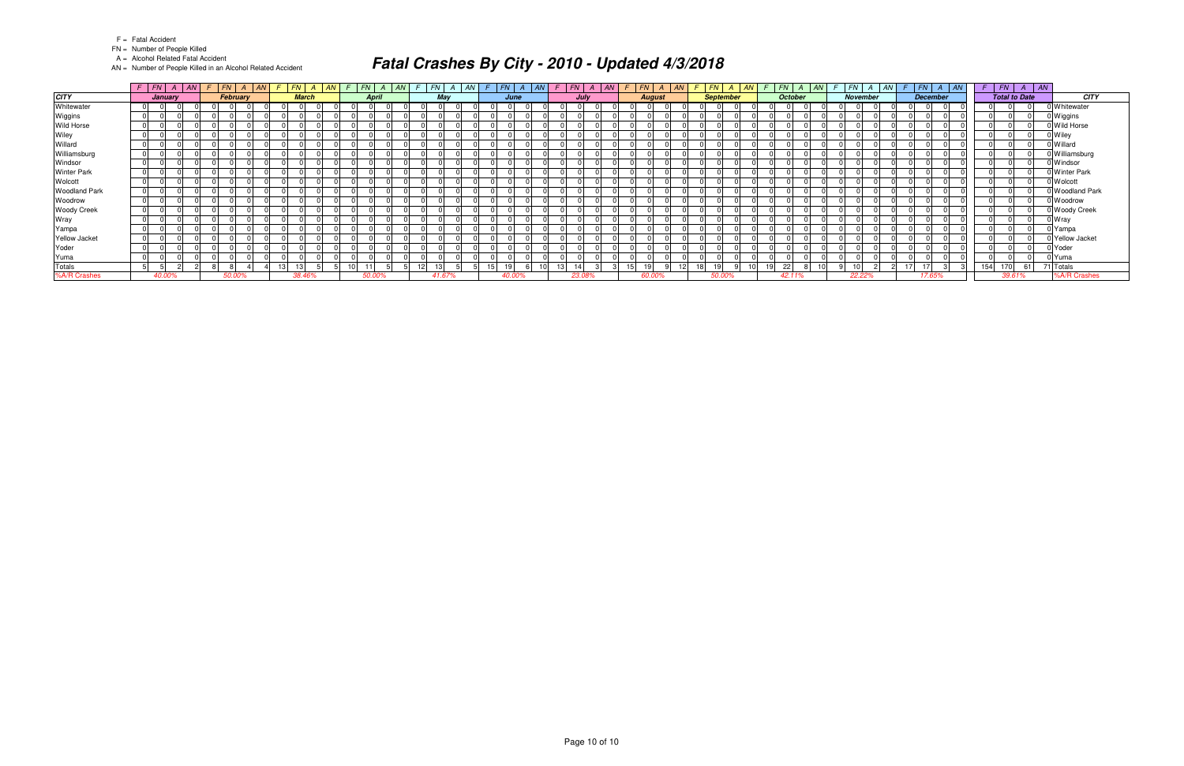F = Fatal Accident
FN = Number of People Killed
A = Alcohol Related Fatal Accident
AN = Number of People Killed in an Alcohol Related Accident

# Fatal Crashes By City - 2010 - Updated 4/3/2018

| CITY | January | | | | February | | | | March | | | | April | | | | May | | | | June | | | | July | | | | August | | | | September | | | | October | | | | November | | | | December | | | | Total to Date | | | | CITY |
|---|---|---|---|---|---|---|---|---|---|---|---|---|---|---|---|---|---|---|---|---|---|---|---|---|---|---|---|---|---|---|---|---|---|---|---|---|---|---|---|---|---|---|---|---|---|---|---|---|---|---|---|---|---|
| | F | FN | A | AN | F | FN | A | AN | F | FN | A | AN | F | FN | A | AN | F | FN | A | AN | F | FN | A | AN | F | FN | A | AN | F | FN | A | AN | F | FN | A | AN | F | FN | A | AN | F | FN | A | AN | F | FN | A | AN | F | FN | A | AN | |
| Whitewater | 0 | 0 | 0 | 0 | 0 | 0 | 0 | 0 | 0 | 0 | 0 | 0 | 0 | 0 | 0 | 0 | 0 | 0 | 0 | 0 | 0 | 0 | 0 | 0 | 0 | 0 | 0 | 0 | 0 | 0 | 0 | 0 | 0 | 0 | 0 | 0 | 0 | 0 | 0 | 0 | 0 | 0 | 0 | 0 | 0 | 0 | 0 | 0 | 0 | 0 | 0 | 0 | Whitewater |
| Wiggins | 0 | 0 | 0 | 0 | 0 | 0 | 0 | 0 | 0 | 0 | 0 | 0 | 0 | 0 | 0 | 0 | 0 | 0 | 0 | 0 | 0 | 0 | 0 | 0 | 0 | 0 | 0 | 0 | 0 | 0 | 0 | 0 | 0 | 0 | 0 | 0 | 0 | 0 | 0 | 0 | 0 | 0 | 0 | 0 | 0 | 0 | 0 | 0 | 0 | 0 | 0 | 0 | Wiggins |
| Wild Horse | 0 | 0 | 0 | 0 | 0 | 0 | 0 | 0 | 0 | 0 | 0 | 0 | 0 | 0 | 0 | 0 | 0 | 0 | 0 | 0 | 0 | 0 | 0 | 0 | 0 | 0 | 0 | 0 | 0 | 0 | 0 | 0 | 0 | 0 | 0 | 0 | 0 | 0 | 0 | 0 | 0 | 0 | 0 | 0 | 0 | 0 | 0 | 0 | 0 | 0 | 0 | 0 | Wild Horse |
| Wiley | 0 | 0 | 0 | 0 | 0 | 0 | 0 | 0 | 0 | 0 | 0 | 0 | 0 | 0 | 0 | 0 | 0 | 0 | 0 | 0 | 0 | 0 | 0 | 0 | 0 | 0 | 0 | 0 | 0 | 0 | 0 | 0 | 0 | 0 | 0 | 0 | 0 | 0 | 0 | 0 | 0 | 0 | 0 | 0 | 0 | 0 | 0 | 0 | 0 | 0 | 0 | 0 | Wiley |
| Willard | 0 | 0 | 0 | 0 | 0 | 0 | 0 | 0 | 0 | 0 | 0 | 0 | 0 | 0 | 0 | 0 | 0 | 0 | 0 | 0 | 0 | 0 | 0 | 0 | 0 | 0 | 0 | 0 | 0 | 0 | 0 | 0 | 0 | 0 | 0 | 0 | 0 | 0 | 0 | 0 | 0 | 0 | 0 | 0 | 0 | 0 | 0 | 0 | 0 | 0 | 0 | 0 | Willard |
| Williamsburg | 0 | 0 | 0 | 0 | 0 | 0 | 0 | 0 | 0 | 0 | 0 | 0 | 0 | 0 | 0 | 0 | 0 | 0 | 0 | 0 | 0 | 0 | 0 | 0 | 0 | 0 | 0 | 0 | 0 | 0 | 0 | 0 | 0 | 0 | 0 | 0 | 0 | 0 | 0 | 0 | 0 | 0 | 0 | 0 | 0 | 0 | 0 | 0 | 0 | 0 | 0 | 0 | Williamsburg |
| Windsor | 0 | 0 | 0 | 0 | 0 | 0 | 0 | 0 | 0 | 0 | 0 | 0 | 0 | 0 | 0 | 0 | 0 | 0 | 0 | 0 | 0 | 0 | 0 | 0 | 0 | 0 | 0 | 0 | 0 | 0 | 0 | 0 | 0 | 0 | 0 | 0 | 0 | 0 | 0 | 0 | 0 | 0 | 0 | 0 | 0 | 0 | 0 | 0 | 0 | 0 | 0 | 0 | Windsor |
| Winter Park | 0 | 0 | 0 | 0 | 0 | 0 | 0 | 0 | 0 | 0 | 0 | 0 | 0 | 0 | 0 | 0 | 0 | 0 | 0 | 0 | 0 | 0 | 0 | 0 | 0 | 0 | 0 | 0 | 0 | 0 | 0 | 0 | 0 | 0 | 0 | 0 | 0 | 0 | 0 | 0 | 0 | 0 | 0 | 0 | 0 | 0 | 0 | 0 | 0 | 0 | 0 | 0 | Winter Park |
| Wolcott | 0 | 0 | 0 | 0 | 0 | 0 | 0 | 0 | 0 | 0 | 0 | 0 | 0 | 0 | 0 | 0 | 0 | 0 | 0 | 0 | 0 | 0 | 0 | 0 | 0 | 0 | 0 | 0 | 0 | 0 | 0 | 0 | 0 | 0 | 0 | 0 | 0 | 0 | 0 | 0 | 0 | 0 | 0 | 0 | 0 | 0 | 0 | 0 | 0 | 0 | 0 | 0 | Wolcott |
| Woodland Park | 0 | 0 | 0 | 0 | 0 | 0 | 0 | 0 | 0 | 0 | 0 | 0 | 0 | 0 | 0 | 0 | 0 | 0 | 0 | 0 | 0 | 0 | 0 | 0 | 0 | 0 | 0 | 0 | 0 | 0 | 0 | 0 | 0 | 0 | 0 | 0 | 0 | 0 | 0 | 0 | 0 | 0 | 0 | 0 | 0 | 0 | 0 | 0 | 0 | 0 | 0 | 0 | Woodland Park |
| Woodrow | 0 | 0 | 0 | 0 | 0 | 0 | 0 | 0 | 0 | 0 | 0 | 0 | 0 | 0 | 0 | 0 | 0 | 0 | 0 | 0 | 0 | 0 | 0 | 0 | 0 | 0 | 0 | 0 | 0 | 0 | 0 | 0 | 0 | 0 | 0 | 0 | 0 | 0 | 0 | 0 | 0 | 0 | 0 | 0 | 0 | 0 | 0 | 0 | 0 | 0 | 0 | 0 | Woodrow |
| Woody Creek | 0 | 0 | 0 | 0 | 0 | 0 | 0 | 0 | 0 | 0 | 0 | 0 | 0 | 0 | 0 | 0 | 0 | 0 | 0 | 0 | 0 | 0 | 0 | 0 | 0 | 0 | 0 | 0 | 0 | 0 | 0 | 0 | 0 | 0 | 0 | 0 | 0 | 0 | 0 | 0 | 0 | 0 | 0 | 0 | 0 | 0 | 0 | 0 | 0 | 0 | 0 | 0 | Woody Creek |
| Wray | 0 | 0 | 0 | 0 | 0 | 0 | 0 | 0 | 0 | 0 | 0 | 0 | 0 | 0 | 0 | 0 | 0 | 0 | 0 | 0 | 0 | 0 | 0 | 0 | 0 | 0 | 0 | 0 | 0 | 0 | 0 | 0 | 0 | 0 | 0 | 0 | 0 | 0 | 0 | 0 | 0 | 0 | 0 | 0 | 0 | 0 | 0 | 0 | 0 | 0 | 0 | 0 | Wray |
| Yampa | 0 | 0 | 0 | 0 | 0 | 0 | 0 | 0 | 0 | 0 | 0 | 0 | 0 | 0 | 0 | 0 | 0 | 0 | 0 | 0 | 0 | 0 | 0 | 0 | 0 | 0 | 0 | 0 | 0 | 0 | 0 | 0 | 0 | 0 | 0 | 0 | 0 | 0 | 0 | 0 | 0 | 0 | 0 | 0 | 0 | 0 | 0 | 0 | 0 | 0 | 0 | 0 | Yampa |
| Yellow Jacket | 0 | 0 | 0 | 0 | 0 | 0 | 0 | 0 | 0 | 0 | 0 | 0 | 0 | 0 | 0 | 0 | 0 | 0 | 0 | 0 | 0 | 0 | 0 | 0 | 0 | 0 | 0 | 0 | 0 | 0 | 0 | 0 | 0 | 0 | 0 | 0 | 0 | 0 | 0 | 0 | 0 | 0 | 0 | 0 | 0 | 0 | 0 | 0 | 0 | 0 | 0 | 0 | Yellow Jacket |
| Yoder | 0 | 0 | 0 | 0 | 0 | 0 | 0 | 0 | 0 | 0 | 0 | 0 | 0 | 0 | 0 | 0 | 0 | 0 | 0 | 0 | 0 | 0 | 0 | 0 | 0 | 0 | 0 | 0 | 0 | 0 | 0 | 0 | 0 | 0 | 0 | 0 | 0 | 0 | 0 | 0 | 0 | 0 | 0 | 0 | 0 | 0 | 0 | 0 | 0 | 0 | 0 | 0 | Yoder |
| Yuma | 0 | 0 | 0 | 0 | 0 | 0 | 0 | 0 | 0 | 0 | 0 | 0 | 0 | 0 | 0 | 0 | 0 | 0 | 0 | 0 | 0 | 0 | 0 | 0 | 0 | 0 | 0 | 0 | 0 | 0 | 0 | 0 | 0 | 0 | 0 | 0 | 0 | 0 | 0 | 0 | 0 | 0 | 0 | 0 | 0 | 0 | 0 | 0 | 0 | 0 | 0 | 0 | Yuma |
| Totals | 5 | 5 | 2 | 2 | 8 | 8 | 4 | 4 | 13 | 13 | 5 | 5 | 10 | 11 | 5 | 5 | 12 | 13 | 5 | 5 | 15 | 19 | 6 | 10 | 13 | 14 | 3 | 3 | 15 | 19 | 9 | 12 | 18 | 19 | 9 | 10 | 19 | 22 | 8 | 10 | 9 | 10 | 2 | 2 | 17 | 17 | 3 | 3 | 154 | 170 | 61 | 71 | Totals |
| %A/R Crashes | 40.00% | | | | 50.00% | | | | 38.46% | | | | 50.00% | | | | 41.67% | | | | 40.00% | | | | 23.08% | | | | 60.00% | | | | 50.00% | | | | 42.11% | | | | 22.22% | | | | 17.65% | | | | 39.61% | | | | %A/R Crashes |